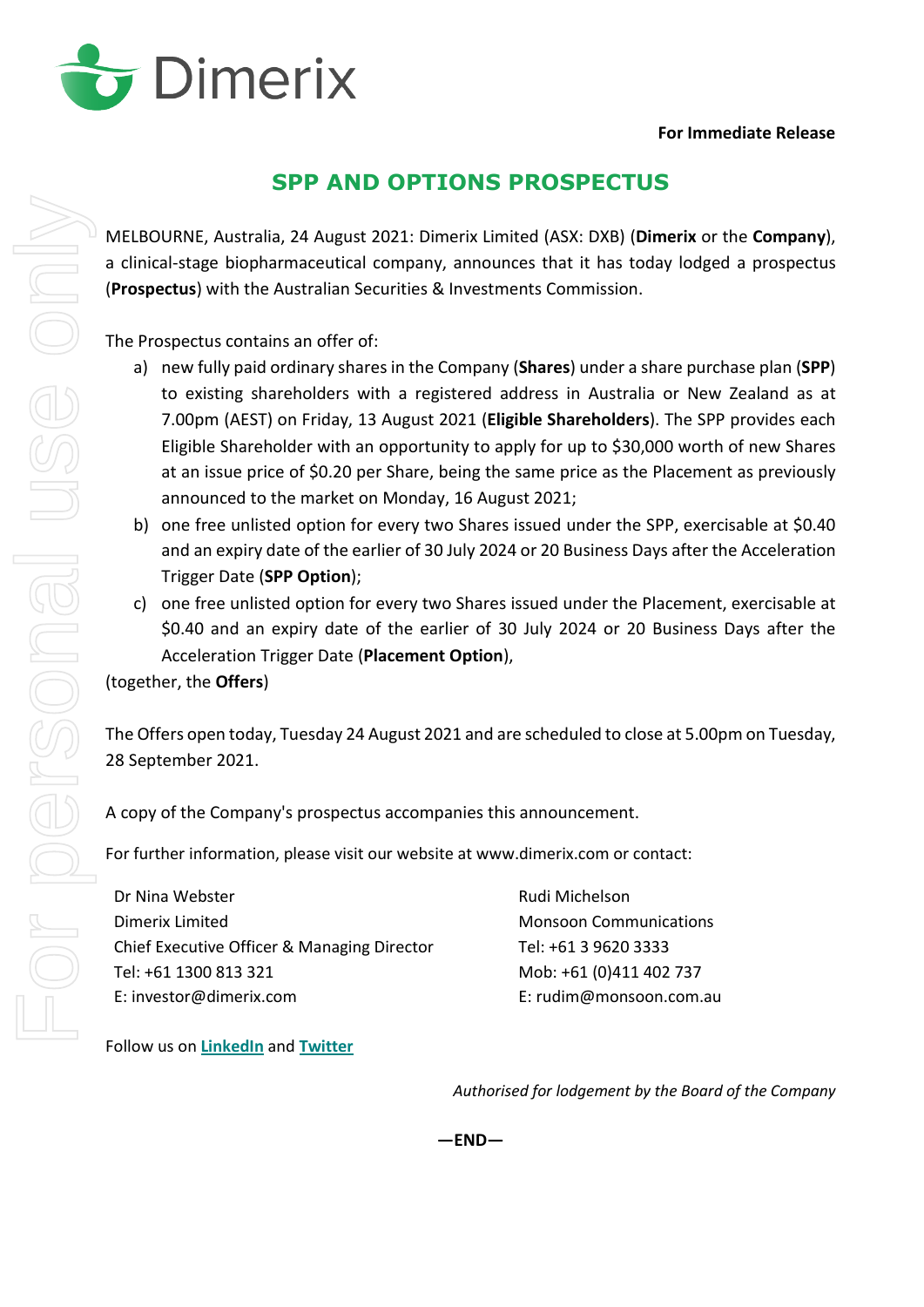Dimerix

**For Immediate Release**

# SPP AND OPTIONS PROSPECTUS

MELBOURNE, Australia, 24 August 2021: Dimerix Limited (ASX: DXB) (**Dimerix** or the **Company**), a clinical-stage biopharmaceutical company, announces that it has today lodged a prospectus (**Prospectus**) with the Australian Securities & Investments Commission.

The Prospectus contains an offer of:

a) new fully paid ordinary shares in the Company (**Shares**) under a share purchase plan (**SPP**) to existing shareholders with a registered address in Australia or New Zealand as at 7.00pm (AEST) on Friday, 13 August 2021 (**Eligible Shareholders**). The SPP provides each Eligible Shareholder with an opportunity to apply for up to $30,000 worth of new Shares at an issue price of $0.20 per Share, being the same price as the Placement as previously announced to the market on Monday, 16 August 2021;

b) one free unlisted option for every two Shares issued under the SPP, exercisable at $0.40 and an expiry date of the earlier of 30 July 2024 or 20 Business Days after the Acceleration Trigger Date (**SPP Option**);

c) one free unlisted option for every two Shares issued under the Placement, exercisable at $0.40 and an expiry date of the earlier of 30 July 2024 or 20 Business Days after the Acceleration Trigger Date (**Placement Option**),

(together, the **Offers**)

The Offers open today, Tuesday 24 August 2021 and are scheduled to close at 5.00pm on Tuesday, 28 September 2021.

A copy of the Company's prospectus accompanies this announcement.

For further information, please visit our website at www.dimerix.com or contact:

Dr Nina Webster
Dimerix Limited
Chief Executive Officer & Managing Director
Tel: +61 1300 813 321
E: investor@dimerix.com

Rudi Michelson
Monsoon Communications
Tel: +61 3 9620 3333
Mob: +61 (0)411 402 737
E: rudim@monsoon.com.au

Follow us on LinkedIn and Twitter

*Authorised for lodgement by the Board of the Company*

**—END—**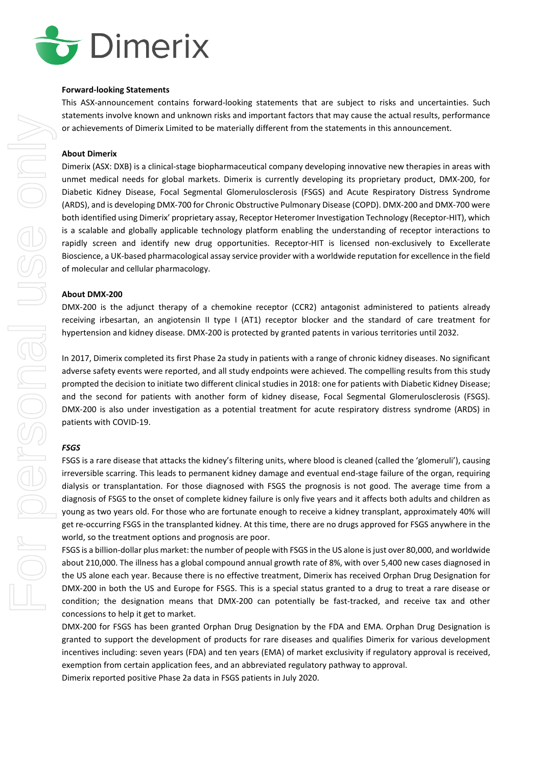**Forward-looking Statements**

This ASX-announcement contains forward-looking statements that are subject to risks and uncertainties. Such statements involve known and unknown risks and important factors that may cause the actual results, performance or achievements of Dimerix Limited to be materially different from the statements in this announcement.

**About Dimerix**

Dimerix (ASX: DXB) is a clinical-stage biopharmaceutical company developing innovative new therapies in areas with unmet medical needs for global markets. Dimerix is currently developing its proprietary product, DMX-200, for Diabetic Kidney Disease, Focal Segmental Glomerulosclerosis (FSGS) and Acute Respiratory Distress Syndrome (ARDS), and is developing DMX-700 for Chronic Obstructive Pulmonary Disease (COPD). DMX-200 and DMX-700 were both identified using Dimerix' proprietary assay, Receptor Heteromer Investigation Technology (Receptor-HIT), which is a scalable and globally applicable technology platform enabling the understanding of receptor interactions to rapidly screen and identify new drug opportunities. Receptor-HIT is licensed non-exclusively to Excellerate Bioscience, a UK-based pharmacological assay service provider with a worldwide reputation for excellence in the field of molecular and cellular pharmacology.

**About DMX-200**

DMX-200 is the adjunct therapy of a chemokine receptor (CCR2) antagonist administered to patients already receiving irbesartan, an angiotensin II type I (AT1) receptor blocker and the standard of care treatment for hypertension and kidney disease. DMX-200 is protected by granted patents in various territories until 2032.

In 2017, Dimerix completed its first Phase 2a study in patients with a range of chronic kidney diseases. No significant adverse safety events were reported, and all study endpoints were achieved. The compelling results from this study prompted the decision to initiate two different clinical studies in 2018: one for patients with Diabetic Kidney Disease; and the second for patients with another form of kidney disease, Focal Segmental Glomerulosclerosis (FSGS). DMX-200 is also under investigation as a potential treatment for acute respiratory distress syndrome (ARDS) in patients with COVID-19.

***FSGS***

FSGS is a rare disease that attacks the kidney's filtering units, where blood is cleaned (called the 'glomeruli'), causing irreversible scarring. This leads to permanent kidney damage and eventual end-stage failure of the organ, requiring dialysis or transplantation. For those diagnosed with FSGS the prognosis is not good. The average time from a diagnosis of FSGS to the onset of complete kidney failure is only five years and it affects both adults and children as young as two years old. For those who are fortunate enough to receive a kidney transplant, approximately 40% will get re-occurring FSGS in the transplanted kidney. At this time, there are no drugs approved for FSGS anywhere in the world, so the treatment options and prognosis are poor.

FSGS is a billion-dollar plus market: the number of people with FSGS in the US alone is just over 80,000, and worldwide about 210,000. The illness has a global compound annual growth rate of 8%, with over 5,400 new cases diagnosed in the US alone each year. Because there is no effective treatment, Dimerix has received Orphan Drug Designation for DMX-200 in both the US and Europe for FSGS. This is a special status granted to a drug to treat a rare disease or condition; the designation means that DMX-200 can potentially be fast-tracked, and receive tax and other concessions to help it get to market.

DMX-200 for FSGS has been granted Orphan Drug Designation by the FDA and EMA. Orphan Drug Designation is granted to support the development of products for rare diseases and qualifies Dimerix for various development incentives including: seven years (FDA) and ten years (EMA) of market exclusivity if regulatory approval is received, exemption from certain application fees, and an abbreviated regulatory pathway to approval.

Dimerix reported positive Phase 2a data in FSGS patients in July 2020.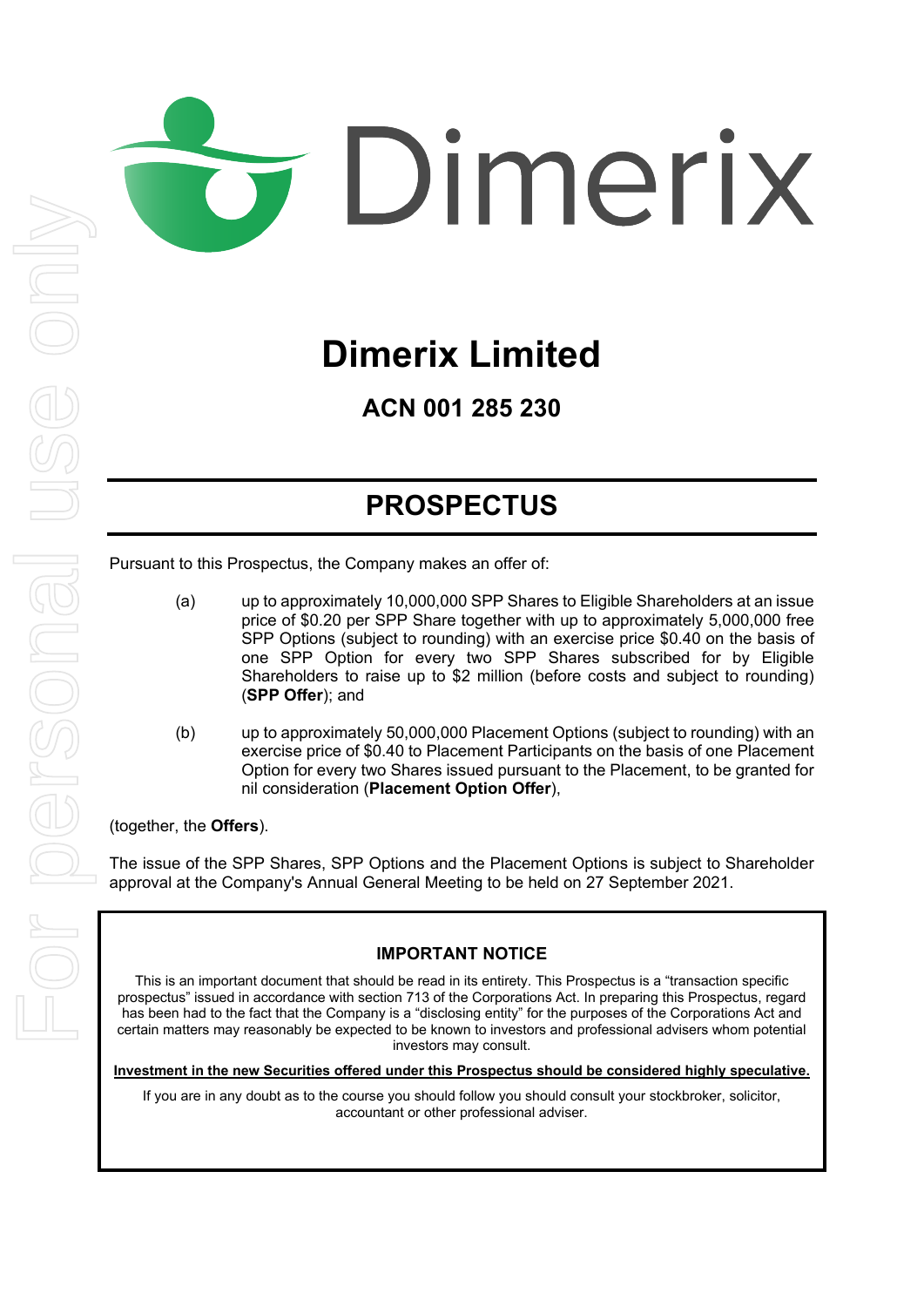# Dimerix Limited

## ACN 001 285 230

# PROSPECTUS

Pursuant to this Prospectus, the Company makes an offer of:

(a) up to approximately 10,000,000 SPP Shares to Eligible Shareholders at an issue price of $0.20 per SPP Share together with up to approximately 5,000,000 free SPP Options (subject to rounding) with an exercise price $0.40 on the basis of one SPP Option for every two SPP Shares subscribed for by Eligible Shareholders to raise up to $2 million (before costs and subject to rounding) (**SPP Offer**); and

(b) up to approximately 50,000,000 Placement Options (subject to rounding) with an exercise price of $0.40 to Placement Participants on the basis of one Placement Option for every two Shares issued pursuant to the Placement, to be granted for nil consideration (**Placement Option Offer**),

(together, the **Offers**).

The issue of the SPP Shares, SPP Options and the Placement Options is subject to Shareholder approval at the Company's Annual General Meeting to be held on 27 September 2021.

**IMPORTANT NOTICE**

This is an important document that should be read in its entirety. This Prospectus is a "transaction specific prospectus" issued in accordance with section 713 of the Corporations Act. In preparing this Prospectus, regard has been had to the fact that the Company is a "disclosing entity" for the purposes of the Corporations Act and certain matters may reasonably be expected to be known to investors and professional advisers whom potential investors may consult.

**Investment in the new Securities offered under this Prospectus should be considered highly speculative.**

If you are in any doubt as to the course you should follow you should consult your stockbroker, solicitor, accountant or other professional adviser.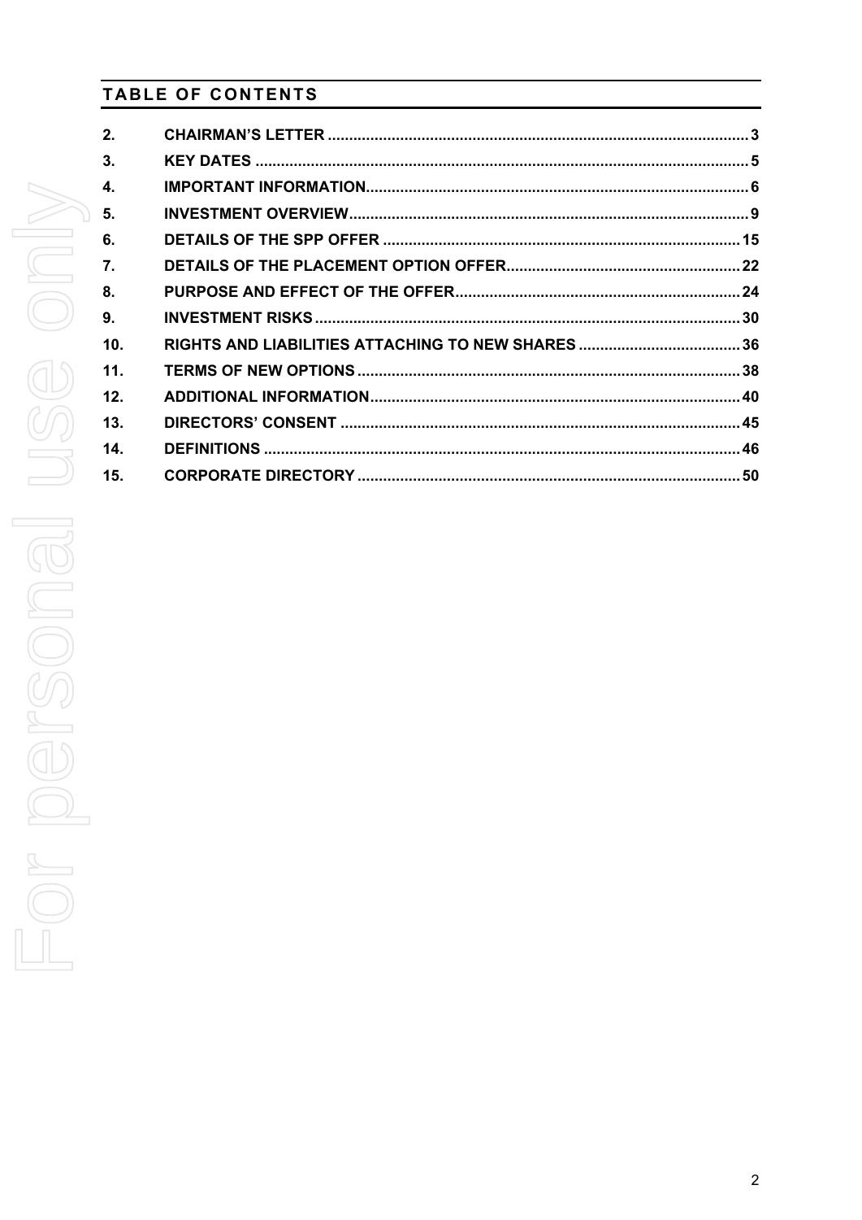## TABLE OF CONTENTS

| | | |
|---|---|---|
| 2. | CHAIRMAN'S LETTER | 3 |
| 3. | KEY DATES | 5 |
| 4. | IMPORTANT INFORMATION | 6 |
| 5. | INVESTMENT OVERVIEW | 9 |
| 6. | DETAILS OF THE SPP OFFER | 15 |
| 7. | DETAILS OF THE PLACEMENT OPTION OFFER | 22 |
| 8. | PURPOSE AND EFFECT OF THE OFFER | 24 |
| 9. | INVESTMENT RISKS | 30 |
| 10. | RIGHTS AND LIABILITIES ATTACHING TO NEW SHARES | 36 |
| 11. | TERMS OF NEW OPTIONS | 38 |
| 12. | ADDITIONAL INFORMATION | 40 |
| 13. | DIRECTORS' CONSENT | 45 |
| 14. | DEFINITIONS | 46 |
| 15. | CORPORATE DIRECTORY | 50 |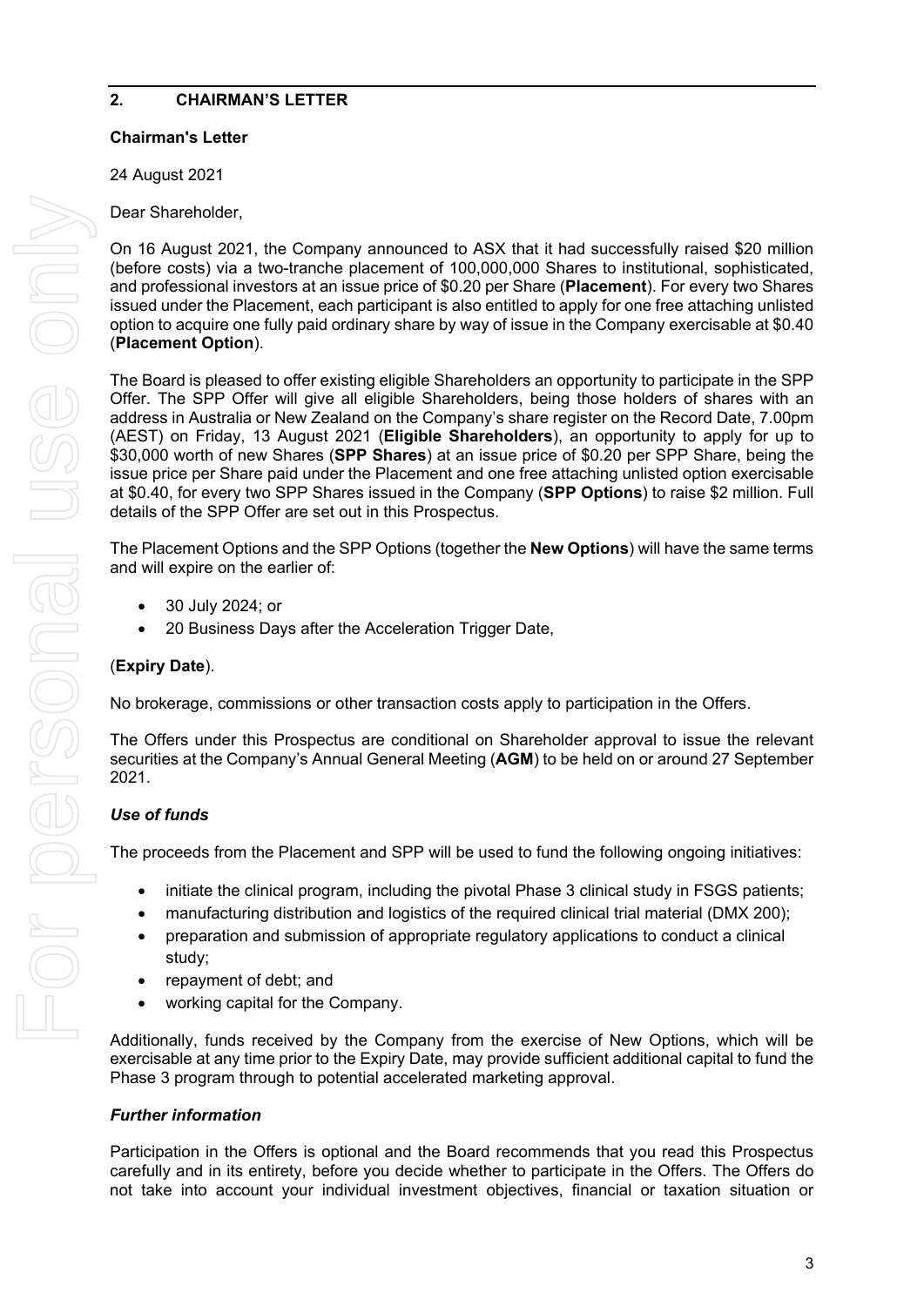## 2. CHAIRMAN'S LETTER

**Chairman's Letter**

24 August 2021

Dear Shareholder,

On 16 August 2021, the Company announced to ASX that it had successfully raised $20 million (before costs) via a two-tranche placement of 100,000,000 Shares to institutional, sophisticated, and professional investors at an issue price of $0.20 per Share (**Placement**). For every two Shares issued under the Placement, each participant is also entitled to apply for one free attaching unlisted option to acquire one fully paid ordinary share by way of issue in the Company exercisable at $0.40 (**Placement Option**).

The Board is pleased to offer existing eligible Shareholders an opportunity to participate in the SPP Offer. The SPP Offer will give all eligible Shareholders, being those holders of shares with an address in Australia or New Zealand on the Company's share register on the Record Date, 7.00pm (AEST) on Friday, 13 August 2021 (**Eligible Shareholders**), an opportunity to apply for up to $30,000 worth of new Shares (**SPP Shares**) at an issue price of $0.20 per SPP Share, being the issue price per Share paid under the Placement and one free attaching unlisted option exercisable at $0.40, for every two SPP Shares issued in the Company (**SPP Options**) to raise $2 million. Full details of the SPP Offer are set out in this Prospectus.

The Placement Options and the SPP Options (together the **New Options**) will have the same terms and will expire on the earlier of:

- 30 July 2024; or
- 20 Business Days after the Acceleration Trigger Date,

(**Expiry Date**).

No brokerage, commissions or other transaction costs apply to participation in the Offers.

The Offers under this Prospectus are conditional on Shareholder approval to issue the relevant securities at the Company's Annual General Meeting (**AGM**) to be held on or around 27 September 2021.

***Use of funds***

The proceeds from the Placement and SPP will be used to fund the following ongoing initiatives:

- initiate the clinical program, including the pivotal Phase 3 clinical study in FSGS patients;
- manufacturing distribution and logistics of the required clinical trial material (DMX 200);
- preparation and submission of appropriate regulatory applications to conduct a clinical study;
- repayment of debt; and
- working capital for the Company.

Additionally, funds received by the Company from the exercise of New Options, which will be exercisable at any time prior to the Expiry Date, may provide sufficient additional capital to fund the Phase 3 program through to potential accelerated marketing approval.

***Further information***

Participation in the Offers is optional and the Board recommends that you read this Prospectus carefully and in its entirety, before you decide whether to participate in the Offers. The Offers do not take into account your individual investment objectives, financial or taxation situation or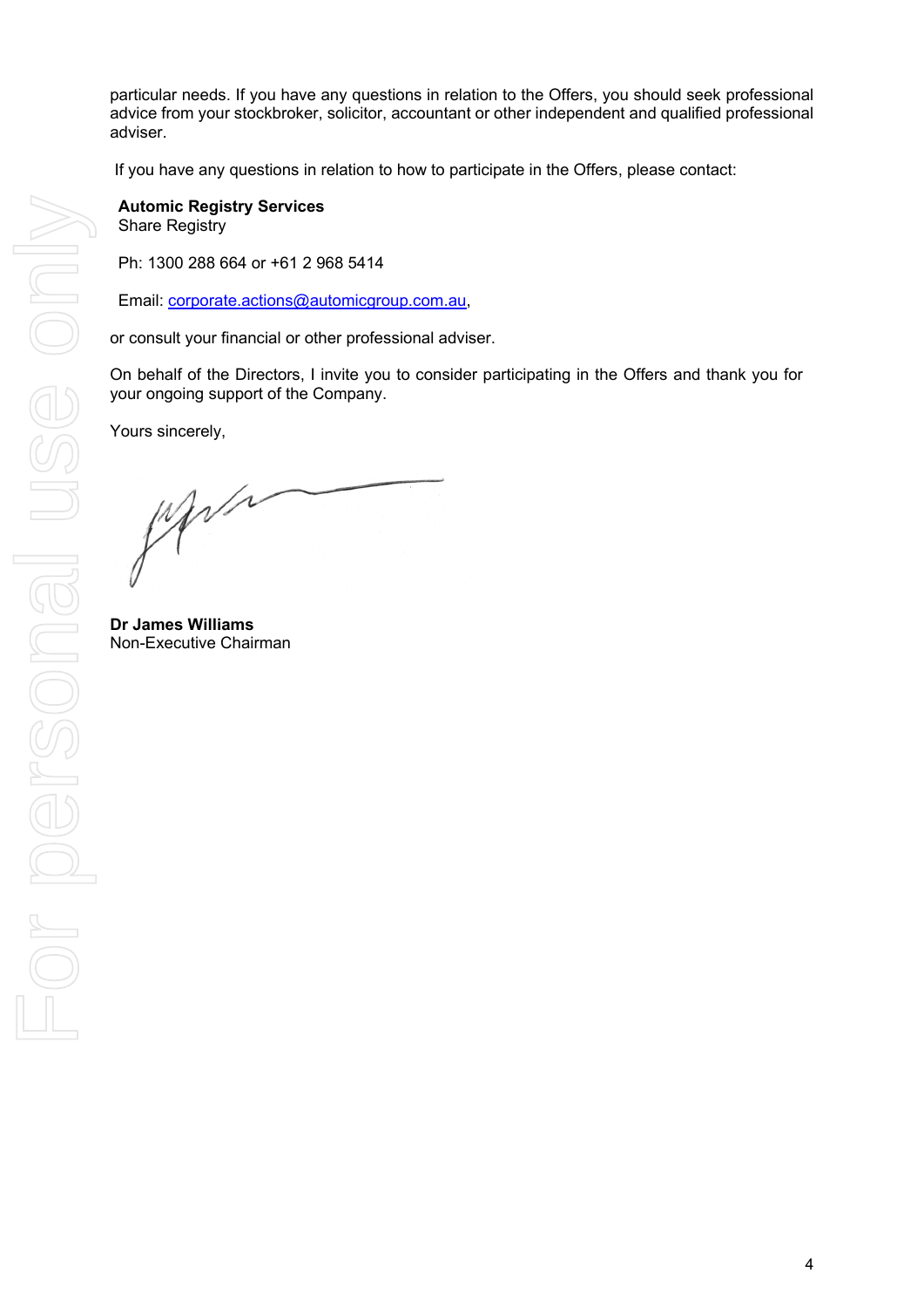particular needs. If you have any questions in relation to the Offers, you should seek professional advice from your stockbroker, solicitor, accountant or other independent and qualified professional adviser.

If you have any questions in relation to how to participate in the Offers, please contact:

**Automic Registry Services**
Share Registry

Ph: 1300 288 664 or +61 2 968 5414

Email: corporate.actions@automicgroup.com.au,

or consult your financial or other professional adviser.

On behalf of the Directors, I invite you to consider participating in the Offers and thank you for your ongoing support of the Company.

Yours sincerely,

**Dr James Williams**
Non-Executive Chairman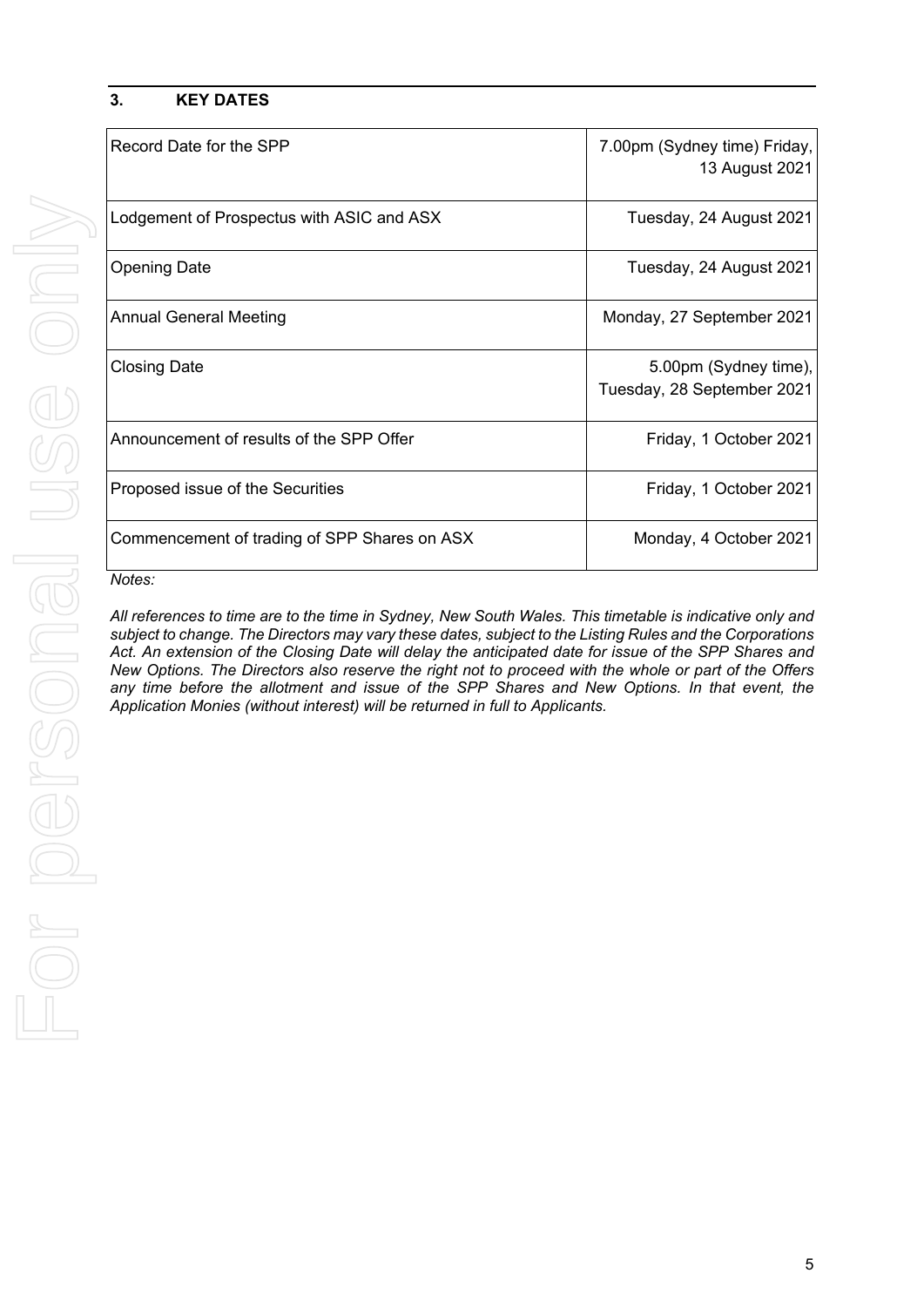## 3. KEY DATES

| | |
|---|---|
| Record Date for the SPP | 7.00pm (Sydney time) Friday, 13 August 2021 |
| Lodgement of Prospectus with ASIC and ASX | Tuesday, 24 August 2021 |
| Opening Date | Tuesday, 24 August 2021 |
| Annual General Meeting | Monday, 27 September 2021 |
| Closing Date | 5.00pm (Sydney time), Tuesday, 28 September 2021 |
| Announcement of results of the SPP Offer | Friday, 1 October 2021 |
| Proposed issue of the Securities | Friday, 1 October 2021 |
| Commencement of trading of SPP Shares on ASX | Monday, 4 October 2021 |

*Notes:*

*All references to time are to the time in Sydney, New South Wales. This timetable is indicative only and subject to change. The Directors may vary these dates, subject to the Listing Rules and the Corporations Act. An extension of the Closing Date will delay the anticipated date for issue of the SPP Shares and New Options. The Directors also reserve the right not to proceed with the whole or part of the Offers any time before the allotment and issue of the SPP Shares and New Options. In that event, the Application Monies (without interest) will be returned in full to Applicants.*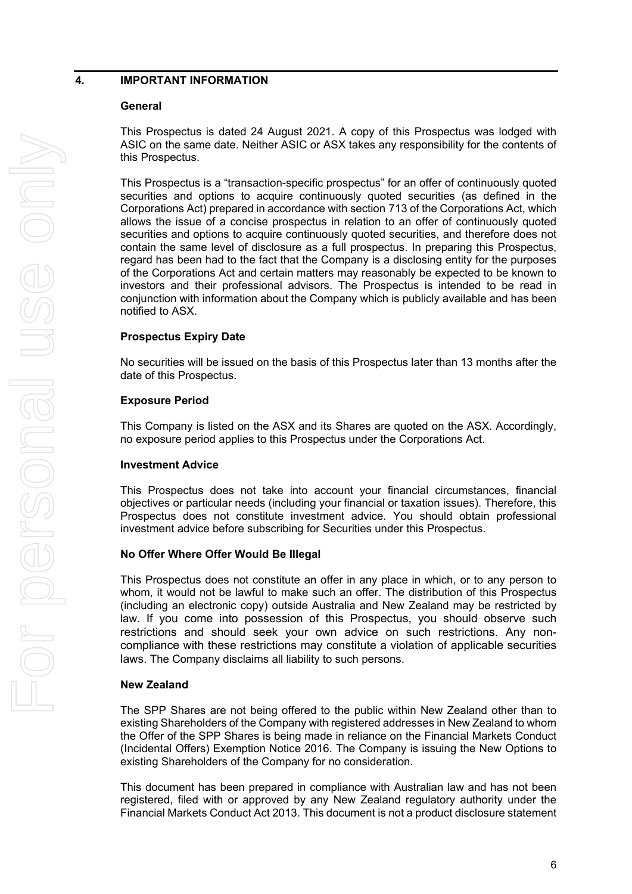## 4. IMPORTANT INFORMATION

### General

This Prospectus is dated 24 August 2021. A copy of this Prospectus was lodged with ASIC on the same date. Neither ASIC or ASX takes any responsibility for the contents of this Prospectus.

This Prospectus is a "transaction-specific prospectus" for an offer of continuously quoted securities and options to acquire continuously quoted securities (as defined in the Corporations Act) prepared in accordance with section 713 of the Corporations Act, which allows the issue of a concise prospectus in relation to an offer of continuously quoted securities and options to acquire continuously quoted securities, and therefore does not contain the same level of disclosure as a full prospectus. In preparing this Prospectus, regard has been had to the fact that the Company is a disclosing entity for the purposes of the Corporations Act and certain matters may reasonably be expected to be known to investors and their professional advisors. The Prospectus is intended to be read in conjunction with information about the Company which is publicly available and has been notified to ASX.

### Prospectus Expiry Date

No securities will be issued on the basis of this Prospectus later than 13 months after the date of this Prospectus.

### Exposure Period

This Company is listed on the ASX and its Shares are quoted on the ASX. Accordingly, no exposure period applies to this Prospectus under the Corporations Act.

### Investment Advice

This Prospectus does not take into account your financial circumstances, financial objectives or particular needs (including your financial or taxation issues). Therefore, this Prospectus does not constitute investment advice. You should obtain professional investment advice before subscribing for Securities under this Prospectus.

### No Offer Where Offer Would Be Illegal

This Prospectus does not constitute an offer in any place in which, or to any person to whom, it would not be lawful to make such an offer. The distribution of this Prospectus (including an electronic copy) outside Australia and New Zealand may be restricted by law. If you come into possession of this Prospectus, you should observe such restrictions and should seek your own advice on such restrictions. Any non-compliance with these restrictions may constitute a violation of applicable securities laws. The Company disclaims all liability to such persons.

### New Zealand

The SPP Shares are not being offered to the public within New Zealand other than to existing Shareholders of the Company with registered addresses in New Zealand to whom the Offer of the SPP Shares is being made in reliance on the Financial Markets Conduct (Incidental Offers) Exemption Notice 2016. The Company is issuing the New Options to existing Shareholders of the Company for no consideration.

This document has been prepared in compliance with Australian law and has not been registered, filed with or approved by any New Zealand regulatory authority under the Financial Markets Conduct Act 2013. This document is not a product disclosure statement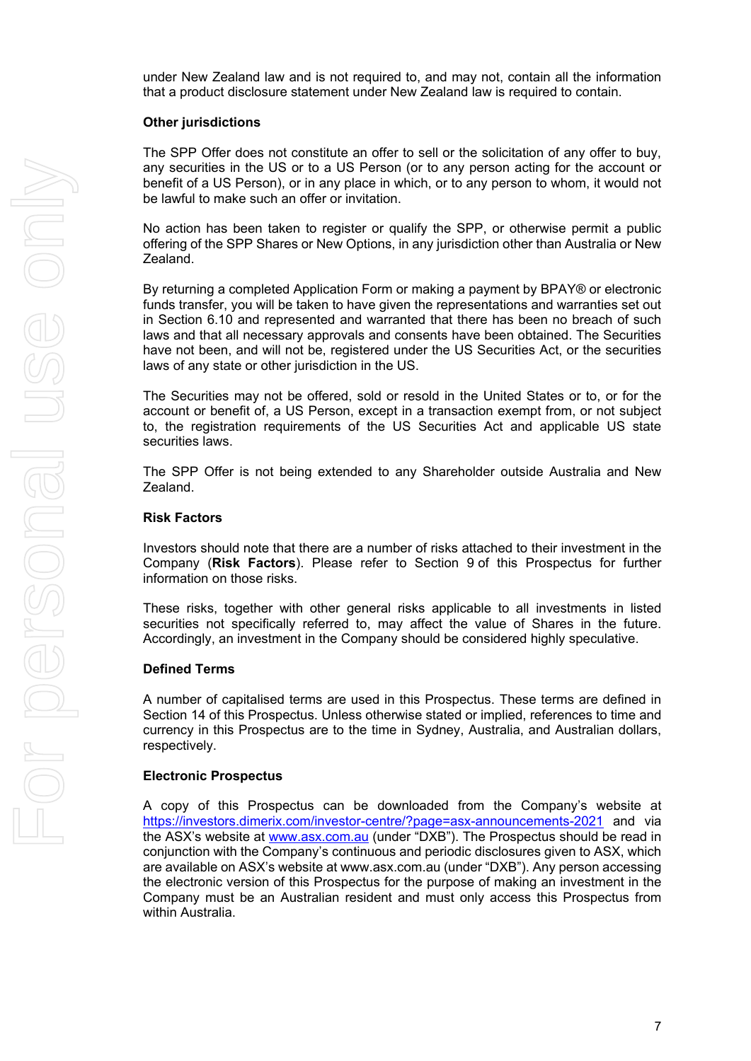under New Zealand law and is not required to, and may not, contain all the information that a product disclosure statement under New Zealand law is required to contain.

**Other jurisdictions**

The SPP Offer does not constitute an offer to sell or the solicitation of any offer to buy, any securities in the US or to a US Person (or to any person acting for the account or benefit of a US Person), or in any place in which, or to any person to whom, it would not be lawful to make such an offer or invitation.

No action has been taken to register or qualify the SPP, or otherwise permit a public offering of the SPP Shares or New Options, in any jurisdiction other than Australia or New Zealand.

By returning a completed Application Form or making a payment by BPAY® or electronic funds transfer, you will be taken to have given the representations and warranties set out in Section 6.10 and represented and warranted that there has been no breach of such laws and that all necessary approvals and consents have been obtained. The Securities have not been, and will not be, registered under the US Securities Act, or the securities laws of any state or other jurisdiction in the US.

The Securities may not be offered, sold or resold in the United States or to, or for the account or benefit of, a US Person, except in a transaction exempt from, or not subject to, the registration requirements of the US Securities Act and applicable US state securities laws.

The SPP Offer is not being extended to any Shareholder outside Australia and New Zealand.

**Risk Factors**

Investors should note that there are a number of risks attached to their investment in the Company (**Risk Factors**). Please refer to Section 9 of this Prospectus for further information on those risks.

These risks, together with other general risks applicable to all investments in listed securities not specifically referred to, may affect the value of Shares in the future. Accordingly, an investment in the Company should be considered highly speculative.

**Defined Terms**

A number of capitalised terms are used in this Prospectus. These terms are defined in Section 14 of this Prospectus. Unless otherwise stated or implied, references to time and currency in this Prospectus are to the time in Sydney, Australia, and Australian dollars, respectively.

**Electronic Prospectus**

A copy of this Prospectus can be downloaded from the Company's website at https://investors.dimerix.com/investor-centre/?page=asx-announcements-2021 and via the ASX's website at www.asx.com.au (under "DXB"). The Prospectus should be read in conjunction with the Company's continuous and periodic disclosures given to ASX, which are available on ASX's website at www.asx.com.au (under "DXB"). Any person accessing the electronic version of this Prospectus for the purpose of making an investment in the Company must be an Australian resident and must only access this Prospectus from within Australia.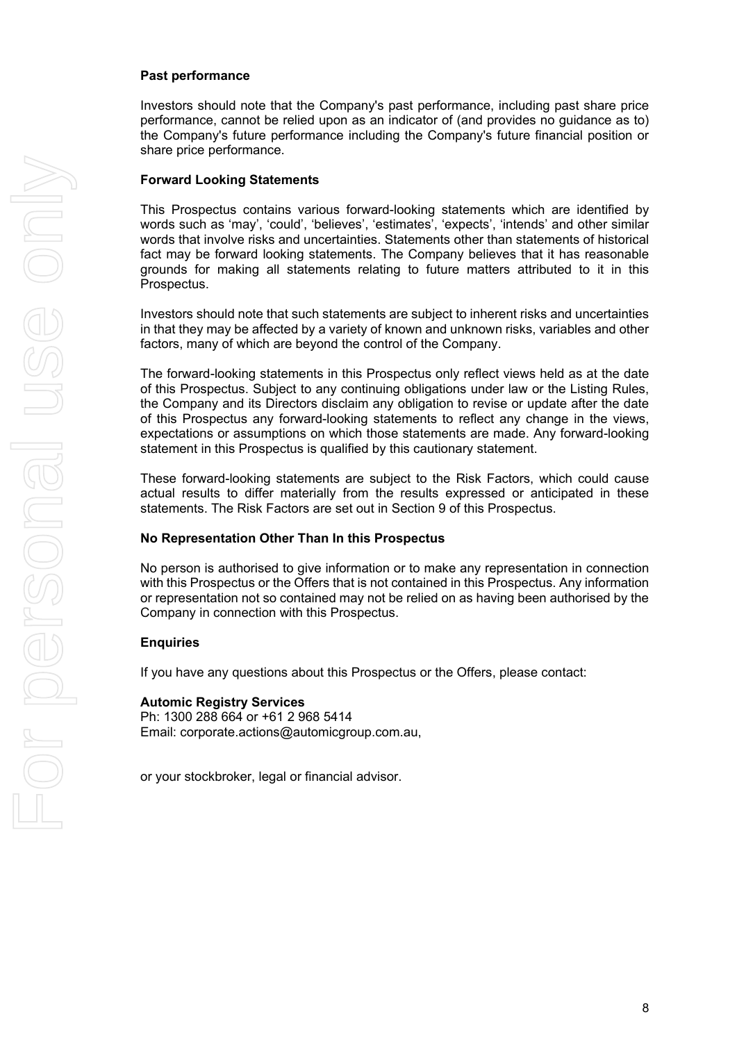**Past performance**

Investors should note that the Company's past performance, including past share price performance, cannot be relied upon as an indicator of (and provides no guidance as to) the Company's future performance including the Company's future financial position or share price performance.

**Forward Looking Statements**

This Prospectus contains various forward-looking statements which are identified by words such as 'may', 'could', 'believes', 'estimates', 'expects', 'intends' and other similar words that involve risks and uncertainties. Statements other than statements of historical fact may be forward looking statements. The Company believes that it has reasonable grounds for making all statements relating to future matters attributed to it in this Prospectus.

Investors should note that such statements are subject to inherent risks and uncertainties in that they may be affected by a variety of known and unknown risks, variables and other factors, many of which are beyond the control of the Company.

The forward-looking statements in this Prospectus only reflect views held as at the date of this Prospectus. Subject to any continuing obligations under law or the Listing Rules, the Company and its Directors disclaim any obligation to revise or update after the date of this Prospectus any forward-looking statements to reflect any change in the views, expectations or assumptions on which those statements are made. Any forward-looking statement in this Prospectus is qualified by this cautionary statement.

These forward-looking statements are subject to the Risk Factors, which could cause actual results to differ materially from the results expressed or anticipated in these statements. The Risk Factors are set out in Section 9 of this Prospectus.

**No Representation Other Than In this Prospectus**

No person is authorised to give information or to make any representation in connection with this Prospectus or the Offers that is not contained in this Prospectus. Any information or representation not so contained may not be relied on as having been authorised by the Company in connection with this Prospectus.

**Enquiries**

If you have any questions about this Prospectus or the Offers, please contact:

**Automic Registry Services**
Ph: 1300 288 664 or +61 2 968 5414
Email: corporate.actions@automicgroup.com.au,

or your stockbroker, legal or financial advisor.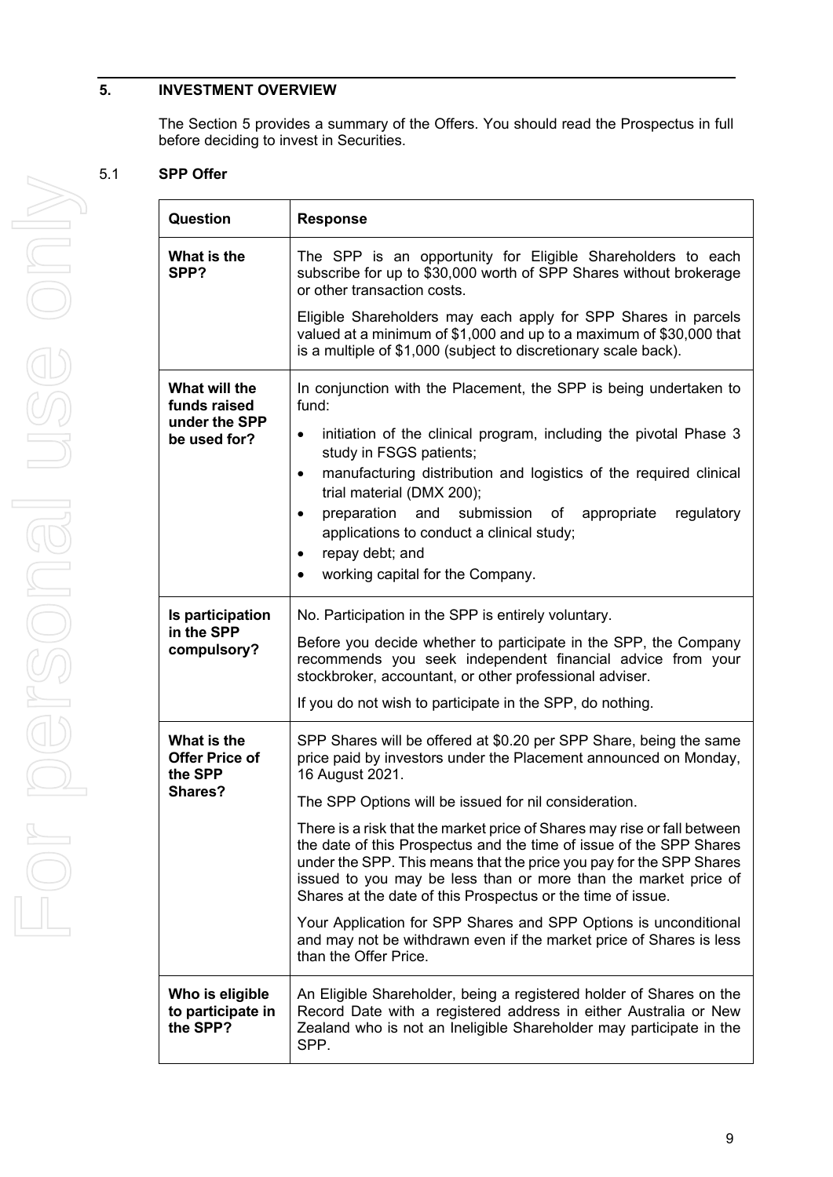## 5. INVESTMENT OVERVIEW

The Section 5 provides a summary of the Offers. You should read the Prospectus in full before deciding to invest in Securities.

### 5.1 SPP Offer

| Question | Response |
|---|---|
| **What is the SPP?** | The SPP is an opportunity for Eligible Shareholders to each subscribe for up to $30,000 worth of SPP Shares without brokerage or other transaction costs.<br><br>Eligible Shareholders may each apply for SPP Shares in parcels valued at a minimum of $1,000 and up to a maximum of $30,000 that is a multiple of $1,000 (subject to discretionary scale back). |
| **What will the funds raised under the SPP be used for?** | In conjunction with the Placement, the SPP is being undertaken to fund:<br>• initiation of the clinical program, including the pivotal Phase 3 study in FSGS patients;<br>• manufacturing distribution and logistics of the required clinical trial material (DMX 200);<br>• preparation and submission of appropriate regulatory applications to conduct a clinical study;<br>• repay debt; and<br>• working capital for the Company. |
| **Is participation in the SPP compulsory?** | No. Participation in the SPP is entirely voluntary.<br><br>Before you decide whether to participate in the SPP, the Company recommends you seek independent financial advice from your stockbroker, accountant, or other professional adviser.<br><br>If you do not wish to participate in the SPP, do nothing. |
| **What is the Offer Price of the SPP Shares?** | SPP Shares will be offered at $0.20 per SPP Share, being the same price paid by investors under the Placement announced on Monday, 16 August 2021.<br><br>The SPP Options will be issued for nil consideration.<br><br>There is a risk that the market price of Shares may rise or fall between the date of this Prospectus and the time of issue of the SPP Shares under the SPP. This means that the price you pay for the SPP Shares issued to you may be less than or more than the market price of Shares at the date of this Prospectus or the time of issue.<br><br>Your Application for SPP Shares and SPP Options is unconditional and may not be withdrawn even if the market price of Shares is less than the Offer Price. |
| **Who is eligible to participate in the SPP?** | An Eligible Shareholder, being a registered holder of Shares on the Record Date with a registered address in either Australia or New Zealand who is not an Ineligible Shareholder may participate in the SPP. |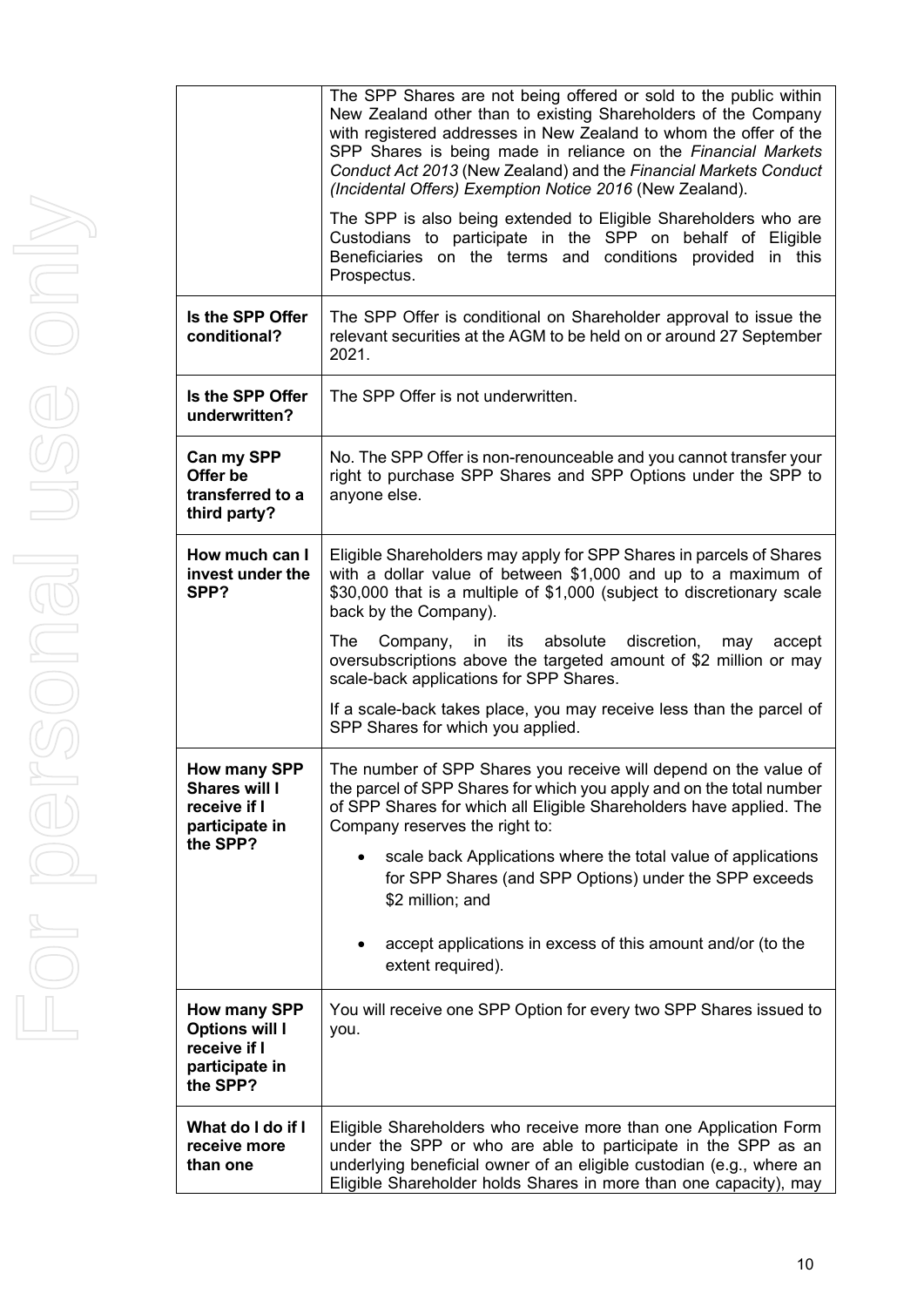| | |
|---|---|
| | The SPP Shares are not being offered or sold to the public within New Zealand other than to existing Shareholders of the Company with registered addresses in New Zealand to whom the offer of the SPP Shares is being made in reliance on the *Financial Markets Conduct Act 2013* (New Zealand) and the *Financial Markets Conduct (Incidental Offers) Exemption Notice 2016* (New Zealand).<br><br>The SPP is also being extended to Eligible Shareholders who are Custodians to participate in the SPP on behalf of Eligible Beneficiaries on the terms and conditions provided in this Prospectus. |
| **Is the SPP Offer conditional?** | The SPP Offer is conditional on Shareholder approval to issue the relevant securities at the AGM to be held on or around 27 September 2021. |
| **Is the SPP Offer underwritten?** | The SPP Offer is not underwritten. |
| **Can my SPP Offer be transferred to a third party?** | No. The SPP Offer is non-renounceable and you cannot transfer your right to purchase SPP Shares and SPP Options under the SPP to anyone else. |
| **How much can I invest under the SPP?** | Eligible Shareholders may apply for SPP Shares in parcels of Shares with a dollar value of between \$1,000 and up to a maximum of \$30,000 that is a multiple of \$1,000 (subject to discretionary scale back by the Company).<br><br>The Company, in its absolute discretion, may accept oversubscriptions above the targeted amount of \$2 million or may scale-back applications for SPP Shares.<br><br>If a scale-back takes place, you may receive less than the parcel of SPP Shares for which you applied. |
| **How many SPP Shares will I receive if I participate in the SPP?** | The number of SPP Shares you receive will depend on the value of the parcel of SPP Shares for which you apply and on the total number of SPP Shares for which all Eligible Shareholders have applied. The Company reserves the right to:<br><br>• scale back Applications where the total value of applications for SPP Shares (and SPP Options) under the SPP exceeds \$2 million; and<br><br>• accept applications in excess of this amount and/or (to the extent required). |
| **How many SPP Options will I receive if I participate in the SPP?** | You will receive one SPP Option for every two SPP Shares issued to you. |
| **What do I do if I receive more than one** | Eligible Shareholders who receive more than one Application Form under the SPP or who are able to participate in the SPP as an underlying beneficial owner of an eligible custodian (e.g., where an Eligible Shareholder holds Shares in more than one capacity), may |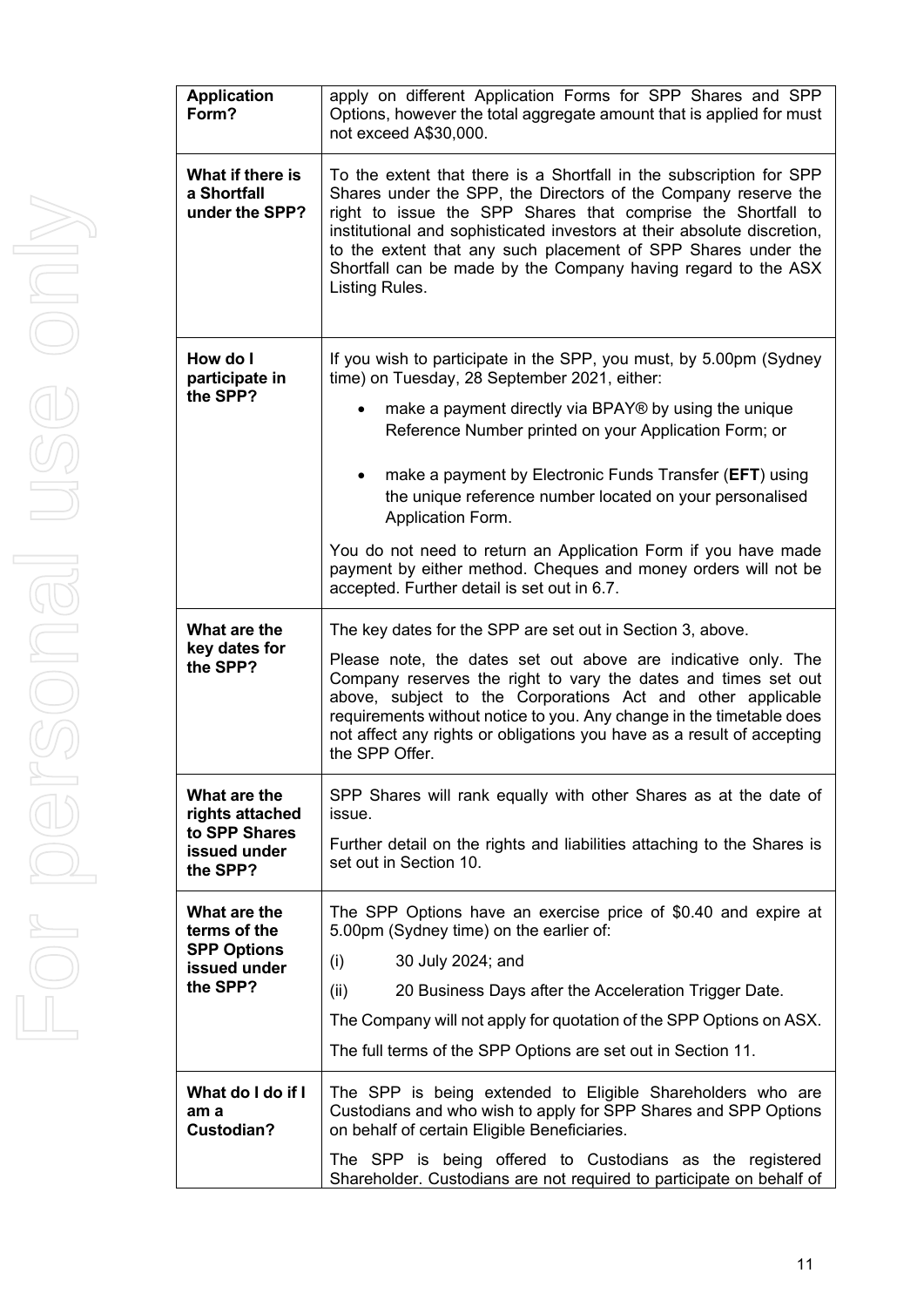| | |
|---|---|
| **Application Form?** | apply on different Application Forms for SPP Shares and SPP Options, however the total aggregate amount that is applied for must not exceed A$30,000. |
| **What if there is a Shortfall under the SPP?** | To the extent that there is a Shortfall in the subscription for SPP Shares under the SPP, the Directors of the Company reserve the right to issue the SPP Shares that comprise the Shortfall to institutional and sophisticated investors at their absolute discretion, to the extent that any such placement of SPP Shares under the Shortfall can be made by the Company having regard to the ASX Listing Rules. |
| **How do I participate in the SPP?** | If you wish to participate in the SPP, you must, by 5.00pm (Sydney time) on Tuesday, 28 September 2021, either:<br>• make a payment directly via BPAY® by using the unique Reference Number printed on your Application Form; or<br>• make a payment by Electronic Funds Transfer (**EFT**) using the unique reference number located on your personalised Application Form.<br>You do not need to return an Application Form if you have made payment by either method. Cheques and money orders will not be accepted. Further detail is set out in 6.7. |
| **What are the key dates for the SPP?** | The key dates for the SPP are set out in Section 3, above.<br>Please note, the dates set out above are indicative only. The Company reserves the right to vary the dates and times set out above, subject to the Corporations Act and other applicable requirements without notice to you. Any change in the timetable does not affect any rights or obligations you have as a result of accepting the SPP Offer. |
| **What are the rights attached to SPP Shares issued under the SPP?** | SPP Shares will rank equally with other Shares as at the date of issue.<br>Further detail on the rights and liabilities attaching to the Shares is set out in Section 10. |
| **What are the terms of the SPP Options issued under the SPP?** | The SPP Options have an exercise price of $0.40 and expire at 5.00pm (Sydney time) on the earlier of:<br>(i) 30 July 2024; and<br>(ii) 20 Business Days after the Acceleration Trigger Date.<br>The Company will not apply for quotation of the SPP Options on ASX.<br>The full terms of the SPP Options are set out in Section 11. |
| **What do I do if I am a Custodian?** | The SPP is being extended to Eligible Shareholders who are Custodians and who wish to apply for SPP Shares and SPP Options on behalf of certain Eligible Beneficiaries.<br>The SPP is being offered to Custodians as the registered Shareholder. Custodians are not required to participate on behalf of |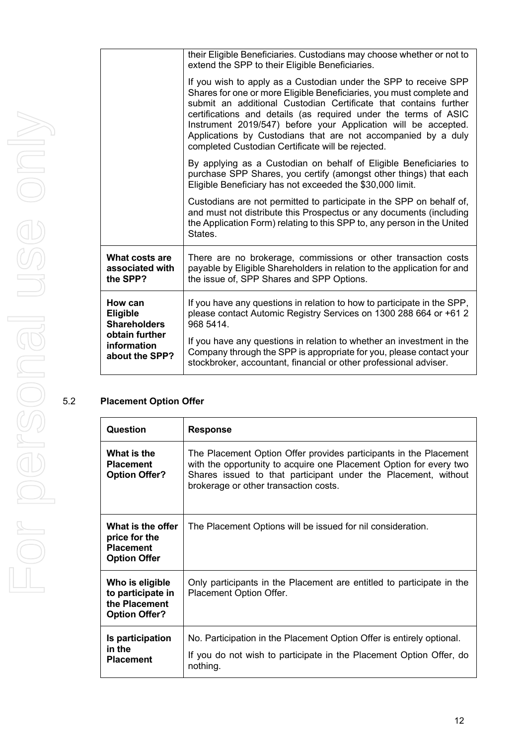| | |
|---|---|
| | their Eligible Beneficiaries. Custodians may choose whether or not to extend the SPP to their Eligible Beneficiaries.<br><br>If you wish to apply as a Custodian under the SPP to receive SPP Shares for one or more Eligible Beneficiaries, you must complete and submit an additional Custodian Certificate that contains further certifications and details (as required under the terms of ASIC Instrument 2019/547) before your Application will be accepted. Applications by Custodians that are not accompanied by a duly completed Custodian Certificate will be rejected.<br><br>By applying as a Custodian on behalf of Eligible Beneficiaries to purchase SPP Shares, you certify (amongst other things) that each Eligible Beneficiary has not exceeded the $30,000 limit.<br><br>Custodians are not permitted to participate in the SPP on behalf of, and must not distribute this Prospectus or any documents (including the Application Form) relating to this SPP to, any person in the United States. |
| **What costs are associated with the SPP?** | There are no brokerage, commissions or other transaction costs payable by Eligible Shareholders in relation to the application for and the issue of, SPP Shares and SPP Options. |
| **How can Eligible Shareholders obtain further information about the SPP?** | If you have any questions in relation to how to participate in the SPP, please contact Automic Registry Services on 1300 288 664 or +61 2 968 5414.<br><br>If you have any questions in relation to whether an investment in the Company through the SPP is appropriate for you, please contact your stockbroker, accountant, financial or other professional adviser. |

## 5.2 Placement Option Offer

| Question | Response |
|---|---|
| **What is the Placement Option Offer?** | The Placement Option Offer provides participants in the Placement with the opportunity to acquire one Placement Option for every two Shares issued to that participant under the Placement, without brokerage or other transaction costs. |
| **What is the offer price for the Placement Option Offer** | The Placement Options will be issued for nil consideration. |
| **Who is eligible to participate in the Placement Option Offer?** | Only participants in the Placement are entitled to participate in the Placement Option Offer. |
| **Is participation in the Placement** | No. Participation in the Placement Option Offer is entirely optional.<br><br>If you do not wish to participate in the Placement Option Offer, do nothing. |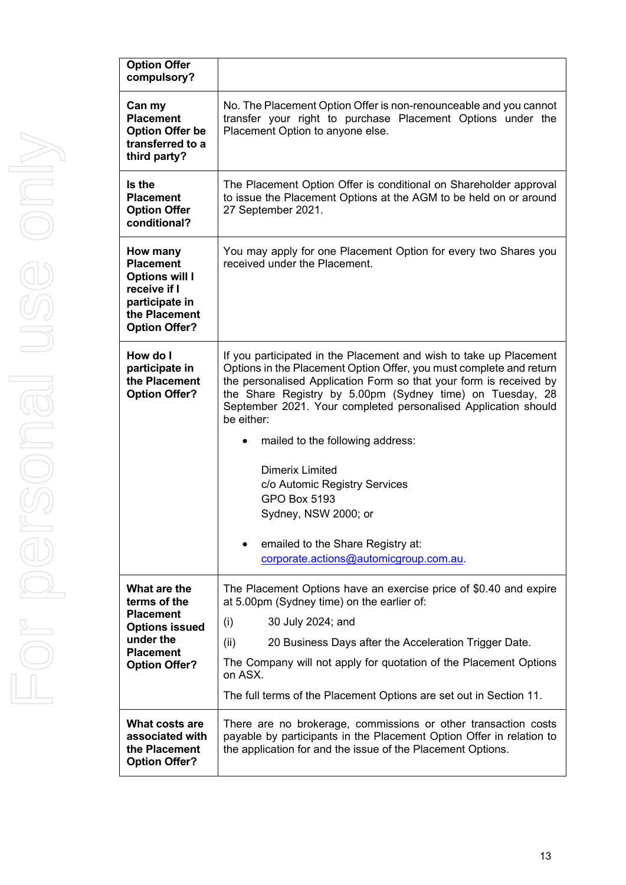| Option Offer compulsory? | |
|---|---|
| Can my Placement Option Offer be transferred to a third party? | No. The Placement Option Offer is non-renounceable and you cannot transfer your right to purchase Placement Options under the Placement Option to anyone else. |
| Is the Placement Option Offer conditional? | The Placement Option Offer is conditional on Shareholder approval to issue the Placement Options at the AGM to be held on or around 27 September 2021. |
| How many Placement Options will I receive if I participate in the Placement Option Offer? | You may apply for one Placement Option for every two Shares you received under the Placement. |
| How do I participate in the Placement Option Offer? | If you participated in the Placement and wish to take up Placement Options in the Placement Option Offer, you must complete and return the personalised Application Form so that your form is received by the Share Registry by 5.00pm (Sydney time) on Tuesday, 28 September 2021. Your completed personalised Application should be either:<br>• mailed to the following address:<br>Dimerix Limited<br>c/o Automic Registry Services<br>GPO Box 5193<br>Sydney, NSW 2000; or<br>• emailed to the Share Registry at: corporate.actions@automicgroup.com.au. |
| What are the terms of the Placement Options issued under the Placement Option Offer? | The Placement Options have an exercise price of $0.40 and expire at 5.00pm (Sydney time) on the earlier of:<br>(i) 30 July 2024; and<br>(ii) 20 Business Days after the Acceleration Trigger Date.<br>The Company will not apply for quotation of the Placement Options on ASX.<br>The full terms of the Placement Options are set out in Section 11. |
| What costs are associated with the Placement Option Offer? | There are no brokerage, commissions or other transaction costs payable by participants in the Placement Option Offer in relation to the application for and the issue of the Placement Options. |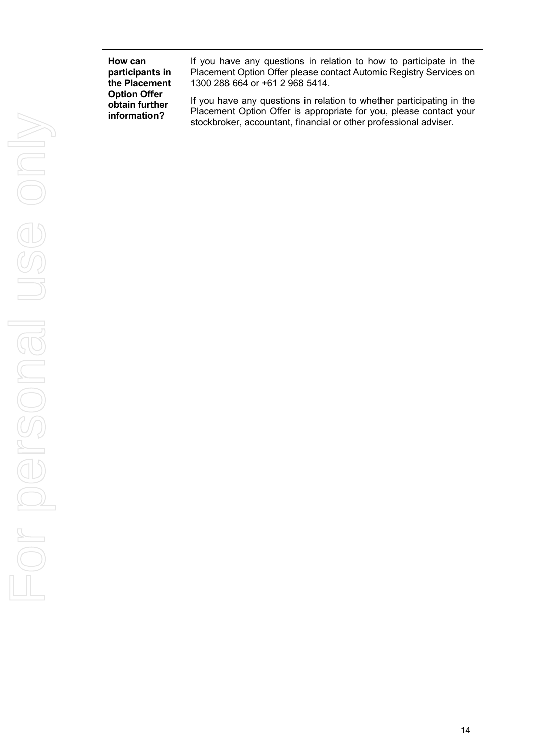| How can participants in the Placement Option Offer obtain further information? | If you have any questions in relation to how to participate in the Placement Option Offer please contact Automic Registry Services on 1300 288 664 or +61 2 968 5414.<br><br>If you have any questions in relation to whether participating in the Placement Option Offer is appropriate for you, please contact your stockbroker, accountant, financial or other professional adviser. |
|---|---|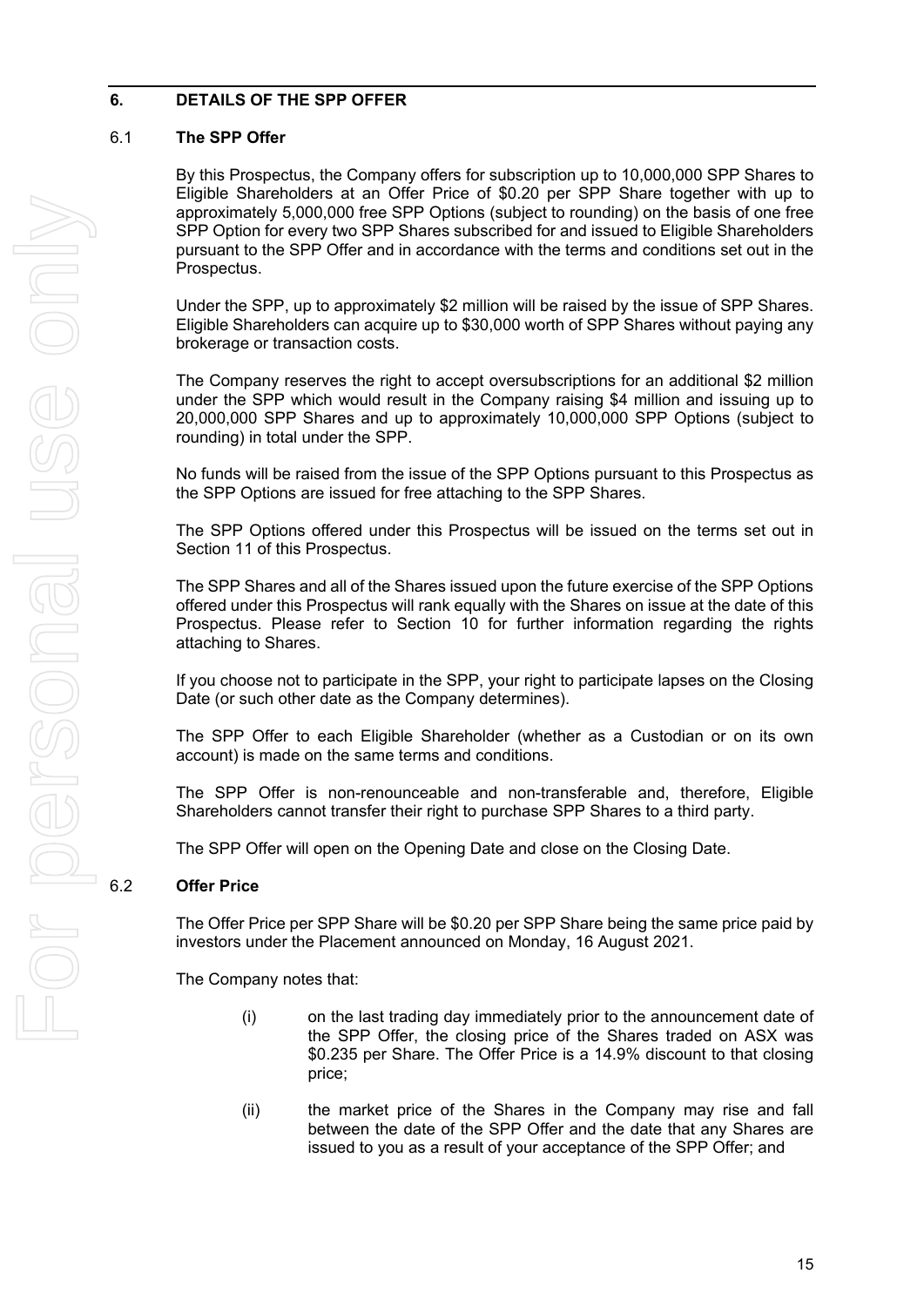## 6. DETAILS OF THE SPP OFFER

### 6.1 The SPP Offer

By this Prospectus, the Company offers for subscription up to 10,000,000 SPP Shares to Eligible Shareholders at an Offer Price of $0.20 per SPP Share together with up to approximately 5,000,000 free SPP Options (subject to rounding) on the basis of one free SPP Option for every two SPP Shares subscribed for and issued to Eligible Shareholders pursuant to the SPP Offer and in accordance with the terms and conditions set out in the Prospectus.

Under the SPP, up to approximately $2 million will be raised by the issue of SPP Shares. Eligible Shareholders can acquire up to $30,000 worth of SPP Shares without paying any brokerage or transaction costs.

The Company reserves the right to accept oversubscriptions for an additional $2 million under the SPP which would result in the Company raising $4 million and issuing up to 20,000,000 SPP Shares and up to approximately 10,000,000 SPP Options (subject to rounding) in total under the SPP.

No funds will be raised from the issue of the SPP Options pursuant to this Prospectus as the SPP Options are issued for free attaching to the SPP Shares.

The SPP Options offered under this Prospectus will be issued on the terms set out in Section 11 of this Prospectus.

The SPP Shares and all of the Shares issued upon the future exercise of the SPP Options offered under this Prospectus will rank equally with the Shares on issue at the date of this Prospectus. Please refer to Section 10 for further information regarding the rights attaching to Shares.

If you choose not to participate in the SPP, your right to participate lapses on the Closing Date (or such other date as the Company determines).

The SPP Offer to each Eligible Shareholder (whether as a Custodian or on its own account) is made on the same terms and conditions.

The SPP Offer is non-renounceable and non-transferable and, therefore, Eligible Shareholders cannot transfer their right to purchase SPP Shares to a third party.

The SPP Offer will open on the Opening Date and close on the Closing Date.

### 6.2 Offer Price

The Offer Price per SPP Share will be $0.20 per SPP Share being the same price paid by investors under the Placement announced on Monday, 16 August 2021.

The Company notes that:

(i) on the last trading day immediately prior to the announcement date of the SPP Offer, the closing price of the Shares traded on ASX was $0.235 per Share. The Offer Price is a 14.9% discount to that closing price;

(ii) the market price of the Shares in the Company may rise and fall between the date of the SPP Offer and the date that any Shares are issued to you as a result of your acceptance of the SPP Offer; and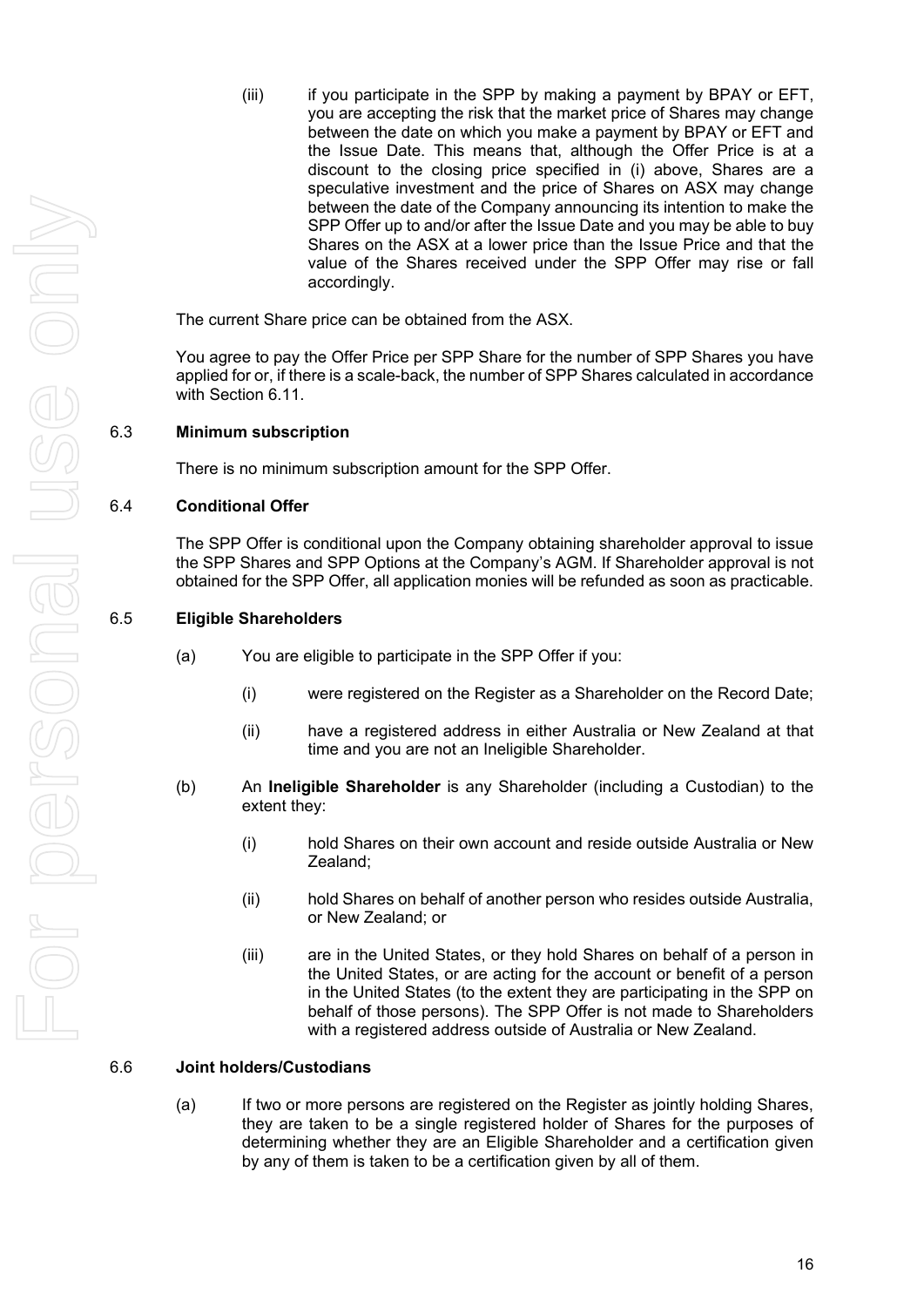(iii) if you participate in the SPP by making a payment by BPAY or EFT, you are accepting the risk that the market price of Shares may change between the date on which you make a payment by BPAY or EFT and the Issue Date. This means that, although the Offer Price is at a discount to the closing price specified in (i) above, Shares are a speculative investment and the price of Shares on ASX may change between the date of the Company announcing its intention to make the SPP Offer up to and/or after the Issue Date and you may be able to buy Shares on the ASX at a lower price than the Issue Price and that the value of the Shares received under the SPP Offer may rise or fall accordingly.

The current Share price can be obtained from the ASX.

You agree to pay the Offer Price per SPP Share for the number of SPP Shares you have applied for or, if there is a scale-back, the number of SPP Shares calculated in accordance with Section 6.11.

### 6.3 Minimum subscription

There is no minimum subscription amount for the SPP Offer.

### 6.4 Conditional Offer

The SPP Offer is conditional upon the Company obtaining shareholder approval to issue the SPP Shares and SPP Options at the Company's AGM. If Shareholder approval is not obtained for the SPP Offer, all application monies will be refunded as soon as practicable.

### 6.5 Eligible Shareholders

(a) You are eligible to participate in the SPP Offer if you:

(i) were registered on the Register as a Shareholder on the Record Date;

(ii) have a registered address in either Australia or New Zealand at that time and you are not an Ineligible Shareholder.

(b) An **Ineligible Shareholder** is any Shareholder (including a Custodian) to the extent they:

(i) hold Shares on their own account and reside outside Australia or New Zealand;

(ii) hold Shares on behalf of another person who resides outside Australia, or New Zealand; or

(iii) are in the United States, or they hold Shares on behalf of a person in the United States, or are acting for the account or benefit of a person in the United States (to the extent they are participating in the SPP on behalf of those persons). The SPP Offer is not made to Shareholders with a registered address outside of Australia or New Zealand.

### 6.6 Joint holders/Custodians

(a) If two or more persons are registered on the Register as jointly holding Shares, they are taken to be a single registered holder of Shares for the purposes of determining whether they are an Eligible Shareholder and a certification given by any of them is taken to be a certification given by all of them.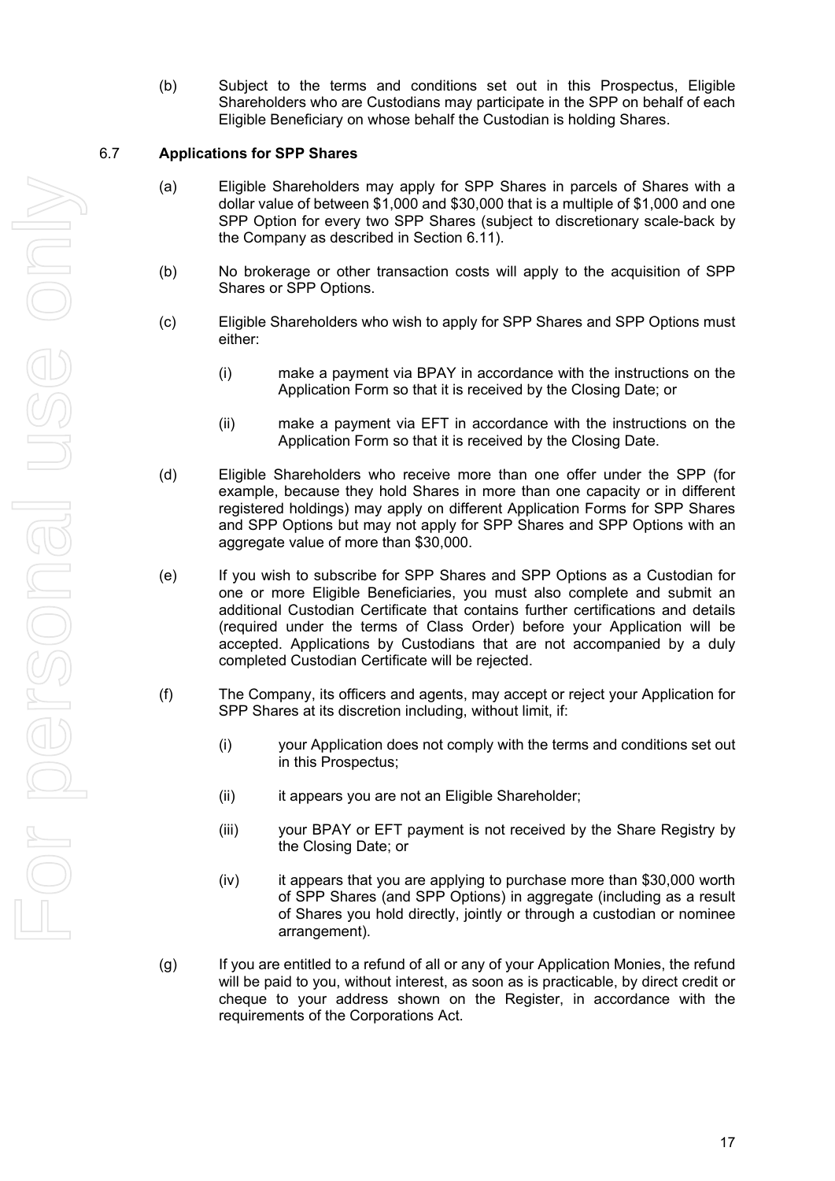(b) Subject to the terms and conditions set out in this Prospectus, Eligible Shareholders who are Custodians may participate in the SPP on behalf of each Eligible Beneficiary on whose behalf the Custodian is holding Shares.

## 6.7 Applications for SPP Shares

(a) Eligible Shareholders may apply for SPP Shares in parcels of Shares with a dollar value of between $1,000 and $30,000 that is a multiple of $1,000 and one SPP Option for every two SPP Shares (subject to discretionary scale-back by the Company as described in Section 6.11).

(b) No brokerage or other transaction costs will apply to the acquisition of SPP Shares or SPP Options.

(c) Eligible Shareholders who wish to apply for SPP Shares and SPP Options must either:

   (i) make a payment via BPAY in accordance with the instructions on the Application Form so that it is received by the Closing Date; or

   (ii) make a payment via EFT in accordance with the instructions on the Application Form so that it is received by the Closing Date.

(d) Eligible Shareholders who receive more than one offer under the SPP (for example, because they hold Shares in more than one capacity or in different registered holdings) may apply on different Application Forms for SPP Shares and SPP Options but may not apply for SPP Shares and SPP Options with an aggregate value of more than $30,000.

(e) If you wish to subscribe for SPP Shares and SPP Options as a Custodian for one or more Eligible Beneficiaries, you must also complete and submit an additional Custodian Certificate that contains further certifications and details (required under the terms of Class Order) before your Application will be accepted. Applications by Custodians that are not accompanied by a duly completed Custodian Certificate will be rejected.

(f) The Company, its officers and agents, may accept or reject your Application for SPP Shares at its discretion including, without limit, if:

   (i) your Application does not comply with the terms and conditions set out in this Prospectus;

   (ii) it appears you are not an Eligible Shareholder;

   (iii) your BPAY or EFT payment is not received by the Share Registry by the Closing Date; or

   (iv) it appears that you are applying to purchase more than $30,000 worth of SPP Shares (and SPP Options) in aggregate (including as a result of Shares you hold directly, jointly or through a custodian or nominee arrangement).

(g) If you are entitled to a refund of all or any of your Application Monies, the refund will be paid to you, without interest, as soon as is practicable, by direct credit or cheque to your address shown on the Register, in accordance with the requirements of the Corporations Act.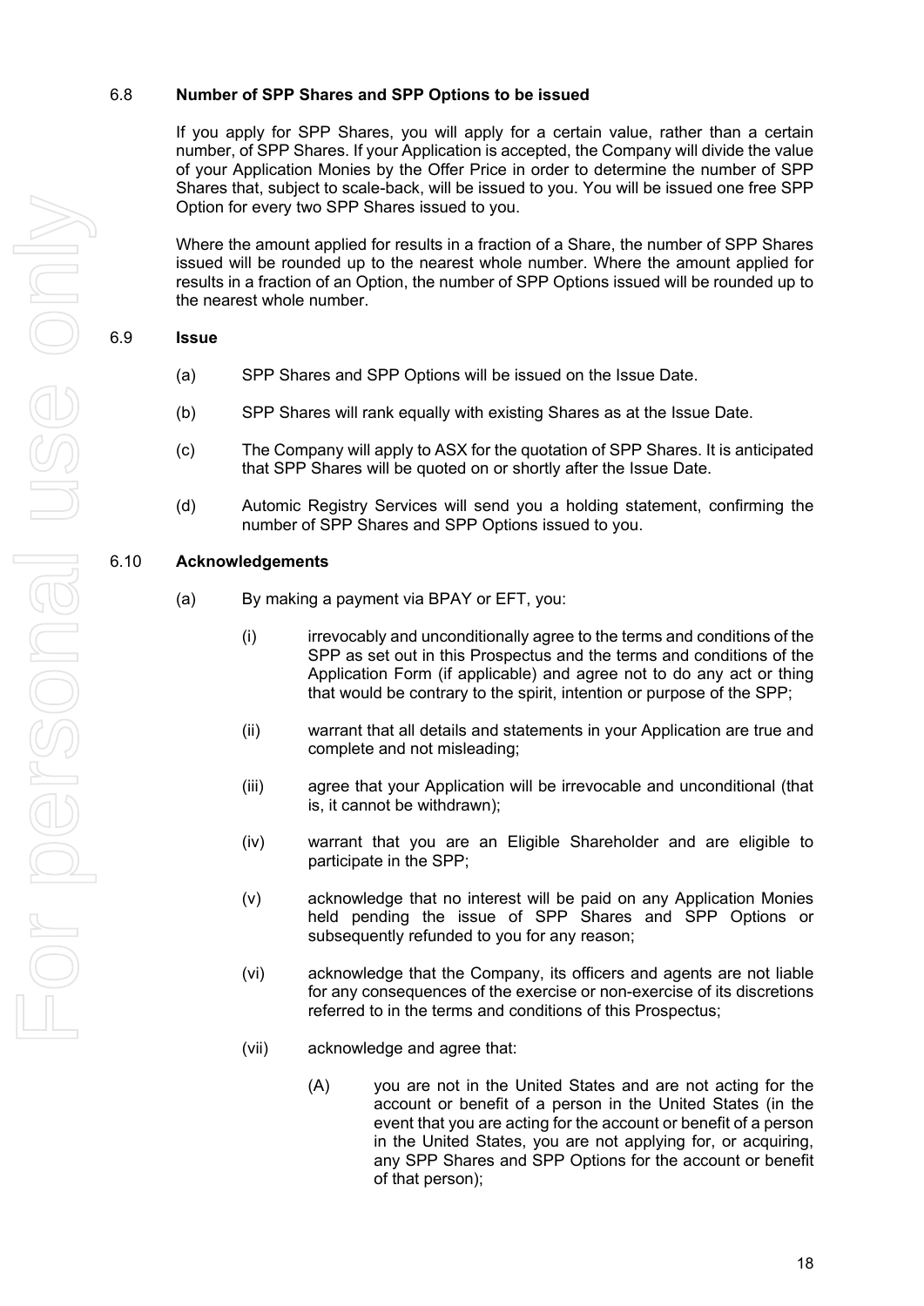### 6.8 Number of SPP Shares and SPP Options to be issued

If you apply for SPP Shares, you will apply for a certain value, rather than a certain number, of SPP Shares. If your Application is accepted, the Company will divide the value of your Application Monies by the Offer Price in order to determine the number of SPP Shares that, subject to scale-back, will be issued to you. You will be issued one free SPP Option for every two SPP Shares issued to you.

Where the amount applied for results in a fraction of a Share, the number of SPP Shares issued will be rounded up to the nearest whole number. Where the amount applied for results in a fraction of an Option, the number of SPP Options issued will be rounded up to the nearest whole number.

### 6.9 Issue

(a) SPP Shares and SPP Options will be issued on the Issue Date.

(b) SPP Shares will rank equally with existing Shares as at the Issue Date.

(c) The Company will apply to ASX for the quotation of SPP Shares. It is anticipated that SPP Shares will be quoted on or shortly after the Issue Date.

(d) Automic Registry Services will send you a holding statement, confirming the number of SPP Shares and SPP Options issued to you.

### 6.10 Acknowledgements

(a) By making a payment via BPAY or EFT, you:

(i) irrevocably and unconditionally agree to the terms and conditions of the SPP as set out in this Prospectus and the terms and conditions of the Application Form (if applicable) and agree not to do any act or thing that would be contrary to the spirit, intention or purpose of the SPP;

(ii) warrant that all details and statements in your Application are true and complete and not misleading;

(iii) agree that your Application will be irrevocable and unconditional (that is, it cannot be withdrawn);

(iv) warrant that you are an Eligible Shareholder and are eligible to participate in the SPP;

(v) acknowledge that no interest will be paid on any Application Monies held pending the issue of SPP Shares and SPP Options or subsequently refunded to you for any reason;

(vi) acknowledge that the Company, its officers and agents are not liable for any consequences of the exercise or non-exercise of its discretions referred to in the terms and conditions of this Prospectus;

(vii) acknowledge and agree that:

(A) you are not in the United States and are not acting for the account or benefit of a person in the United States (in the event that you are acting for the account or benefit of a person in the United States, you are not applying for, or acquiring, any SPP Shares and SPP Options for the account or benefit of that person);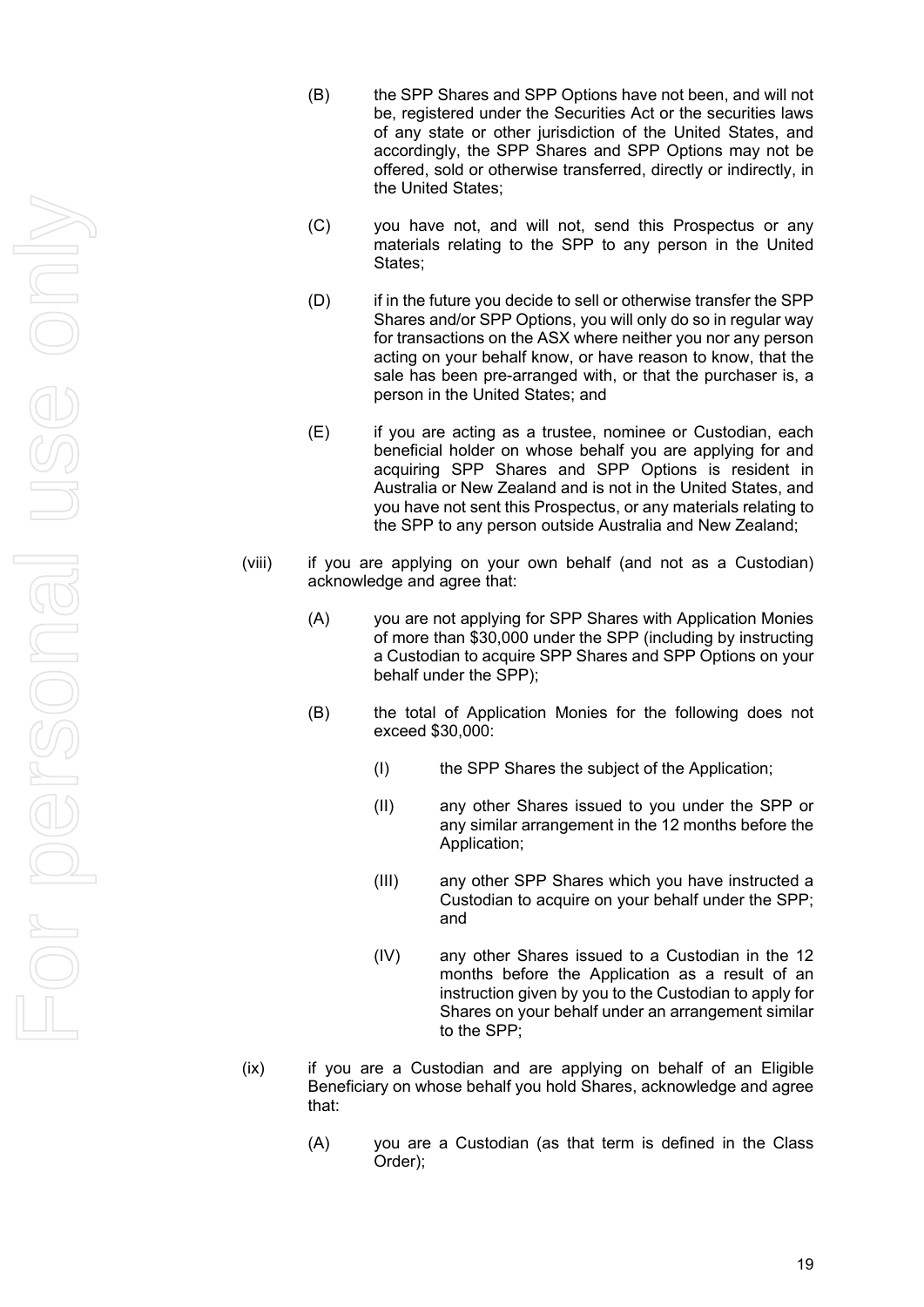(B) the SPP Shares and SPP Options have not been, and will not be, registered under the Securities Act or the securities laws of any state or other jurisdiction of the United States, and accordingly, the SPP Shares and SPP Options may not be offered, sold or otherwise transferred, directly or indirectly, in the United States;

(C) you have not, and will not, send this Prospectus or any materials relating to the SPP to any person in the United States;

(D) if in the future you decide to sell or otherwise transfer the SPP Shares and/or SPP Options, you will only do so in regular way for transactions on the ASX where neither you nor any person acting on your behalf know, or have reason to know, that the sale has been pre-arranged with, or that the purchaser is, a person in the United States; and

(E) if you are acting as a trustee, nominee or Custodian, each beneficial holder on whose behalf you are applying for and acquiring SPP Shares and SPP Options is resident in Australia or New Zealand and is not in the United States, and you have not sent this Prospectus, or any materials relating to the SPP to any person outside Australia and New Zealand;

(viii) if you are applying on your own behalf (and not as a Custodian) acknowledge and agree that:

(A) you are not applying for SPP Shares with Application Monies of more than $30,000 under the SPP (including by instructing a Custodian to acquire SPP Shares and SPP Options on your behalf under the SPP);

(B) the total of Application Monies for the following does not exceed $30,000:

(I) the SPP Shares the subject of the Application;

(II) any other Shares issued to you under the SPP or any similar arrangement in the 12 months before the Application;

(III) any other SPP Shares which you have instructed a Custodian to acquire on your behalf under the SPP; and

(IV) any other Shares issued to a Custodian in the 12 months before the Application as a result of an instruction given by you to the Custodian to apply for Shares on your behalf under an arrangement similar to the SPP;

(ix) if you are a Custodian and are applying on behalf of an Eligible Beneficiary on whose behalf you hold Shares, acknowledge and agree that:

(A) you are a Custodian (as that term is defined in the Class Order);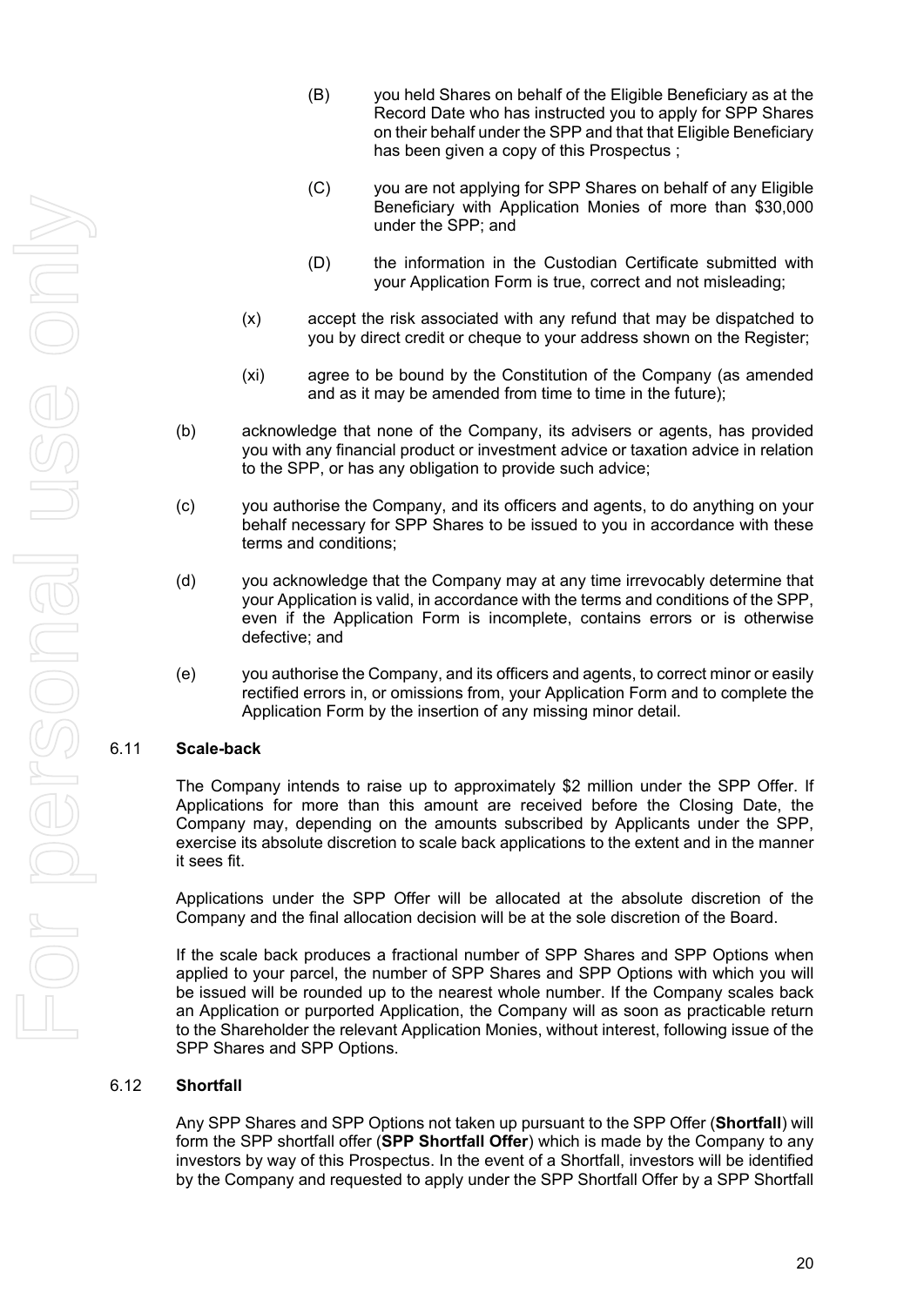(B) you held Shares on behalf of the Eligible Beneficiary as at the Record Date who has instructed you to apply for SPP Shares on their behalf under the SPP and that that Eligible Beneficiary has been given a copy of this Prospectus ;

(C) you are not applying for SPP Shares on behalf of any Eligible Beneficiary with Application Monies of more than $30,000 under the SPP; and

(D) the information in the Custodian Certificate submitted with your Application Form is true, correct and not misleading;

(x) accept the risk associated with any refund that may be dispatched to you by direct credit or cheque to your address shown on the Register;

(xi) agree to be bound by the Constitution of the Company (as amended and as it may be amended from time to time in the future);

(b) acknowledge that none of the Company, its advisers or agents, has provided you with any financial product or investment advice or taxation advice in relation to the SPP, or has any obligation to provide such advice;

(c) you authorise the Company, and its officers and agents, to do anything on your behalf necessary for SPP Shares to be issued to you in accordance with these terms and conditions;

(d) you acknowledge that the Company may at any time irrevocably determine that your Application is valid, in accordance with the terms and conditions of the SPP, even if the Application Form is incomplete, contains errors or is otherwise defective; and

(e) you authorise the Company, and its officers and agents, to correct minor or easily rectified errors in, or omissions from, your Application Form and to complete the Application Form by the insertion of any missing minor detail.

## 6.11 Scale-back

The Company intends to raise up to approximately $2 million under the SPP Offer. If Applications for more than this amount are received before the Closing Date, the Company may, depending on the amounts subscribed by Applicants under the SPP, exercise its absolute discretion to scale back applications to the extent and in the manner it sees fit.

Applications under the SPP Offer will be allocated at the absolute discretion of the Company and the final allocation decision will be at the sole discretion of the Board.

If the scale back produces a fractional number of SPP Shares and SPP Options when applied to your parcel, the number of SPP Shares and SPP Options with which you will be issued will be rounded up to the nearest whole number. If the Company scales back an Application or purported Application, the Company will as soon as practicable return to the Shareholder the relevant Application Monies, without interest, following issue of the SPP Shares and SPP Options.

## 6.12 Shortfall

Any SPP Shares and SPP Options not taken up pursuant to the SPP Offer (**Shortfall**) will form the SPP shortfall offer (**SPP Shortfall Offer**) which is made by the Company to any investors by way of this Prospectus. In the event of a Shortfall, investors will be identified by the Company and requested to apply under the SPP Shortfall Offer by a SPP Shortfall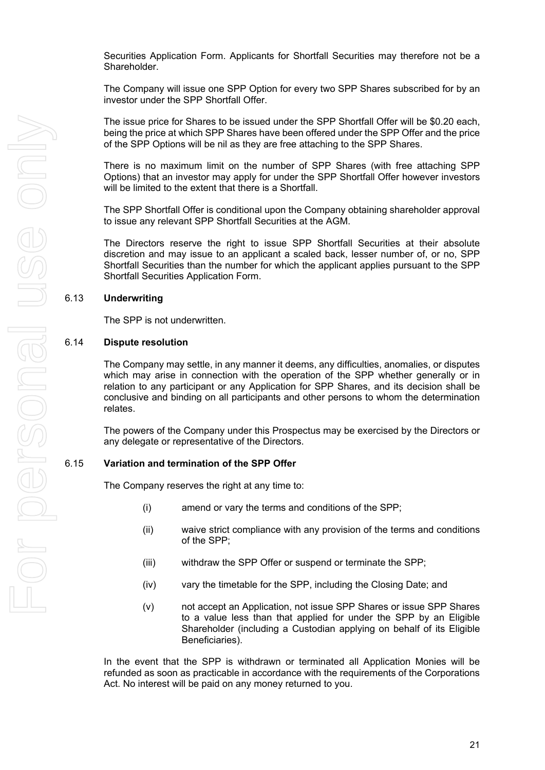Securities Application Form. Applicants for Shortfall Securities may therefore not be a Shareholder.

The Company will issue one SPP Option for every two SPP Shares subscribed for by an investor under the SPP Shortfall Offer.

The issue price for Shares to be issued under the SPP Shortfall Offer will be $0.20 each, being the price at which SPP Shares have been offered under the SPP Offer and the price of the SPP Options will be nil as they are free attaching to the SPP Shares.

There is no maximum limit on the number of SPP Shares (with free attaching SPP Options) that an investor may apply for under the SPP Shortfall Offer however investors will be limited to the extent that there is a Shortfall.

The SPP Shortfall Offer is conditional upon the Company obtaining shareholder approval to issue any relevant SPP Shortfall Securities at the AGM.

The Directors reserve the right to issue SPP Shortfall Securities at their absolute discretion and may issue to an applicant a scaled back, lesser number of, or no, SPP Shortfall Securities than the number for which the applicant applies pursuant to the SPP Shortfall Securities Application Form.

## 6.13 Underwriting

The SPP is not underwritten.

## 6.14 Dispute resolution

The Company may settle, in any manner it deems, any difficulties, anomalies, or disputes which may arise in connection with the operation of the SPP whether generally or in relation to any participant or any Application for SPP Shares, and its decision shall be conclusive and binding on all participants and other persons to whom the determination relates.

The powers of the Company under this Prospectus may be exercised by the Directors or any delegate or representative of the Directors.

## 6.15 Variation and termination of the SPP Offer

The Company reserves the right at any time to:

(i) amend or vary the terms and conditions of the SPP;

(ii) waive strict compliance with any provision of the terms and conditions of the SPP;

(iii) withdraw the SPP Offer or suspend or terminate the SPP;

(iv) vary the timetable for the SPP, including the Closing Date; and

(v) not accept an Application, not issue SPP Shares or issue SPP Shares to a value less than that applied for under the SPP by an Eligible Shareholder (including a Custodian applying on behalf of its Eligible Beneficiaries).

In the event that the SPP is withdrawn or terminated all Application Monies will be refunded as soon as practicable in accordance with the requirements of the Corporations Act. No interest will be paid on any money returned to you.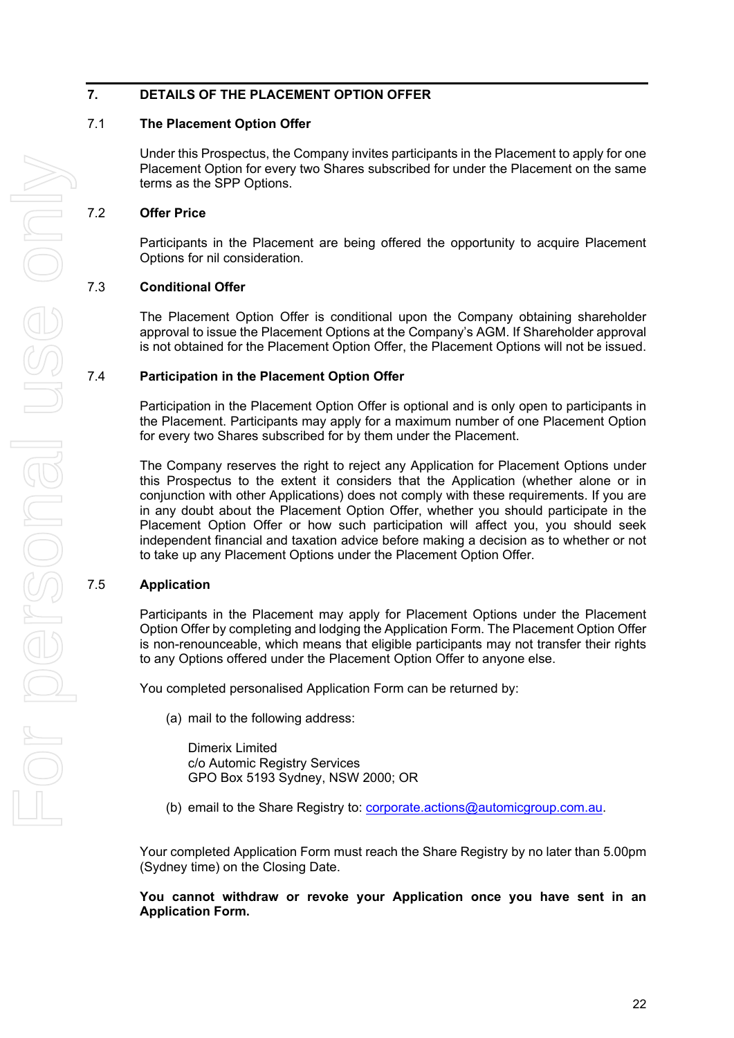## 7. DETAILS OF THE PLACEMENT OPTION OFFER

### 7.1 The Placement Option Offer

Under this Prospectus, the Company invites participants in the Placement to apply for one Placement Option for every two Shares subscribed for under the Placement on the same terms as the SPP Options.

### 7.2 Offer Price

Participants in the Placement are being offered the opportunity to acquire Placement Options for nil consideration.

### 7.3 Conditional Offer

The Placement Option Offer is conditional upon the Company obtaining shareholder approval to issue the Placement Options at the Company's AGM. If Shareholder approval is not obtained for the Placement Option Offer, the Placement Options will not be issued.

### 7.4 Participation in the Placement Option Offer

Participation in the Placement Option Offer is optional and is only open to participants in the Placement. Participants may apply for a maximum number of one Placement Option for every two Shares subscribed for by them under the Placement.

The Company reserves the right to reject any Application for Placement Options under this Prospectus to the extent it considers that the Application (whether alone or in conjunction with other Applications) does not comply with these requirements. If you are in any doubt about the Placement Option Offer, whether you should participate in the Placement Option Offer or how such participation will affect you, you should seek independent financial and taxation advice before making a decision as to whether or not to take up any Placement Options under the Placement Option Offer.

### 7.5 Application

Participants in the Placement may apply for Placement Options under the Placement Option Offer by completing and lodging the Application Form. The Placement Option Offer is non-renounceable, which means that eligible participants may not transfer their rights to any Options offered under the Placement Option Offer to anyone else.

You completed personalised Application Form can be returned by:

(a) mail to the following address:

Dimerix Limited
c/o Automic Registry Services
GPO Box 5193 Sydney, NSW 2000; OR

(b) email to the Share Registry to: corporate.actions@automicgroup.com.au.

Your completed Application Form must reach the Share Registry by no later than 5.00pm (Sydney time) on the Closing Date.

**You cannot withdraw or revoke your Application once you have sent in an Application Form.**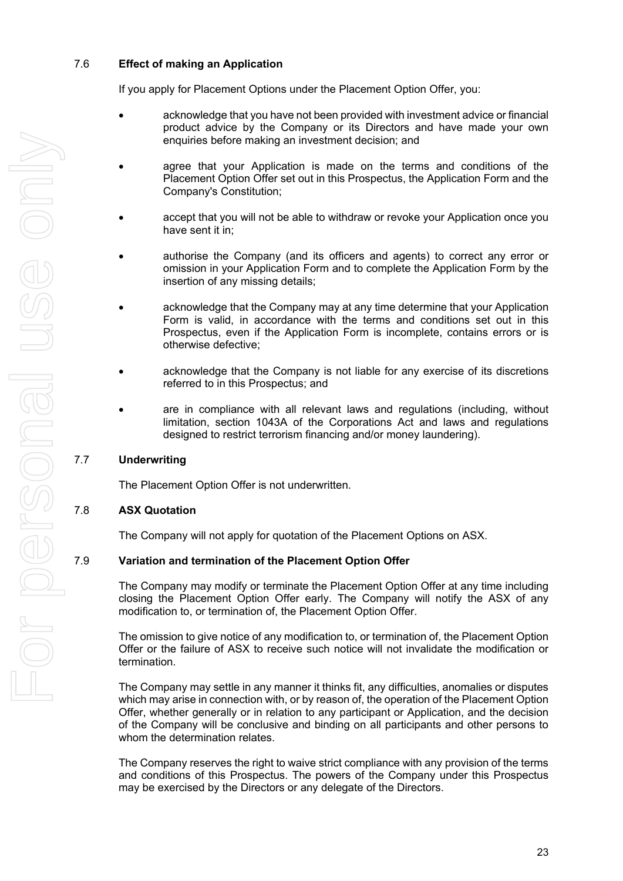## 7.6 Effect of making an Application

If you apply for Placement Options under the Placement Option Offer, you:

- acknowledge that you have not been provided with investment advice or financial product advice by the Company or its Directors and have made your own enquiries before making an investment decision; and
- agree that your Application is made on the terms and conditions of the Placement Option Offer set out in this Prospectus, the Application Form and the Company's Constitution;
- accept that you will not be able to withdraw or revoke your Application once you have sent it in;
- authorise the Company (and its officers and agents) to correct any error or omission in your Application Form and to complete the Application Form by the insertion of any missing details;
- acknowledge that the Company may at any time determine that your Application Form is valid, in accordance with the terms and conditions set out in this Prospectus, even if the Application Form is incomplete, contains errors or is otherwise defective;
- acknowledge that the Company is not liable for any exercise of its discretions referred to in this Prospectus; and
- are in compliance with all relevant laws and regulations (including, without limitation, section 1043A of the Corporations Act and laws and regulations designed to restrict terrorism financing and/or money laundering).

## 7.7 Underwriting

The Placement Option Offer is not underwritten.

## 7.8 ASX Quotation

The Company will not apply for quotation of the Placement Options on ASX.

## 7.9 Variation and termination of the Placement Option Offer

The Company may modify or terminate the Placement Option Offer at any time including closing the Placement Option Offer early. The Company will notify the ASX of any modification to, or termination of, the Placement Option Offer.

The omission to give notice of any modification to, or termination of, the Placement Option Offer or the failure of ASX to receive such notice will not invalidate the modification or termination.

The Company may settle in any manner it thinks fit, any difficulties, anomalies or disputes which may arise in connection with, or by reason of, the operation of the Placement Option Offer, whether generally or in relation to any participant or Application, and the decision of the Company will be conclusive and binding on all participants and other persons to whom the determination relates.

The Company reserves the right to waive strict compliance with any provision of the terms and conditions of this Prospectus. The powers of the Company under this Prospectus may be exercised by the Directors or any delegate of the Directors.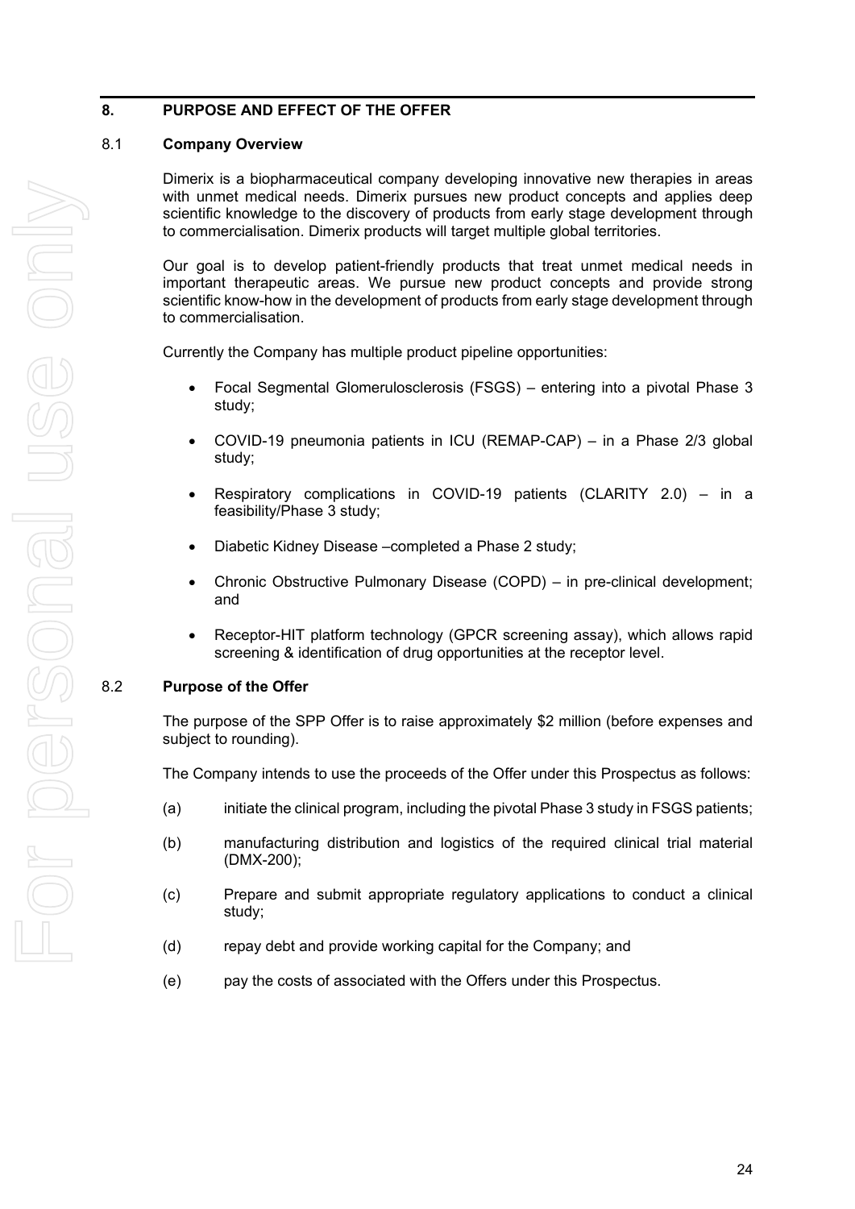## 8. PURPOSE AND EFFECT OF THE OFFER

### 8.1 Company Overview

Dimerix is a biopharmaceutical company developing innovative new therapies in areas with unmet medical needs. Dimerix pursues new product concepts and applies deep scientific knowledge to the discovery of products from early stage development through to commercialisation. Dimerix products will target multiple global territories.

Our goal is to develop patient-friendly products that treat unmet medical needs in important therapeutic areas. We pursue new product concepts and provide strong scientific know-how in the development of products from early stage development through to commercialisation.

Currently the Company has multiple product pipeline opportunities:

- Focal Segmental Glomerulosclerosis (FSGS) – entering into a pivotal Phase 3 study;
- COVID-19 pneumonia patients in ICU (REMAP-CAP) – in a Phase 2/3 global study;
- Respiratory complications in COVID-19 patients (CLARITY 2.0) – in a feasibility/Phase 3 study;
- Diabetic Kidney Disease –completed a Phase 2 study;
- Chronic Obstructive Pulmonary Disease (COPD) – in pre-clinical development; and
- Receptor-HIT platform technology (GPCR screening assay), which allows rapid screening & identification of drug opportunities at the receptor level.

### 8.2 Purpose of the Offer

The purpose of the SPP Offer is to raise approximately $2 million (before expenses and subject to rounding).

The Company intends to use the proceeds of the Offer under this Prospectus as follows:

(a) initiate the clinical program, including the pivotal Phase 3 study in FSGS patients;

(b) manufacturing distribution and logistics of the required clinical trial material (DMX-200);

(c) Prepare and submit appropriate regulatory applications to conduct a clinical study;

(d) repay debt and provide working capital for the Company; and

(e) pay the costs of associated with the Offers under this Prospectus.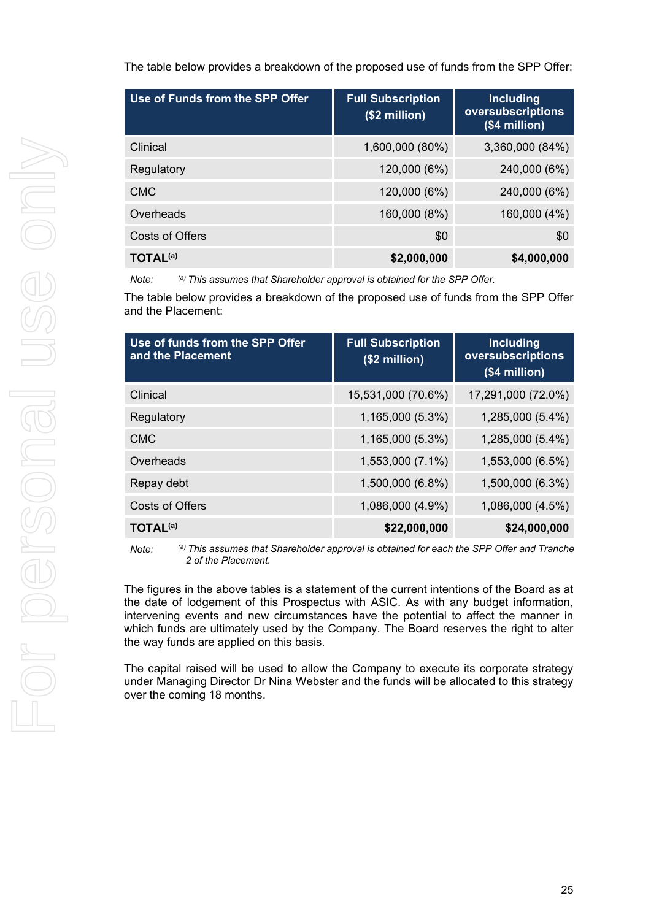The table below provides a breakdown of the proposed use of funds from the SPP Offer:

| Use of Funds from the SPP Offer | Full Subscription ($2 million) | Including oversubscriptions ($4 million) |
|---|---|---|
| Clinical | 1,600,000 (80%) | 3,360,000 (84%) |
| Regulatory | 120,000 (6%) | 240,000 (6%) |
| CMC | 120,000 (6%) | 240,000 (6%) |
| Overheads | 160,000 (8%) | 160,000 (4%) |
| Costs of Offers | $0 | $0 |
| **TOTAL[(a)]** | **$2,000,000** | **$4,000,000** |

*Note:* [(a)] *This assumes that Shareholder approval is obtained for the SPP Offer.*

The table below provides a breakdown of the proposed use of funds from the SPP Offer and the Placement:

| Use of funds from the SPP Offer and the Placement | Full Subscription ($2 million) | Including oversubscriptions ($4 million) |
|---|---|---|
| Clinical | 15,531,000 (70.6%) | 17,291,000 (72.0%) |
| Regulatory | 1,165,000 (5.3%) | 1,285,000 (5.4%) |
| CMC | 1,165,000 (5.3%) | 1,285,000 (5.4%) |
| Overheads | 1,553,000 (7.1%) | 1,553,000 (6.5%) |
| Repay debt | 1,500,000 (6.8%) | 1,500,000 (6.3%) |
| Costs of Offers | 1,086,000 (4.9%) | 1,086,000 (4.5%) |
| **TOTAL[(a)]** | **$22,000,000** | **$24,000,000** |

*Note:* [(a)] *This assumes that Shareholder approval is obtained for each the SPP Offer and Tranche 2 of the Placement.*

The figures in the above tables is a statement of the current intentions of the Board as at the date of lodgement of this Prospectus with ASIC. As with any budget information, intervening events and new circumstances have the potential to affect the manner in which funds are ultimately used by the Company. The Board reserves the right to alter the way funds are applied on this basis.

The capital raised will be used to allow the Company to execute its corporate strategy under Managing Director Dr Nina Webster and the funds will be allocated to this strategy over the coming 18 months.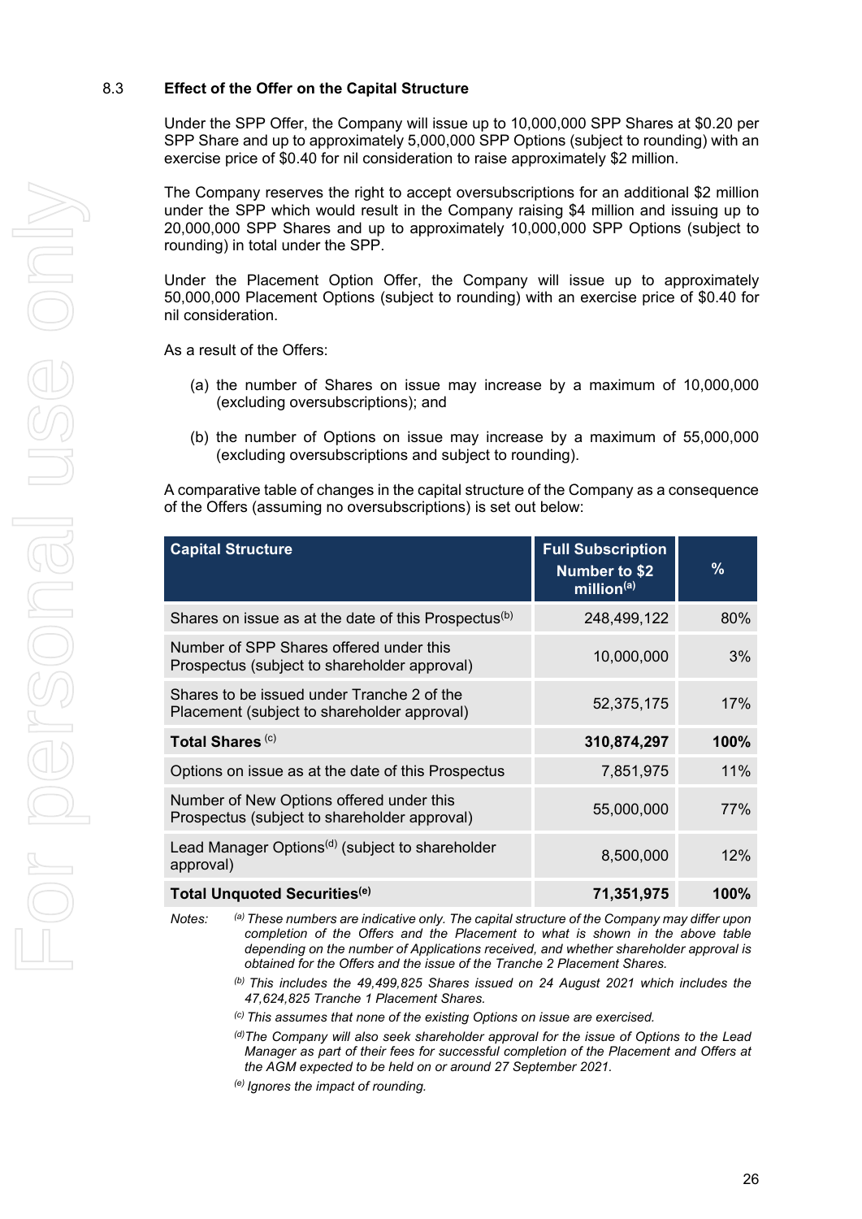## 8.3 Effect of the Offer on the Capital Structure

Under the SPP Offer, the Company will issue up to 10,000,000 SPP Shares at $0.20 per SPP Share and up to approximately 5,000,000 SPP Options (subject to rounding) with an exercise price of $0.40 for nil consideration to raise approximately $2 million.

The Company reserves the right to accept oversubscriptions for an additional $2 million under the SPP which would result in the Company raising $4 million and issuing up to 20,000,000 SPP Shares and up to approximately 10,000,000 SPP Options (subject to rounding) in total under the SPP.

Under the Placement Option Offer, the Company will issue up to approximately 50,000,000 Placement Options (subject to rounding) with an exercise price of $0.40 for nil consideration.

As a result of the Offers:

(a) the number of Shares on issue may increase by a maximum of 10,000,000 (excluding oversubscriptions); and

(b) the number of Options on issue may increase by a maximum of 55,000,000 (excluding oversubscriptions and subject to rounding).

A comparative table of changes in the capital structure of the Company as a consequence of the Offers (assuming no oversubscriptions) is set out below:

| Capital Structure | Full Subscription Number to $2 million[(a)] | % |
|---|---|---|
| Shares on issue as at the date of this Prospectus[(b)] | 248,499,122 | 80% |
| Number of SPP Shares offered under this Prospectus (subject to shareholder approval) | 10,000,000 | 3% |
| Shares to be issued under Tranche 2 of the Placement (subject to shareholder approval) | 52,375,175 | 17% |
| **Total Shares** [(c)] | **310,874,297** | **100%** |
| Options on issue as at the date of this Prospectus | 7,851,975 | 11% |
| Number of New Options offered under this Prospectus (subject to shareholder approval) | 55,000,000 | 77% |
| Lead Manager Options[(d)] (subject to shareholder approval) | 8,500,000 | 12% |
| **Total Unquoted Securities[(e)]** | **71,351,975** | **100%** |

Notes:

*[(a)] These numbers are indicative only. The capital structure of the Company may differ upon completion of the Offers and the Placement to what is shown in the above table depending on the number of Applications received, and whether shareholder approval is obtained for the Offers and the issue of the Tranche 2 Placement Shares.*

*[(b)] This includes the 49,499,825 Shares issued on 24 August 2021 which includes the 47,624,825 Tranche 1 Placement Shares.*

*[(c)] This assumes that none of the existing Options on issue are exercised.*

*[(d)] The Company will also seek shareholder approval for the issue of Options to the Lead Manager as part of their fees for successful completion of the Placement and Offers at the AGM expected to be held on or around 27 September 2021.*

*[(e)] Ignores the impact of rounding.*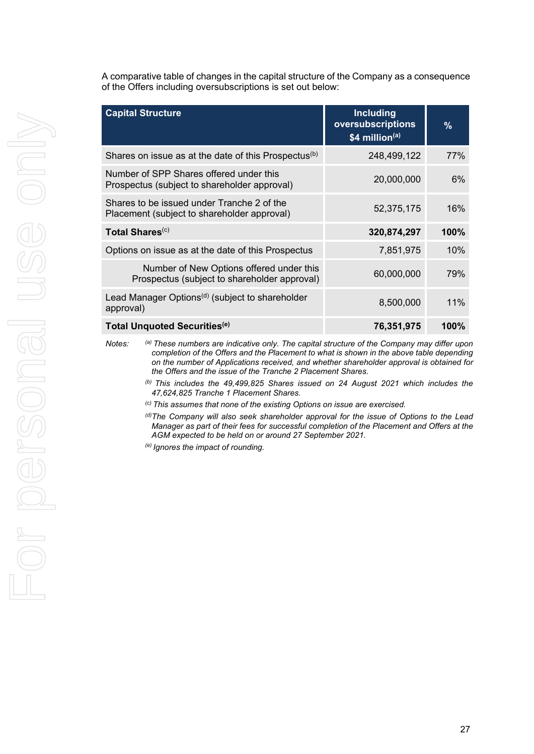A comparative table of changes in the capital structure of the Company as a consequence of the Offers including oversubscriptions is set out below:

| Capital Structure | Including oversubscriptions $4 million[(a)] | % |
|---|---|---|
| Shares on issue as at the date of this Prospectus[(b)] | 248,499,122 | 77% |
| Number of SPP Shares offered under this Prospectus (subject to shareholder approval) | 20,000,000 | 6% |
| Shares to be issued under Tranche 2 of the Placement (subject to shareholder approval) | 52,375,175 | 16% |
| **Total Shares[(c)]** | **320,874,297** | **100%** |
| Options on issue as at the date of this Prospectus | 7,851,975 | 10% |
| Number of New Options offered under this Prospectus (subject to shareholder approval) | 60,000,000 | 79% |
| Lead Manager Options[(d)] (subject to shareholder approval) | 8,500,000 | 11% |
| **Total Unquoted Securities[(e)]** | **76,351,975** | **100%** |

Notes:

*[(a)] These numbers are indicative only. The capital structure of the Company may differ upon completion of the Offers and the Placement to what is shown in the above table depending on the number of Applications received, and whether shareholder approval is obtained for the Offers and the issue of the Tranche 2 Placement Shares.*

*[(b)] This includes the 49,499,825 Shares issued on 24 August 2021 which includes the 47,624,825 Tranche 1 Placement Shares.*

*[(c)] This assumes that none of the existing Options on issue are exercised.*

*[(d)] The Company will also seek shareholder approval for the issue of Options to the Lead Manager as part of their fees for successful completion of the Placement and Offers at the AGM expected to be held on or around 27 September 2021.*

*[(e)] Ignores the impact of rounding.*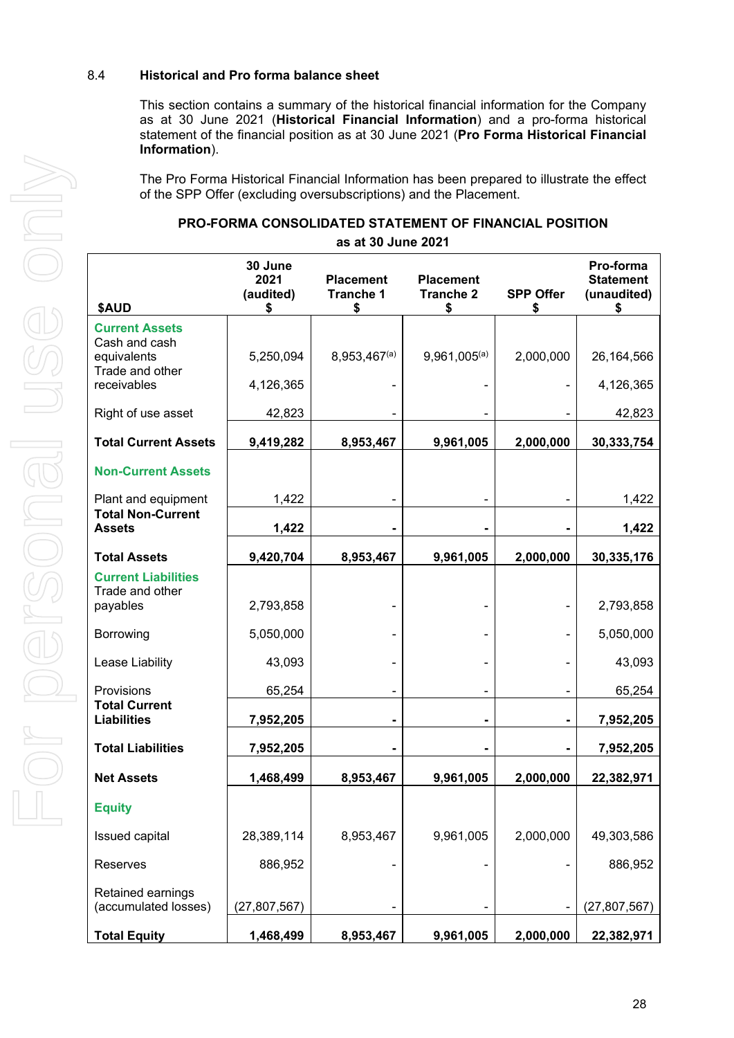### 8.4 Historical and Pro forma balance sheet

This section contains a summary of the historical financial information for the Company as at 30 June 2021 (**Historical Financial Information**) and a pro-forma historical statement of the financial position as at 30 June 2021 (**Pro Forma Historical Financial Information**).

The Pro Forma Historical Financial Information has been prepared to illustrate the effect of the SPP Offer (excluding oversubscriptions) and the Placement.

**PRO-FORMA CONSOLIDATED STATEMENT OF FINANCIAL POSITION**

**as at 30 June 2021**

| $AUD | 30 June 2021 (audited) $ | Placement Tranche 1 $ | Placement Tranche 2 $ | SPP Offer $ | Pro-forma Statement (unaudited) $ |
|---|---|---|---|---|---|
| **Current Assets** | | | | | |
| Cash and cash equivalents | 5,250,094 | 8,953,467[(a)] | 9,961,005[(a)] | 2,000,000 | 26,164,566 |
| Trade and other receivables | 4,126,365 | - | - | - | 4,126,365 |
| Right of use asset | 42,823 | - | - | - | 42,823 |
| **Total Current Assets** | **9,419,282** | **8,953,467** | **9,961,005** | **2,000,000** | **30,333,754** |
| **Non-Current Assets** | | | | | |
| Plant and equipment | 1,422 | - | - | - | 1,422 |
| **Total Non-Current Assets** | **1,422** | **-** | **-** | **-** | **1,422** |
| **Total Assets** | **9,420,704** | **8,953,467** | **9,961,005** | **2,000,000** | **30,335,176** |
| **Current Liabilities** | | | | | |
| Trade and other payables | 2,793,858 | - | - | - | 2,793,858 |
| Borrowing | 5,050,000 | - | - | - | 5,050,000 |
| Lease Liability | 43,093 | - | - | - | 43,093 |
| Provisions | 65,254 | - | - | - | 65,254 |
| **Total Current Liabilities** | **7,952,205** | **-** | **-** | **-** | **7,952,205** |
| **Total Liabilities** | **7,952,205** | **-** | **-** | **-** | **7,952,205** |
| **Net Assets** | **1,468,499** | **8,953,467** | **9,961,005** | **2,000,000** | **22,382,971** |
| **Equity** | | | | | |
| Issued capital | 28,389,114 | 8,953,467 | 9,961,005 | 2,000,000 | 49,303,586 |
| Reserves | 886,952 | - | - | - | 886,952 |
| Retained earnings (accumulated losses) | (27,807,567) | - | - | - | (27,807,567) |
| **Total Equity** | **1,468,499** | **8,953,467** | **9,961,005** | **2,000,000** | **22,382,971** |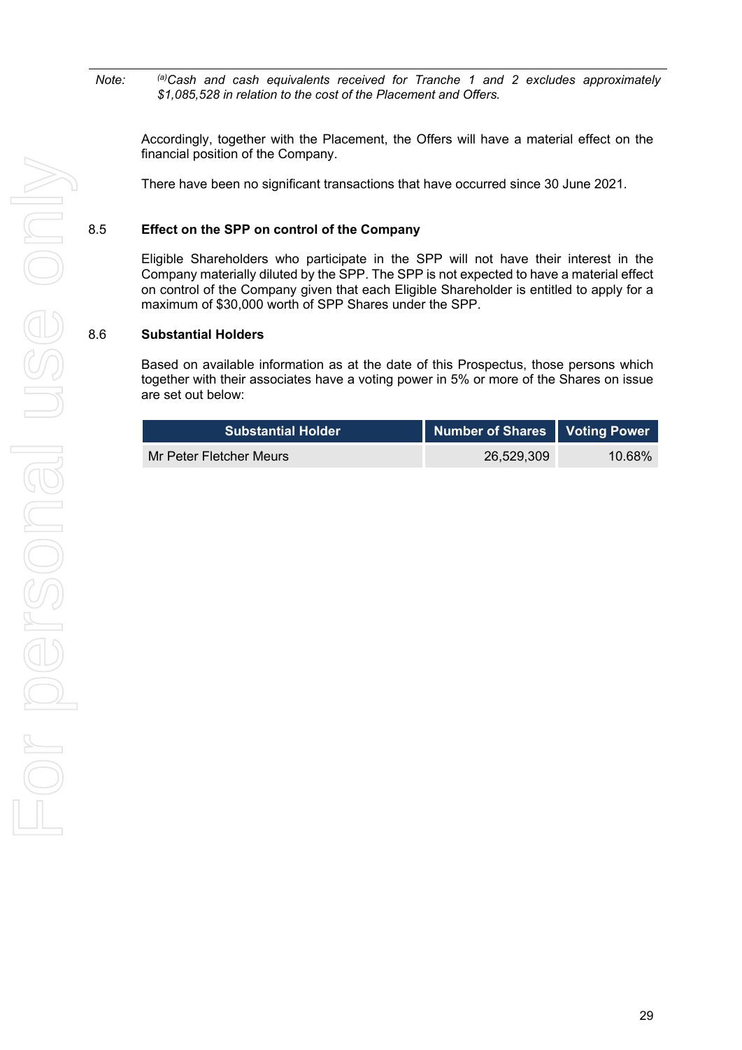*Note:* *[a]Cash and cash equivalents received for Tranche 1 and 2 excludes approximately $1,085,528 in relation to the cost of the Placement and Offers.*

Accordingly, together with the Placement, the Offers will have a material effect on the financial position of the Company.

There have been no significant transactions that have occurred since 30 June 2021.

## 8.5 Effect on the SPP on control of the Company

Eligible Shareholders who participate in the SPP will not have their interest in the Company materially diluted by the SPP. The SPP is not expected to have a material effect on control of the Company given that each Eligible Shareholder is entitled to apply for a maximum of $30,000 worth of SPP Shares under the SPP.

## 8.6 Substantial Holders

Based on available information as at the date of this Prospectus, those persons which together with their associates have a voting power in 5% or more of the Shares on issue are set out below:

| Substantial Holder | Number of Shares | Voting Power |
| --- | --- | --- |
| Mr Peter Fletcher Meurs | 26,529,309 | 10.68% |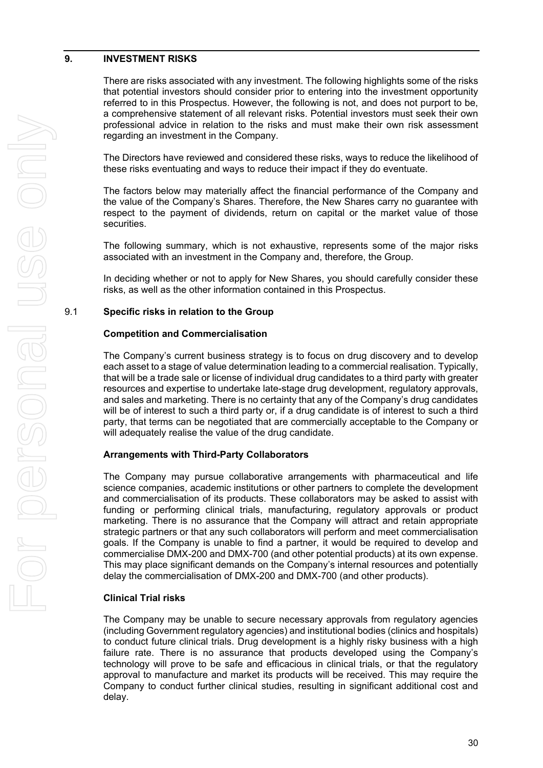## 9. INVESTMENT RISKS

There are risks associated with any investment. The following highlights some of the risks that potential investors should consider prior to entering into the investment opportunity referred to in this Prospectus. However, the following is not, and does not purport to be, a comprehensive statement of all relevant risks. Potential investors must seek their own professional advice in relation to the risks and must make their own risk assessment regarding an investment in the Company.

The Directors have reviewed and considered these risks, ways to reduce the likelihood of these risks eventuating and ways to reduce their impact if they do eventuate.

The factors below may materially affect the financial performance of the Company and the value of the Company's Shares. Therefore, the New Shares carry no guarantee with respect to the payment of dividends, return on capital or the market value of those securities.

The following summary, which is not exhaustive, represents some of the major risks associated with an investment in the Company and, therefore, the Group.

In deciding whether or not to apply for New Shares, you should carefully consider these risks, as well as the other information contained in this Prospectus.

### 9.1 Specific risks in relation to the Group

**Competition and Commercialisation**

The Company's current business strategy is to focus on drug discovery and to develop each asset to a stage of value determination leading to a commercial realisation. Typically, that will be a trade sale or license of individual drug candidates to a third party with greater resources and expertise to undertake late-stage drug development, regulatory approvals, and sales and marketing. There is no certainty that any of the Company's drug candidates will be of interest to such a third party or, if a drug candidate is of interest to such a third party, that terms can be negotiated that are commercially acceptable to the Company or will adequately realise the value of the drug candidate.

**Arrangements with Third-Party Collaborators**

The Company may pursue collaborative arrangements with pharmaceutical and life science companies, academic institutions or other partners to complete the development and commercialisation of its products. These collaborators may be asked to assist with funding or performing clinical trials, manufacturing, regulatory approvals or product marketing. There is no assurance that the Company will attract and retain appropriate strategic partners or that any such collaborators will perform and meet commercialisation goals. If the Company is unable to find a partner, it would be required to develop and commercialise DMX-200 and DMX-700 (and other potential products) at its own expense. This may place significant demands on the Company's internal resources and potentially delay the commercialisation of DMX-200 and DMX-700 (and other products).

**Clinical Trial risks**

The Company may be unable to secure necessary approvals from regulatory agencies (including Government regulatory agencies) and institutional bodies (clinics and hospitals) to conduct future clinical trials. Drug development is a highly risky business with a high failure rate. There is no assurance that products developed using the Company's technology will prove to be safe and efficacious in clinical trials, or that the regulatory approval to manufacture and market its products will be received. This may require the Company to conduct further clinical studies, resulting in significant additional cost and delay.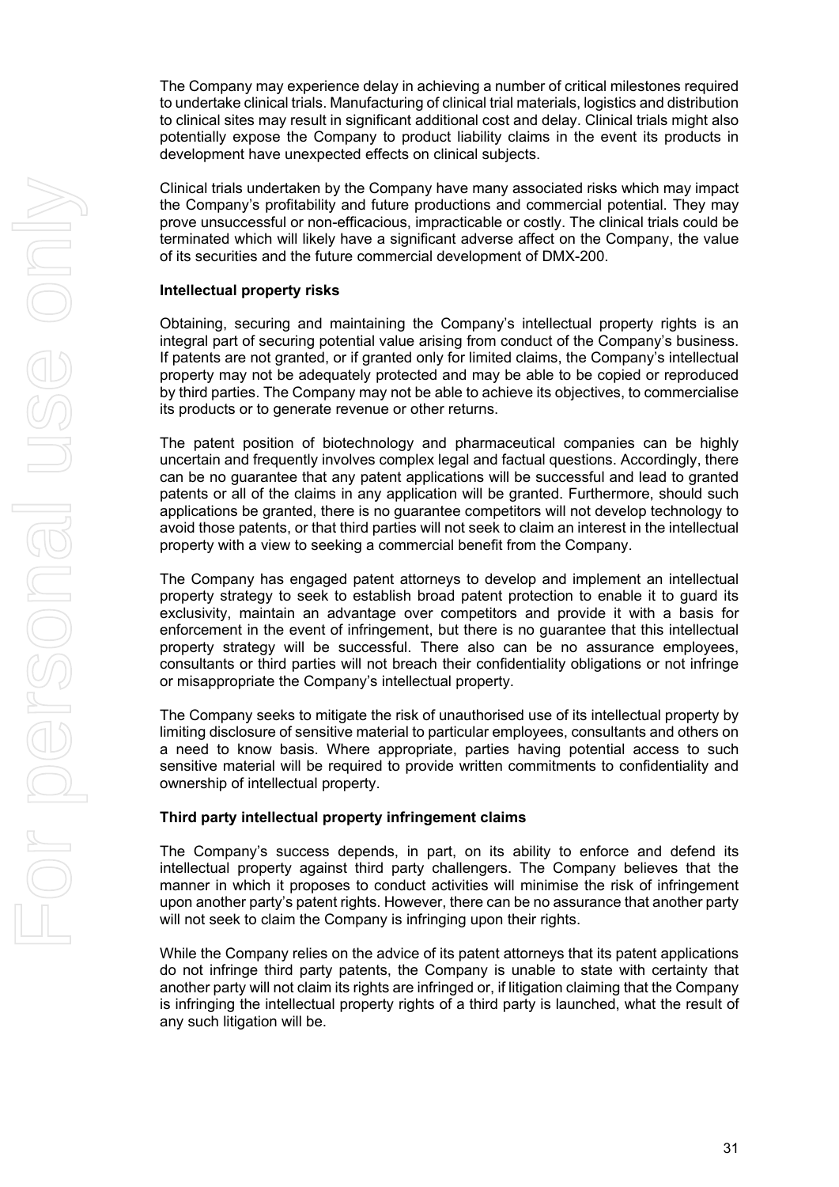The Company may experience delay in achieving a number of critical milestones required to undertake clinical trials. Manufacturing of clinical trial materials, logistics and distribution to clinical sites may result in significant additional cost and delay. Clinical trials might also potentially expose the Company to product liability claims in the event its products in development have unexpected effects on clinical subjects.

Clinical trials undertaken by the Company have many associated risks which may impact the Company's profitability and future productions and commercial potential. They may prove unsuccessful or non-efficacious, impracticable or costly. The clinical trials could be terminated which will likely have a significant adverse affect on the Company, the value of its securities and the future commercial development of DMX-200.

**Intellectual property risks**

Obtaining, securing and maintaining the Company's intellectual property rights is an integral part of securing potential value arising from conduct of the Company's business. If patents are not granted, or if granted only for limited claims, the Company's intellectual property may not be adequately protected and may be able to be copied or reproduced by third parties. The Company may not be able to achieve its objectives, to commercialise its products or to generate revenue or other returns.

The patent position of biotechnology and pharmaceutical companies can be highly uncertain and frequently involves complex legal and factual questions. Accordingly, there can be no guarantee that any patent applications will be successful and lead to granted patents or all of the claims in any application will be granted. Furthermore, should such applications be granted, there is no guarantee competitors will not develop technology to avoid those patents, or that third parties will not seek to claim an interest in the intellectual property with a view to seeking a commercial benefit from the Company.

The Company has engaged patent attorneys to develop and implement an intellectual property strategy to seek to establish broad patent protection to enable it to guard its exclusivity, maintain an advantage over competitors and provide it with a basis for enforcement in the event of infringement, but there is no guarantee that this intellectual property strategy will be successful. There also can be no assurance employees, consultants or third parties will not breach their confidentiality obligations or not infringe or misappropriate the Company's intellectual property.

The Company seeks to mitigate the risk of unauthorised use of its intellectual property by limiting disclosure of sensitive material to particular employees, consultants and others on a need to know basis. Where appropriate, parties having potential access to such sensitive material will be required to provide written commitments to confidentiality and ownership of intellectual property.

**Third party intellectual property infringement claims**

The Company's success depends, in part, on its ability to enforce and defend its intellectual property against third party challengers. The Company believes that the manner in which it proposes to conduct activities will minimise the risk of infringement upon another party's patent rights. However, there can be no assurance that another party will not seek to claim the Company is infringing upon their rights.

While the Company relies on the advice of its patent attorneys that its patent applications do not infringe third party patents, the Company is unable to state with certainty that another party will not claim its rights are infringed or, if litigation claiming that the Company is infringing the intellectual property rights of a third party is launched, what the result of any such litigation will be.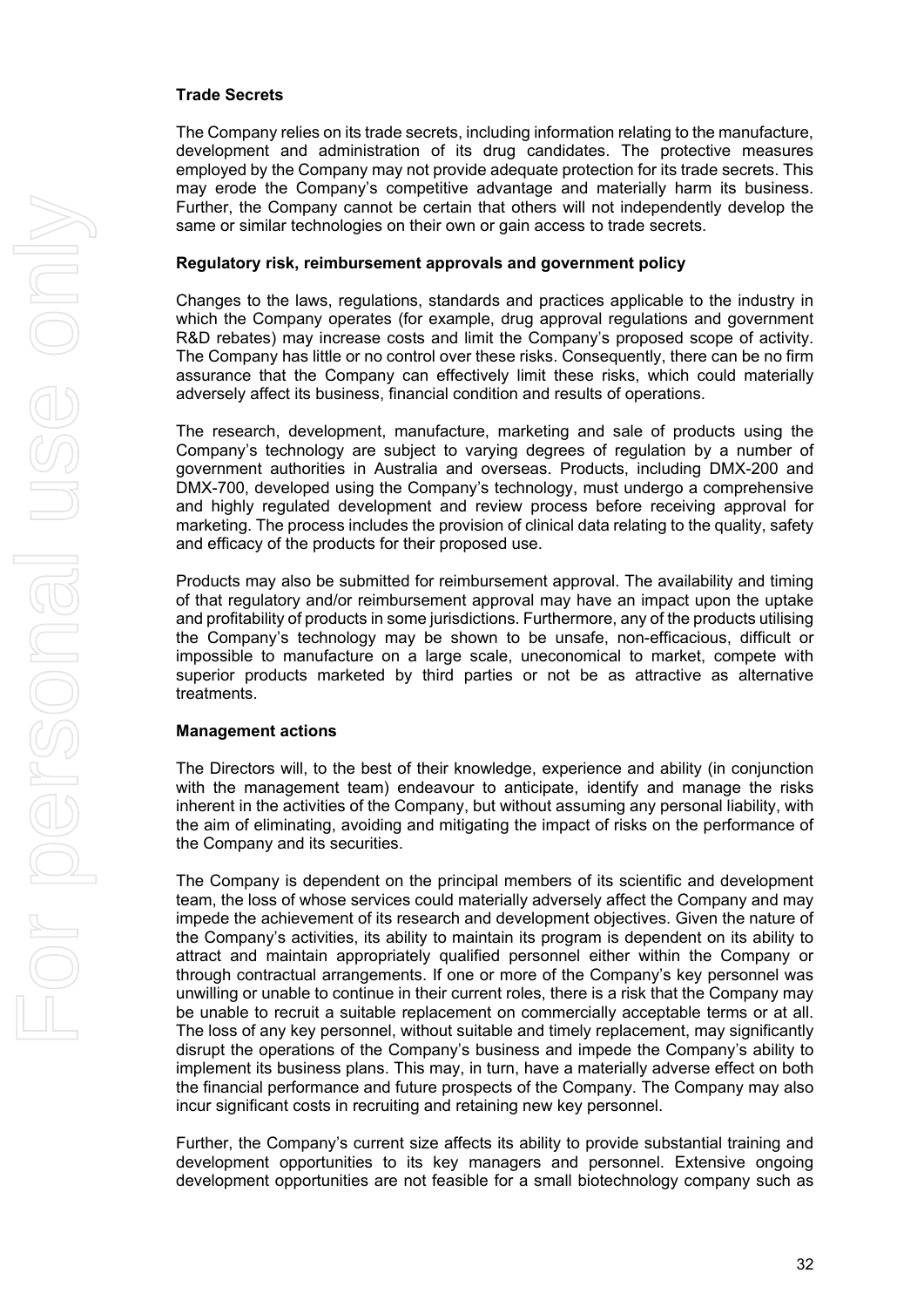**Trade Secrets**

The Company relies on its trade secrets, including information relating to the manufacture, development and administration of its drug candidates. The protective measures employed by the Company may not provide adequate protection for its trade secrets. This may erode the Company's competitive advantage and materially harm its business. Further, the Company cannot be certain that others will not independently develop the same or similar technologies on their own or gain access to trade secrets.

**Regulatory risk, reimbursement approvals and government policy**

Changes to the laws, regulations, standards and practices applicable to the industry in which the Company operates (for example, drug approval regulations and government R&D rebates) may increase costs and limit the Company's proposed scope of activity. The Company has little or no control over these risks. Consequently, there can be no firm assurance that the Company can effectively limit these risks, which could materially adversely affect its business, financial condition and results of operations.

The research, development, manufacture, marketing and sale of products using the Company's technology are subject to varying degrees of regulation by a number of government authorities in Australia and overseas. Products, including DMX-200 and DMX-700, developed using the Company's technology, must undergo a comprehensive and highly regulated development and review process before receiving approval for marketing. The process includes the provision of clinical data relating to the quality, safety and efficacy of the products for their proposed use.

Products may also be submitted for reimbursement approval. The availability and timing of that regulatory and/or reimbursement approval may have an impact upon the uptake and profitability of products in some jurisdictions. Furthermore, any of the products utilising the Company's technology may be shown to be unsafe, non-efficacious, difficult or impossible to manufacture on a large scale, uneconomical to market, compete with superior products marketed by third parties or not be as attractive as alternative treatments.

**Management actions**

The Directors will, to the best of their knowledge, experience and ability (in conjunction with the management team) endeavour to anticipate, identify and manage the risks inherent in the activities of the Company, but without assuming any personal liability, with the aim of eliminating, avoiding and mitigating the impact of risks on the performance of the Company and its securities.

The Company is dependent on the principal members of its scientific and development team, the loss of whose services could materially adversely affect the Company and may impede the achievement of its research and development objectives. Given the nature of the Company's activities, its ability to maintain its program is dependent on its ability to attract and maintain appropriately qualified personnel either within the Company or through contractual arrangements. If one or more of the Company's key personnel was unwilling or unable to continue in their current roles, there is a risk that the Company may be unable to recruit a suitable replacement on commercially acceptable terms or at all. The loss of any key personnel, without suitable and timely replacement, may significantly disrupt the operations of the Company's business and impede the Company's ability to implement its business plans. This may, in turn, have a materially adverse effect on both the financial performance and future prospects of the Company. The Company may also incur significant costs in recruiting and retaining new key personnel.

Further, the Company's current size affects its ability to provide substantial training and development opportunities to its key managers and personnel. Extensive ongoing development opportunities are not feasible for a small biotechnology company such as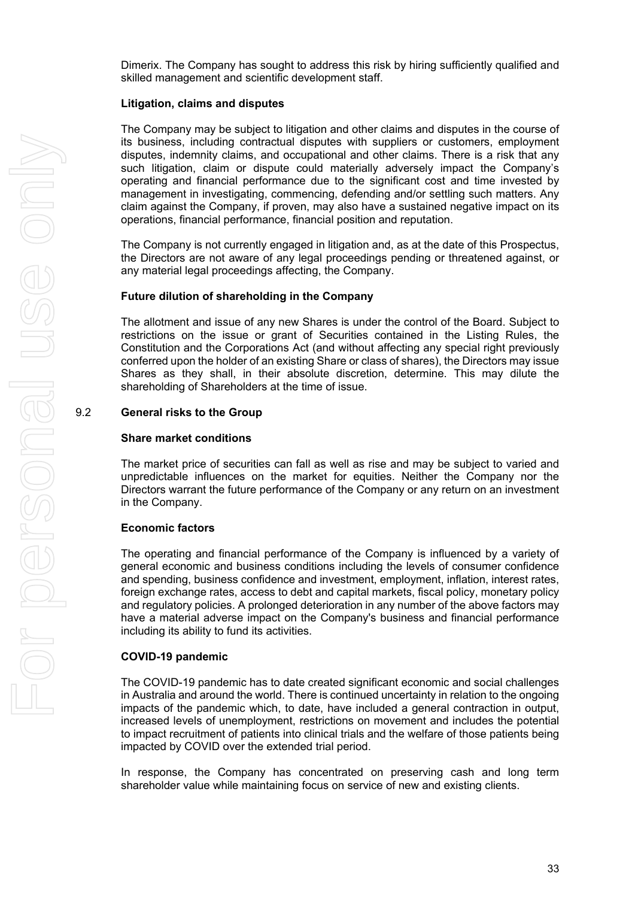Dimerix. The Company has sought to address this risk by hiring sufficiently qualified and skilled management and scientific development staff.

**Litigation, claims and disputes**

The Company may be subject to litigation and other claims and disputes in the course of its business, including contractual disputes with suppliers or customers, employment disputes, indemnity claims, and occupational and other claims. There is a risk that any such litigation, claim or dispute could materially adversely impact the Company's operating and financial performance due to the significant cost and time invested by management in investigating, commencing, defending and/or settling such matters. Any claim against the Company, if proven, may also have a sustained negative impact on its operations, financial performance, financial position and reputation.

The Company is not currently engaged in litigation and, as at the date of this Prospectus, the Directors are not aware of any legal proceedings pending or threatened against, or any material legal proceedings affecting, the Company.

**Future dilution of shareholding in the Company**

The allotment and issue of any new Shares is under the control of the Board. Subject to restrictions on the issue or grant of Securities contained in the Listing Rules, the Constitution and the Corporations Act (and without affecting any special right previously conferred upon the holder of an existing Share or class of shares), the Directors may issue Shares as they shall, in their absolute discretion, determine. This may dilute the shareholding of Shareholders at the time of issue.

## 9.2 General risks to the Group

**Share market conditions**

The market price of securities can fall as well as rise and may be subject to varied and unpredictable influences on the market for equities. Neither the Company nor the Directors warrant the future performance of the Company or any return on an investment in the Company.

**Economic factors**

The operating and financial performance of the Company is influenced by a variety of general economic and business conditions including the levels of consumer confidence and spending, business confidence and investment, employment, inflation, interest rates, foreign exchange rates, access to debt and capital markets, fiscal policy, monetary policy and regulatory policies. A prolonged deterioration in any number of the above factors may have a material adverse impact on the Company's business and financial performance including its ability to fund its activities.

**COVID-19 pandemic**

The COVID-19 pandemic has to date created significant economic and social challenges in Australia and around the world. There is continued uncertainty in relation to the ongoing impacts of the pandemic which, to date, have included a general contraction in output, increased levels of unemployment, restrictions on movement and includes the potential to impact recruitment of patients into clinical trials and the welfare of those patients being impacted by COVID over the extended trial period.

In response, the Company has concentrated on preserving cash and long term shareholder value while maintaining focus on service of new and existing clients.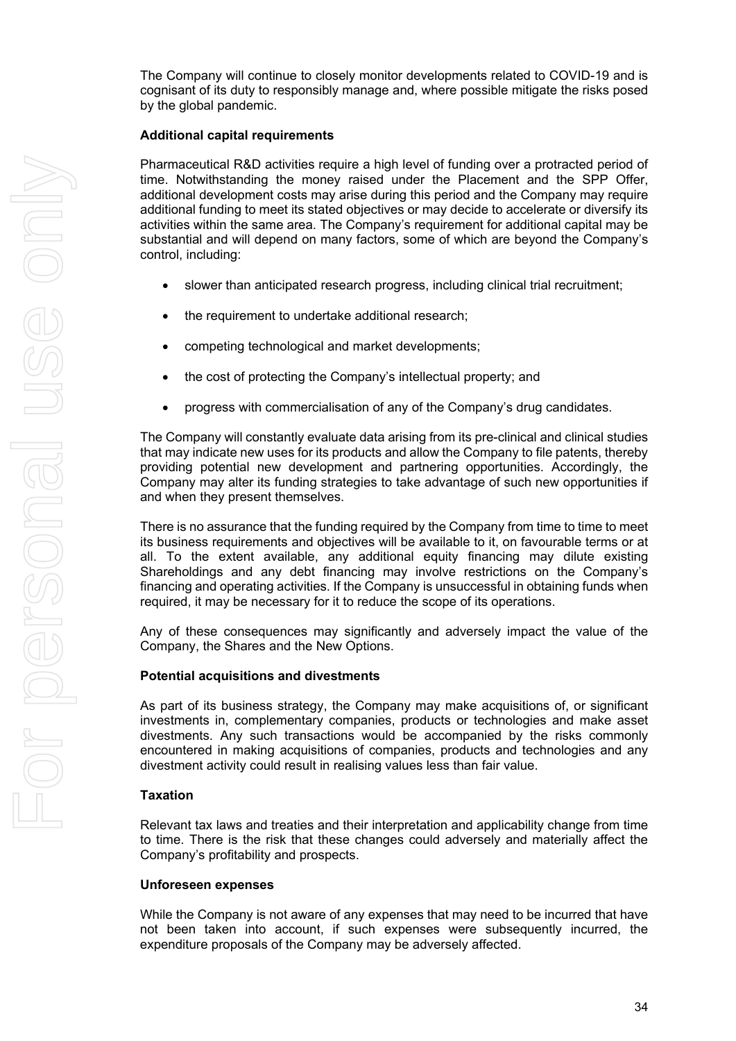The Company will continue to closely monitor developments related to COVID-19 and is cognisant of its duty to responsibly manage and, where possible mitigate the risks posed by the global pandemic.

**Additional capital requirements**

Pharmaceutical R&D activities require a high level of funding over a protracted period of time. Notwithstanding the money raised under the Placement and the SPP Offer, additional development costs may arise during this period and the Company may require additional funding to meet its stated objectives or may decide to accelerate or diversify its activities within the same area. The Company's requirement for additional capital may be substantial and will depend on many factors, some of which are beyond the Company's control, including:

- slower than anticipated research progress, including clinical trial recruitment;
- the requirement to undertake additional research;
- competing technological and market developments;
- the cost of protecting the Company's intellectual property; and
- progress with commercialisation of any of the Company's drug candidates.

The Company will constantly evaluate data arising from its pre-clinical and clinical studies that may indicate new uses for its products and allow the Company to file patents, thereby providing potential new development and partnering opportunities. Accordingly, the Company may alter its funding strategies to take advantage of such new opportunities if and when they present themselves.

There is no assurance that the funding required by the Company from time to time to meet its business requirements and objectives will be available to it, on favourable terms or at all. To the extent available, any additional equity financing may dilute existing Shareholdings and any debt financing may involve restrictions on the Company's financing and operating activities. If the Company is unsuccessful in obtaining funds when required, it may be necessary for it to reduce the scope of its operations.

Any of these consequences may significantly and adversely impact the value of the Company, the Shares and the New Options.

**Potential acquisitions and divestments**

As part of its business strategy, the Company may make acquisitions of, or significant investments in, complementary companies, products or technologies and make asset divestments. Any such transactions would be accompanied by the risks commonly encountered in making acquisitions of companies, products and technologies and any divestment activity could result in realising values less than fair value.

**Taxation**

Relevant tax laws and treaties and their interpretation and applicability change from time to time. There is the risk that these changes could adversely and materially affect the Company's profitability and prospects.

**Unforeseen expenses**

While the Company is not aware of any expenses that may need to be incurred that have not been taken into account, if such expenses were subsequently incurred, the expenditure proposals of the Company may be adversely affected.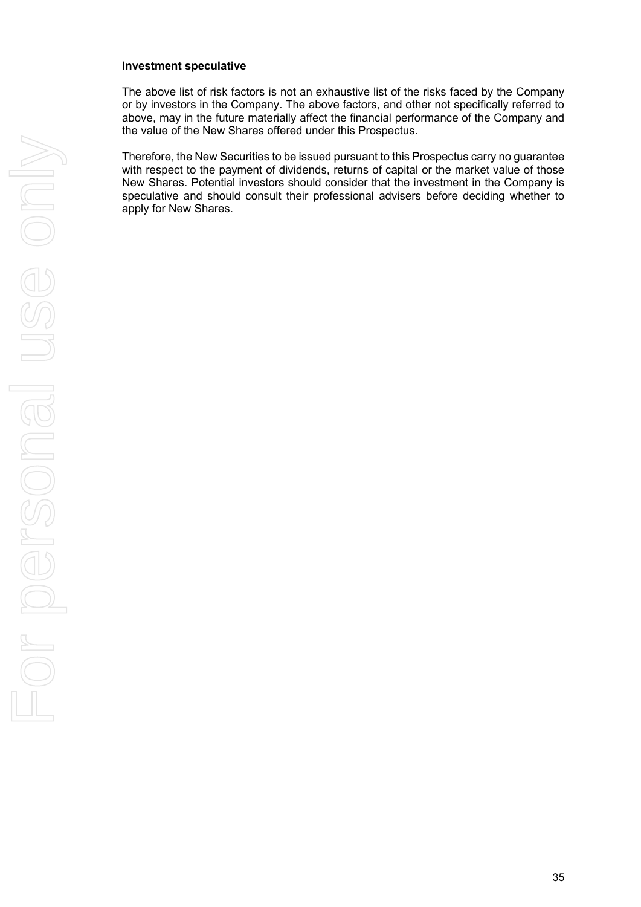**Investment speculative**

The above list of risk factors is not an exhaustive list of the risks faced by the Company or by investors in the Company. The above factors, and other not specifically referred to above, may in the future materially affect the financial performance of the Company and the value of the New Shares offered under this Prospectus.

Therefore, the New Securities to be issued pursuant to this Prospectus carry no guarantee with respect to the payment of dividends, returns of capital or the market value of those New Shares. Potential investors should consider that the investment in the Company is speculative and should consult their professional advisers before deciding whether to apply for New Shares.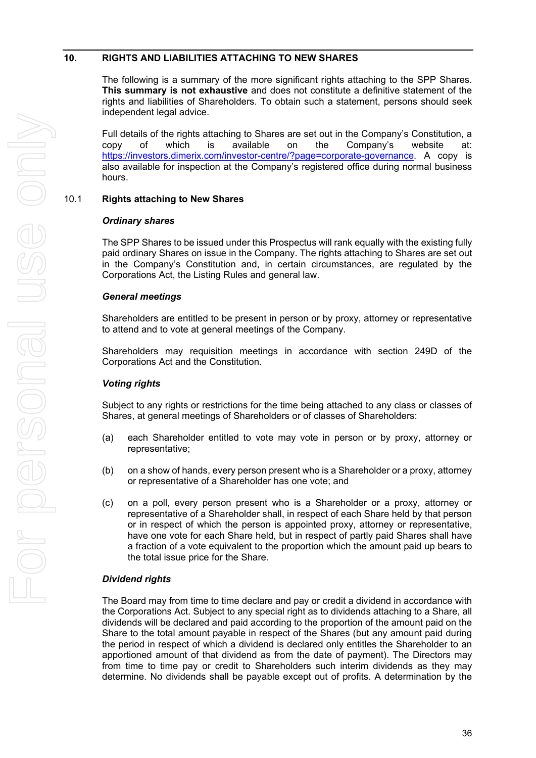## 10. RIGHTS AND LIABILITIES ATTACHING TO NEW SHARES

The following is a summary of the more significant rights attaching to the SPP Shares. **This summary is not exhaustive** and does not constitute a definitive statement of the rights and liabilities of Shareholders. To obtain such a statement, persons should seek independent legal advice.

Full details of the rights attaching to Shares are set out in the Company's Constitution, a copy of which is available on the Company's website at: https://investors.dimerix.com/investor-centre/?page=corporate-governance. A copy is also available for inspection at the Company's registered office during normal business hours.

### 10.1 Rights attaching to New Shares

***Ordinary shares***

The SPP Shares to be issued under this Prospectus will rank equally with the existing fully paid ordinary Shares on issue in the Company. The rights attaching to Shares are set out in the Company's Constitution and, in certain circumstances, are regulated by the Corporations Act, the Listing Rules and general law.

***General meetings***

Shareholders are entitled to be present in person or by proxy, attorney or representative to attend and to vote at general meetings of the Company.

Shareholders may requisition meetings in accordance with section 249D of the Corporations Act and the Constitution.

***Voting rights***

Subject to any rights or restrictions for the time being attached to any class or classes of Shares, at general meetings of Shareholders or of classes of Shareholders:

(a) each Shareholder entitled to vote may vote in person or by proxy, attorney or representative;

(b) on a show of hands, every person present who is a Shareholder or a proxy, attorney or representative of a Shareholder has one vote; and

(c) on a poll, every person present who is a Shareholder or a proxy, attorney or representative of a Shareholder shall, in respect of each Share held by that person or in respect of which the person is appointed proxy, attorney or representative, have one vote for each Share held, but in respect of partly paid Shares shall have a fraction of a vote equivalent to the proportion which the amount paid up bears to the total issue price for the Share.

***Dividend rights***

The Board may from time to time declare and pay or credit a dividend in accordance with the Corporations Act. Subject to any special right as to dividends attaching to a Share, all dividends will be declared and paid according to the proportion of the amount paid on the Share to the total amount payable in respect of the Shares (but any amount paid during the period in respect of which a dividend is declared only entitles the Shareholder to an apportioned amount of that dividend as from the date of payment). The Directors may from time to time pay or credit to Shareholders such interim dividends as they may determine. No dividends shall be payable except out of profits. A determination by the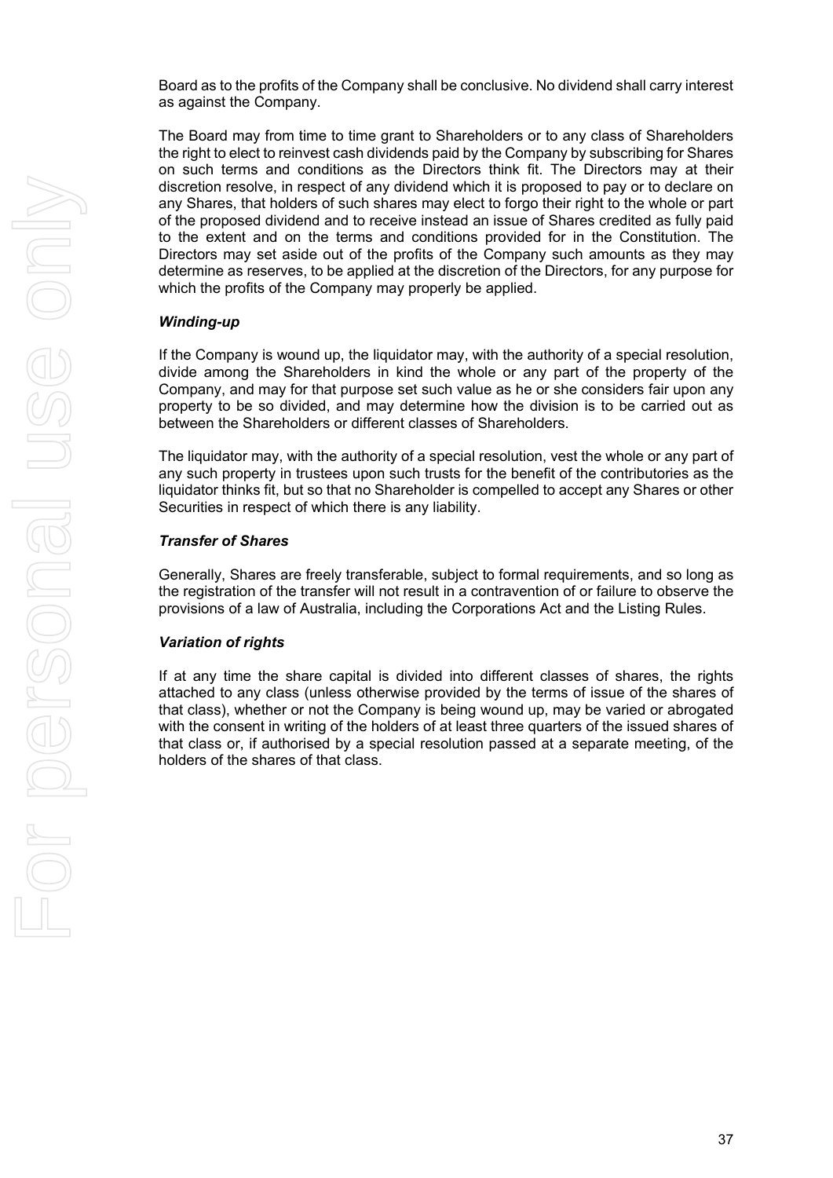Board as to the profits of the Company shall be conclusive. No dividend shall carry interest as against the Company.

The Board may from time to time grant to Shareholders or to any class of Shareholders the right to elect to reinvest cash dividends paid by the Company by subscribing for Shares on such terms and conditions as the Directors think fit. The Directors may at their discretion resolve, in respect of any dividend which it is proposed to pay or to declare on any Shares, that holders of such shares may elect to forgo their right to the whole or part of the proposed dividend and to receive instead an issue of Shares credited as fully paid to the extent and on the terms and conditions provided for in the Constitution. The Directors may set aside out of the profits of the Company such amounts as they may determine as reserves, to be applied at the discretion of the Directors, for any purpose for which the profits of the Company may properly be applied.

***Winding-up***

If the Company is wound up, the liquidator may, with the authority of a special resolution, divide among the Shareholders in kind the whole or any part of the property of the Company, and may for that purpose set such value as he or she considers fair upon any property to be so divided, and may determine how the division is to be carried out as between the Shareholders or different classes of Shareholders.

The liquidator may, with the authority of a special resolution, vest the whole or any part of any such property in trustees upon such trusts for the benefit of the contributories as the liquidator thinks fit, but so that no Shareholder is compelled to accept any Shares or other Securities in respect of which there is any liability.

***Transfer of Shares***

Generally, Shares are freely transferable, subject to formal requirements, and so long as the registration of the transfer will not result in a contravention of or failure to observe the provisions of a law of Australia, including the Corporations Act and the Listing Rules.

***Variation of rights***

If at any time the share capital is divided into different classes of shares, the rights attached to any class (unless otherwise provided by the terms of issue of the shares of that class), whether or not the Company is being wound up, may be varied or abrogated with the consent in writing of the holders of at least three quarters of the issued shares of that class or, if authorised by a special resolution passed at a separate meeting, of the holders of the shares of that class.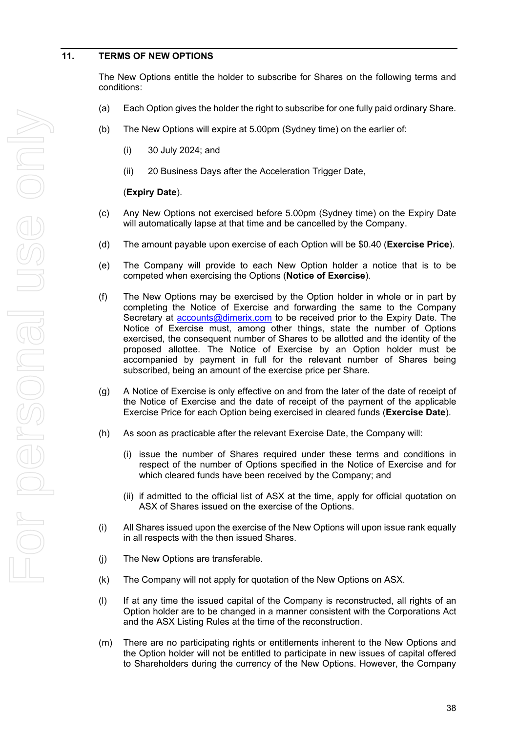## 11. TERMS OF NEW OPTIONS

The New Options entitle the holder to subscribe for Shares on the following terms and conditions:

(a) Each Option gives the holder the right to subscribe for one fully paid ordinary Share.

(b) The New Options will expire at 5.00pm (Sydney time) on the earlier of:

  (i) 30 July 2024; and

  (ii) 20 Business Days after the Acceleration Trigger Date,

  (**Expiry Date**).

(c) Any New Options not exercised before 5.00pm (Sydney time) on the Expiry Date will automatically lapse at that time and be cancelled by the Company.

(d) The amount payable upon exercise of each Option will be $0.40 (**Exercise Price**).

(e) The Company will provide to each New Option holder a notice that is to be competed when exercising the Options (**Notice of Exercise**).

(f) The New Options may be exercised by the Option holder in whole or in part by completing the Notice of Exercise and forwarding the same to the Company Secretary at accounts@dimerix.com to be received prior to the Expiry Date. The Notice of Exercise must, among other things, state the number of Options exercised, the consequent number of Shares to be allotted and the identity of the proposed allottee. The Notice of Exercise by an Option holder must be accompanied by payment in full for the relevant number of Shares being subscribed, being an amount of the exercise price per Share.

(g) A Notice of Exercise is only effective on and from the later of the date of receipt of the Notice of Exercise and the date of receipt of the payment of the applicable Exercise Price for each Option being exercised in cleared funds (**Exercise Date**).

(h) As soon as practicable after the relevant Exercise Date, the Company will:

  (i) issue the number of Shares required under these terms and conditions in respect of the number of Options specified in the Notice of Exercise and for which cleared funds have been received by the Company; and

  (ii) if admitted to the official list of ASX at the time, apply for official quotation on ASX of Shares issued on the exercise of the Options.

(i) All Shares issued upon the exercise of the New Options will upon issue rank equally in all respects with the then issued Shares.

(j) The New Options are transferable.

(k) The Company will not apply for quotation of the New Options on ASX.

(l) If at any time the issued capital of the Company is reconstructed, all rights of an Option holder are to be changed in a manner consistent with the Corporations Act and the ASX Listing Rules at the time of the reconstruction.

(m) There are no participating rights or entitlements inherent to the New Options and the Option holder will not be entitled to participate in new issues of capital offered to Shareholders during the currency of the New Options. However, the Company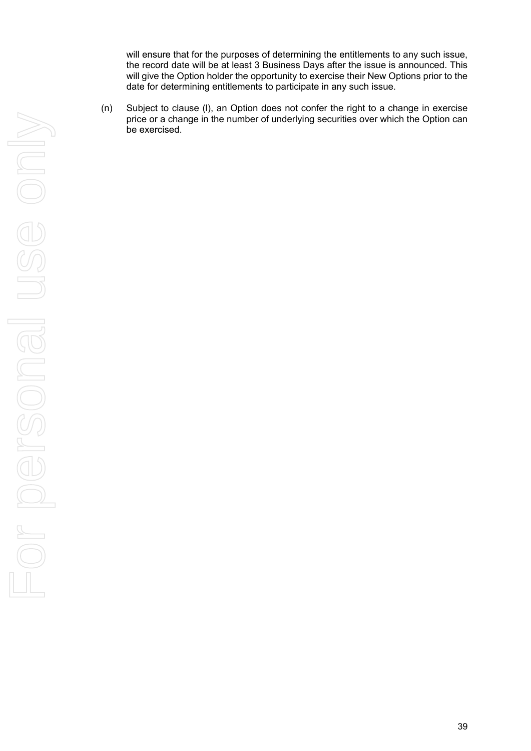will ensure that for the purposes of determining the entitlements to any such issue, the record date will be at least 3 Business Days after the issue is announced. This will give the Option holder the opportunity to exercise their New Options prior to the date for determining entitlements to participate in any such issue.

(n) Subject to clause (l), an Option does not confer the right to a change in exercise price or a change in the number of underlying securities over which the Option can be exercised.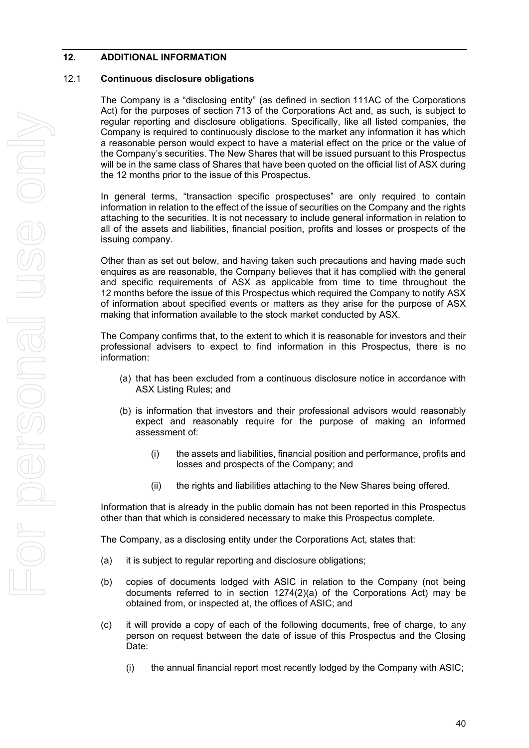## 12. ADDITIONAL INFORMATION

### 12.1 Continuous disclosure obligations

The Company is a "disclosing entity" (as defined in section 111AC of the Corporations Act) for the purposes of section 713 of the Corporations Act and, as such, is subject to regular reporting and disclosure obligations. Specifically, like all listed companies, the Company is required to continuously disclose to the market any information it has which a reasonable person would expect to have a material effect on the price or the value of the Company's securities. The New Shares that will be issued pursuant to this Prospectus will be in the same class of Shares that have been quoted on the official list of ASX during the 12 months prior to the issue of this Prospectus.

In general terms, "transaction specific prospectuses" are only required to contain information in relation to the effect of the issue of securities on the Company and the rights attaching to the securities. It is not necessary to include general information in relation to all of the assets and liabilities, financial position, profits and losses or prospects of the issuing company.

Other than as set out below, and having taken such precautions and having made such enquires as are reasonable, the Company believes that it has complied with the general and specific requirements of ASX as applicable from time to time throughout the 12 months before the issue of this Prospectus which required the Company to notify ASX of information about specified events or matters as they arise for the purpose of ASX making that information available to the stock market conducted by ASX.

The Company confirms that, to the extent to which it is reasonable for investors and their professional advisers to expect to find information in this Prospectus, there is no information:

(a) that has been excluded from a continuous disclosure notice in accordance with ASX Listing Rules; and

(b) is information that investors and their professional advisors would reasonably expect and reasonably require for the purpose of making an informed assessment of:

   (i) the assets and liabilities, financial position and performance, profits and losses and prospects of the Company; and

   (ii) the rights and liabilities attaching to the New Shares being offered.

Information that is already in the public domain has not been reported in this Prospectus other than that which is considered necessary to make this Prospectus complete.

The Company, as a disclosing entity under the Corporations Act, states that:

(a) it is subject to regular reporting and disclosure obligations;

(b) copies of documents lodged with ASIC in relation to the Company (not being documents referred to in section 1274(2)(a) of the Corporations Act) may be obtained from, or inspected at, the offices of ASIC; and

(c) it will provide a copy of each of the following documents, free of charge, to any person on request between the date of issue of this Prospectus and the Closing Date:

   (i) the annual financial report most recently lodged by the Company with ASIC;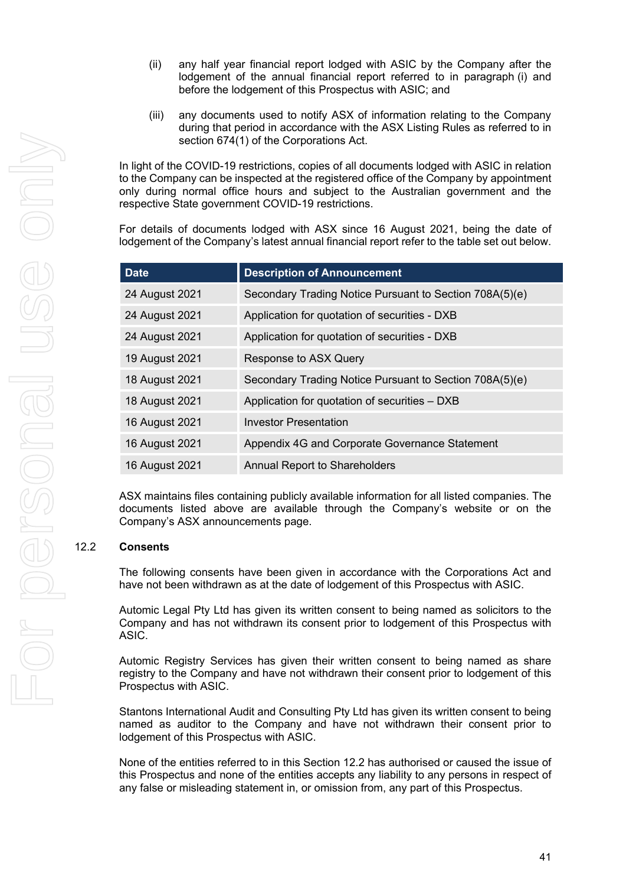(ii) any half year financial report lodged with ASIC by the Company after the lodgement of the annual financial report referred to in paragraph (i) and before the lodgement of this Prospectus with ASIC; and

(iii) any documents used to notify ASX of information relating to the Company during that period in accordance with the ASX Listing Rules as referred to in section 674(1) of the Corporations Act.

In light of the COVID-19 restrictions, copies of all documents lodged with ASIC in relation to the Company can be inspected at the registered office of the Company by appointment only during normal office hours and subject to the Australian government and the respective State government COVID-19 restrictions.

For details of documents lodged with ASX since 16 August 2021, being the date of lodgement of the Company's latest annual financial report refer to the table set out below.

| Date | Description of Announcement |
|---|---|
| 24 August 2021 | Secondary Trading Notice Pursuant to Section 708A(5)(e) |
| 24 August 2021 | Application for quotation of securities - DXB |
| 24 August 2021 | Application for quotation of securities - DXB |
| 19 August 2021 | Response to ASX Query |
| 18 August 2021 | Secondary Trading Notice Pursuant to Section 708A(5)(e) |
| 18 August 2021 | Application for quotation of securities – DXB |
| 16 August 2021 | Investor Presentation |
| 16 August 2021 | Appendix 4G and Corporate Governance Statement |
| 16 August 2021 | Annual Report to Shareholders |

ASX maintains files containing publicly available information for all listed companies. The documents listed above are available through the Company's website or on the Company's ASX announcements page.

## 12.2 Consents

The following consents have been given in accordance with the Corporations Act and have not been withdrawn as at the date of lodgement of this Prospectus with ASIC.

Automic Legal Pty Ltd has given its written consent to being named as solicitors to the Company and has not withdrawn its consent prior to lodgement of this Prospectus with ASIC.

Automic Registry Services has given their written consent to being named as share registry to the Company and have not withdrawn their consent prior to lodgement of this Prospectus with ASIC.

Stantons International Audit and Consulting Pty Ltd has given its written consent to being named as auditor to the Company and have not withdrawn their consent prior to lodgement of this Prospectus with ASIC.

None of the entities referred to in this Section 12.2 has authorised or caused the issue of this Prospectus and none of the entities accepts any liability to any persons in respect of any false or misleading statement in, or omission from, any part of this Prospectus.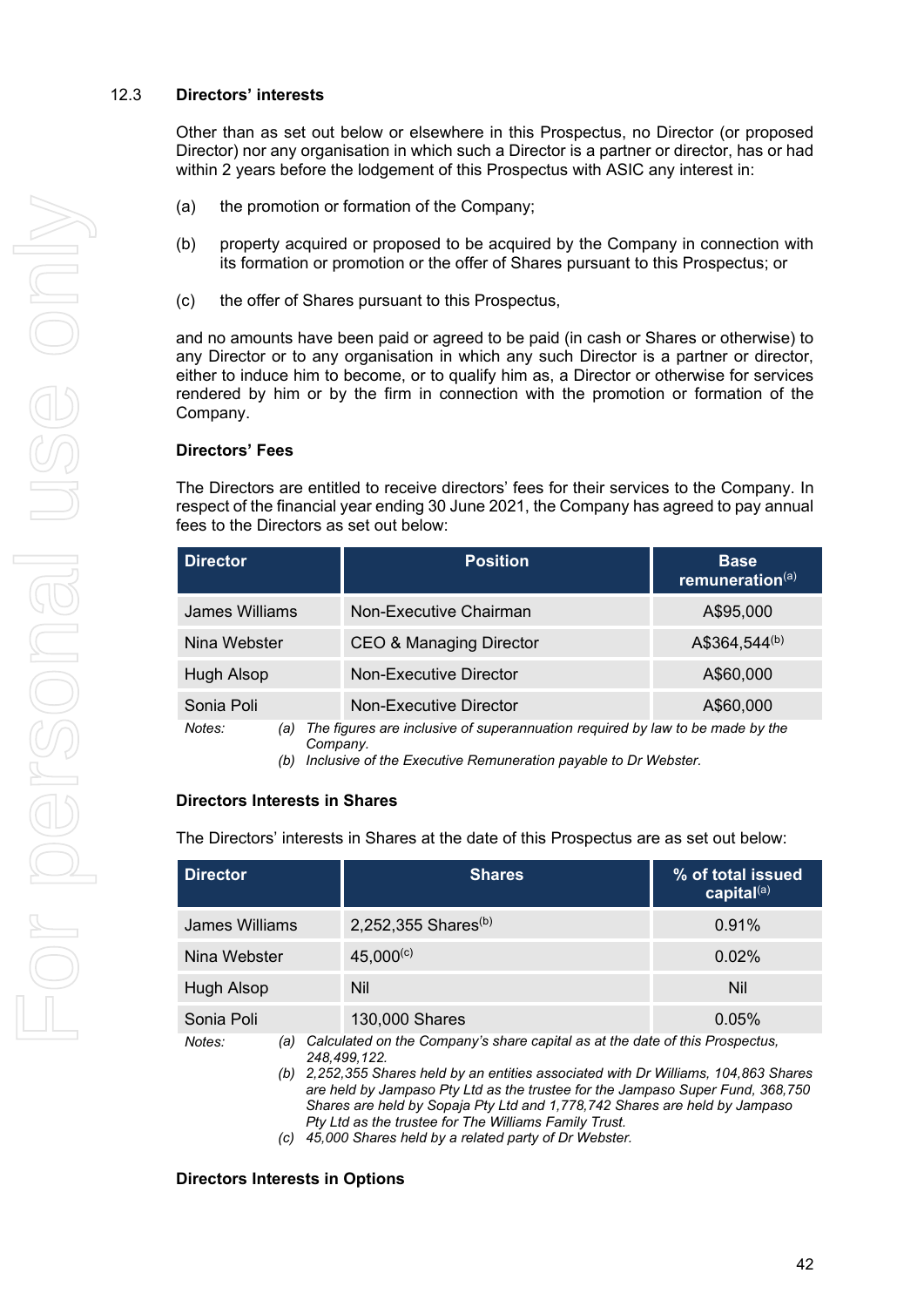### 12.3 Directors' interests

Other than as set out below or elsewhere in this Prospectus, no Director (or proposed Director) nor any organisation in which such a Director is a partner or director, has or had within 2 years before the lodgement of this Prospectus with ASIC any interest in:

(a) the promotion or formation of the Company;

(b) property acquired or proposed to be acquired by the Company in connection with its formation or promotion or the offer of Shares pursuant to this Prospectus; or

(c) the offer of Shares pursuant to this Prospectus,

and no amounts have been paid or agreed to be paid (in cash or Shares or otherwise) to any Director or to any organisation in which any such Director is a partner or director, either to induce him to become, or to qualify him as, a Director or otherwise for services rendered by him or by the firm in connection with the promotion or formation of the Company.

**Directors' Fees**

The Directors are entitled to receive directors' fees for their services to the Company. In respect of the financial year ending 30 June 2021, the Company has agreed to pay annual fees to the Directors as set out below:

| Director | Position | Base remuneration[(a)] |
|---|---|---|
| James Williams | Non-Executive Chairman | A$95,000 |
| Nina Webster | CEO & Managing Director | A$364,544[(b)] |
| Hugh Alsop | Non-Executive Director | A$60,000 |
| Sonia Poli | Non-Executive Director | A$60,000 |

*Notes:* (a) *The figures are inclusive of superannuation required by law to be made by the Company.*
(b) *Inclusive of the Executive Remuneration payable to Dr Webster.*

**Directors Interests in Shares**

The Directors' interests in Shares at the date of this Prospectus are as set out below:

| Director | Shares | % of total issued capital[(a)] |
|---|---|---|
| James Williams | 2,252,355 Shares[(b)] | 0.91% |
| Nina Webster | 45,000[(c)] | 0.02% |
| Hugh Alsop | Nil | Nil |
| Sonia Poli | 130,000 Shares | 0.05% |

*Notes:* (a) *Calculated on the Company's share capital as at the date of this Prospectus, 248,499,122.*
(b) *2,252,355 Shares held by an entities associated with Dr Williams, 104,863 Shares are held by Jampaso Pty Ltd as the trustee for the Jampaso Super Fund, 368,750 Shares are held by Sopaja Pty Ltd and 1,778,742 Shares are held by Jampaso Pty Ltd as the trustee for The Williams Family Trust.*
(c) *45,000 Shares held by a related party of Dr Webster.*

**Directors Interests in Options**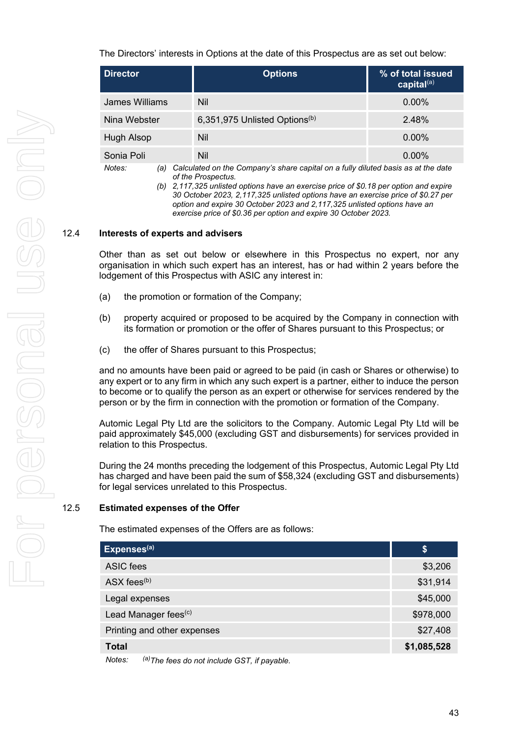The Directors' interests in Options at the date of this Prospectus are as set out below:

| Director | Options | % of total issued capital[(a)] |
|---|---|---|
| James Williams | Nil | 0.00% |
| Nina Webster | 6,351,975 Unlisted Options[(b)] | 2.48% |
| Hugh Alsop | Nil | 0.00% |
| Sonia Poli | Nil | 0.00% |

*Notes:*

*(a) Calculated on the Company's share capital on a fully diluted basis as at the date of the Prospectus.*

*(b) 2,117,325 unlisted options have an exercise price of $0.18 per option and expire 30 October 2023, 2,117,325 unlisted options have an exercise price of $0.27 per option and expire 30 October 2023 and 2,117,325 unlisted options have an exercise price of $0.36 per option and expire 30 October 2023.*

## 12.4 Interests of experts and advisers

Other than as set out below or elsewhere in this Prospectus no expert, nor any organisation in which such expert has an interest, has or had within 2 years before the lodgement of this Prospectus with ASIC any interest in:

(a) the promotion or formation of the Company;

(b) property acquired or proposed to be acquired by the Company in connection with its formation or promotion or the offer of Shares pursuant to this Prospectus; or

(c) the offer of Shares pursuant to this Prospectus;

and no amounts have been paid or agreed to be paid (in cash or Shares or otherwise) to any expert or to any firm in which any such expert is a partner, either to induce the person to become or to qualify the person as an expert or otherwise for services rendered by the person or by the firm in connection with the promotion or formation of the Company.

Automic Legal Pty Ltd are the solicitors to the Company. Automic Legal Pty Ltd will be paid approximately $45,000 (excluding GST and disbursements) for services provided in relation to this Prospectus.

During the 24 months preceding the lodgement of this Prospectus, Automic Legal Pty Ltd has charged and have been paid the sum of $58,324 (excluding GST and disbursements) for legal services unrelated to this Prospectus.

## 12.5 Estimated expenses of the Offer

The estimated expenses of the Offers are as follows:

| Expenses[(a)] | $ |
|---|---|
| ASIC fees | $3,206 |
| ASX fees[(b)] | $31,914 |
| Legal expenses | $45,000 |
| Lead Manager fees[(c)] | $978,000 |
| Printing and other expenses | $27,408 |
| **Total** | **$1,085,528** |

*Notes:* [(a)]*The fees do not include GST, if payable.*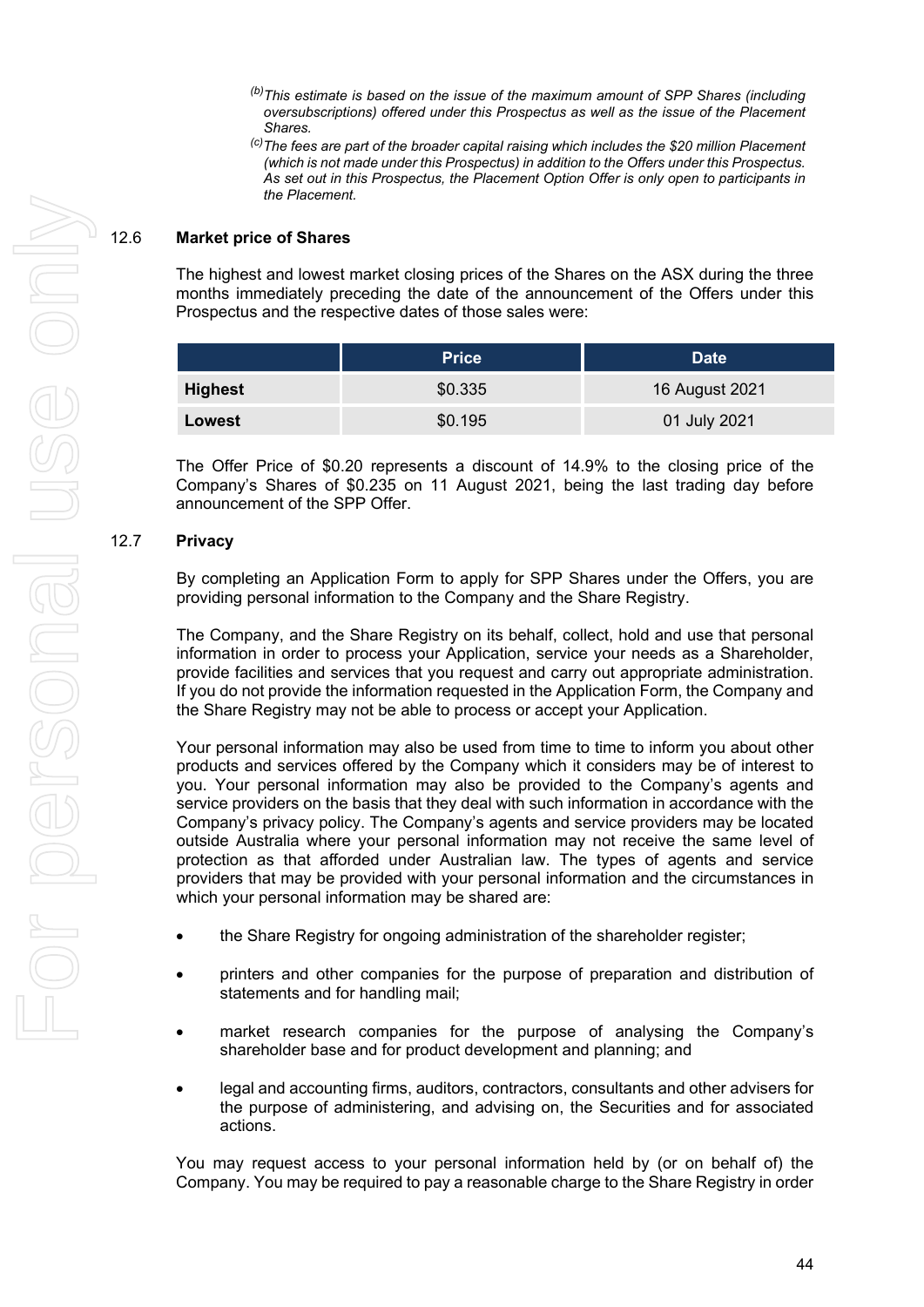*(b) This estimate is based on the issue of the maximum amount of SPP Shares (including oversubscriptions) offered under this Prospectus as well as the issue of the Placement Shares.*

*(c) The fees are part of the broader capital raising which includes the $20 million Placement (which is not made under this Prospectus) in addition to the Offers under this Prospectus. As set out in this Prospectus, the Placement Option Offer is only open to participants in the Placement.*

## 12.6 Market price of Shares

The highest and lowest market closing prices of the Shares on the ASX during the three months immediately preceding the date of the announcement of the Offers under this Prospectus and the respective dates of those sales were:

| | Price | Date |
|---|---|---|
| **Highest** | $0.335 | 16 August 2021 |
| **Lowest** | $0.195 | 01 July 2021 |

The Offer Price of $0.20 represents a discount of 14.9% to the closing price of the Company's Shares of $0.235 on 11 August 2021, being the last trading day before announcement of the SPP Offer.

## 12.7 Privacy

By completing an Application Form to apply for SPP Shares under the Offers, you are providing personal information to the Company and the Share Registry.

The Company, and the Share Registry on its behalf, collect, hold and use that personal information in order to process your Application, service your needs as a Shareholder, provide facilities and services that you request and carry out appropriate administration. If you do not provide the information requested in the Application Form, the Company and the Share Registry may not be able to process or accept your Application.

Your personal information may also be used from time to time to inform you about other products and services offered by the Company which it considers may be of interest to you. Your personal information may also be provided to the Company's agents and service providers on the basis that they deal with such information in accordance with the Company's privacy policy. The Company's agents and service providers may be located outside Australia where your personal information may not receive the same level of protection as that afforded under Australian law. The types of agents and service providers that may be provided with your personal information and the circumstances in which your personal information may be shared are:

- the Share Registry for ongoing administration of the shareholder register;
- printers and other companies for the purpose of preparation and distribution of statements and for handling mail;
- market research companies for the purpose of analysing the Company's shareholder base and for product development and planning; and
- legal and accounting firms, auditors, contractors, consultants and other advisers for the purpose of administering, and advising on, the Securities and for associated actions.

You may request access to your personal information held by (or on behalf of) the Company. You may be required to pay a reasonable charge to the Share Registry in order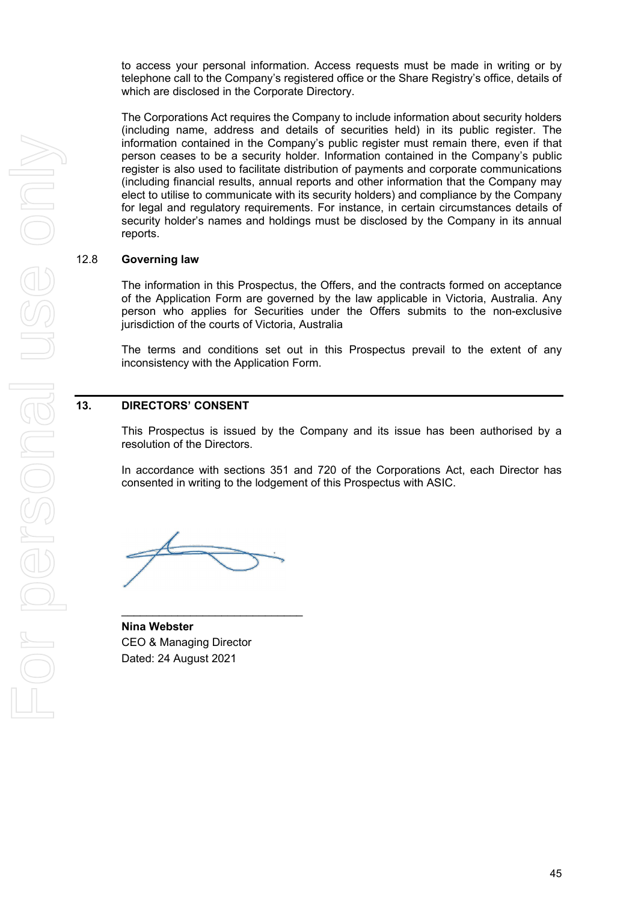to access your personal information. Access requests must be made in writing or by telephone call to the Company's registered office or the Share Registry's office, details of which are disclosed in the Corporate Directory.

The Corporations Act requires the Company to include information about security holders (including name, address and details of securities held) in its public register. The information contained in the Company's public register must remain there, even if that person ceases to be a security holder. Information contained in the Company's public register is also used to facilitate distribution of payments and corporate communications (including financial results, annual reports and other information that the Company may elect to utilise to communicate with its security holders) and compliance by the Company for legal and regulatory requirements. For instance, in certain circumstances details of security holder's names and holdings must be disclosed by the Company in its annual reports.

### 12.8 Governing law

The information in this Prospectus, the Offers, and the contracts formed on acceptance of the Application Form are governed by the law applicable in Victoria, Australia. Any person who applies for Securities under the Offers submits to the non-exclusive jurisdiction of the courts of Victoria, Australia

The terms and conditions set out in this Prospectus prevail to the extent of any inconsistency with the Application Form.

## 13. DIRECTORS' CONSENT

This Prospectus is issued by the Company and its issue has been authorised by a resolution of the Directors.

In accordance with sections 351 and 720 of the Corporations Act, each Director has consented in writing to the lodgement of this Prospectus with ASIC.

_____________________________

**Nina Webster**
CEO & Managing Director
Dated: 24 August 2021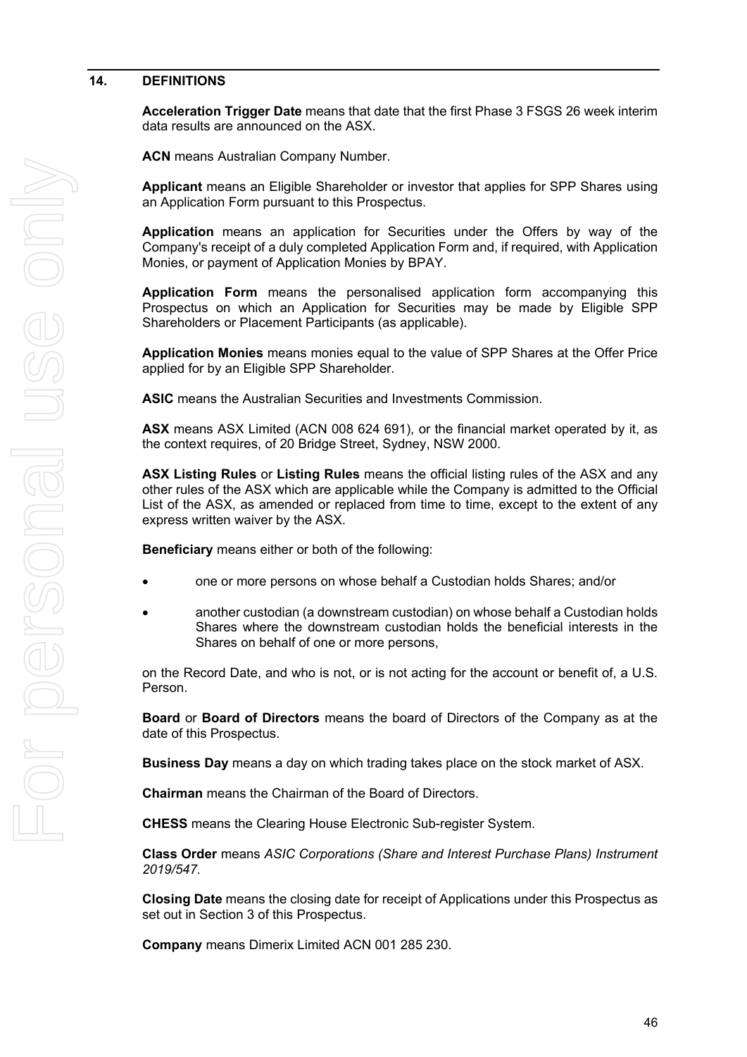## 14. DEFINITIONS

**Acceleration Trigger Date** means that date that the first Phase 3 FSGS 26 week interim data results are announced on the ASX.

**ACN** means Australian Company Number.

**Applicant** means an Eligible Shareholder or investor that applies for SPP Shares using an Application Form pursuant to this Prospectus.

**Application** means an application for Securities under the Offers by way of the Company's receipt of a duly completed Application Form and, if required, with Application Monies, or payment of Application Monies by BPAY.

**Application Form** means the personalised application form accompanying this Prospectus on which an Application for Securities may be made by Eligible SPP Shareholders or Placement Participants (as applicable).

**Application Monies** means monies equal to the value of SPP Shares at the Offer Price applied for by an Eligible SPP Shareholder.

**ASIC** means the Australian Securities and Investments Commission.

**ASX** means ASX Limited (ACN 008 624 691), or the financial market operated by it, as the context requires, of 20 Bridge Street, Sydney, NSW 2000.

**ASX Listing Rules** or **Listing Rules** means the official listing rules of the ASX and any other rules of the ASX which are applicable while the Company is admitted to the Official List of the ASX, as amended or replaced from time to time, except to the extent of any express written waiver by the ASX.

**Beneficiary** means either or both of the following:

- one or more persons on whose behalf a Custodian holds Shares; and/or
- another custodian (a downstream custodian) on whose behalf a Custodian holds Shares where the downstream custodian holds the beneficial interests in the Shares on behalf of one or more persons,

on the Record Date, and who is not, or is not acting for the account or benefit of, a U.S. Person.

**Board** or **Board of Directors** means the board of Directors of the Company as at the date of this Prospectus.

**Business Day** means a day on which trading takes place on the stock market of ASX.

**Chairman** means the Chairman of the Board of Directors.

**CHESS** means the Clearing House Electronic Sub-register System.

**Class Order** means *ASIC Corporations (Share and Interest Purchase Plans) Instrument 2019/547.*

**Closing Date** means the closing date for receipt of Applications under this Prospectus as set out in Section 3 of this Prospectus.

**Company** means Dimerix Limited ACN 001 285 230.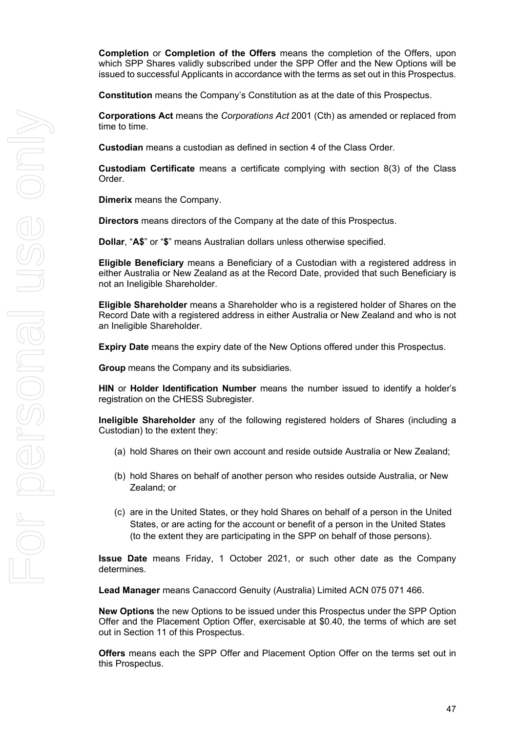**Completion** or **Completion of the Offers** means the completion of the Offers, upon which SPP Shares validly subscribed under the SPP Offer and the New Options will be issued to successful Applicants in accordance with the terms as set out in this Prospectus.

**Constitution** means the Company's Constitution as at the date of this Prospectus.

**Corporations Act** means the *Corporations Act* 2001 (Cth) as amended or replaced from time to time.

**Custodian** means a custodian as defined in section 4 of the Class Order.

**Custodiam Certificate** means a certificate complying with section 8(3) of the Class Order.

**Dimerix** means the Company.

**Directors** means directors of the Company at the date of this Prospectus.

**Dollar**, "**A$**" or "**$**" means Australian dollars unless otherwise specified.

**Eligible Beneficiary** means a Beneficiary of a Custodian with a registered address in either Australia or New Zealand as at the Record Date, provided that such Beneficiary is not an Ineligible Shareholder.

**Eligible Shareholder** means a Shareholder who is a registered holder of Shares on the Record Date with a registered address in either Australia or New Zealand and who is not an Ineligible Shareholder.

**Expiry Date** means the expiry date of the New Options offered under this Prospectus.

**Group** means the Company and its subsidiaries.

**HIN** or **Holder Identification Number** means the number issued to identify a holder's registration on the CHESS Subregister.

**Ineligible Shareholder** any of the following registered holders of Shares (including a Custodian) to the extent they:

(a) hold Shares on their own account and reside outside Australia or New Zealand;

(b) hold Shares on behalf of another person who resides outside Australia, or New Zealand; or

(c) are in the United States, or they hold Shares on behalf of a person in the United States, or are acting for the account or benefit of a person in the United States (to the extent they are participating in the SPP on behalf of those persons).

**Issue Date** means Friday, 1 October 2021, or such other date as the Company determines.

**Lead Manager** means Canaccord Genuity (Australia) Limited ACN 075 071 466.

**New Options** the new Options to be issued under this Prospectus under the SPP Option Offer and the Placement Option Offer, exercisable at $0.40, the terms of which are set out in Section 11 of this Prospectus.

**Offers** means each the SPP Offer and Placement Option Offer on the terms set out in this Prospectus.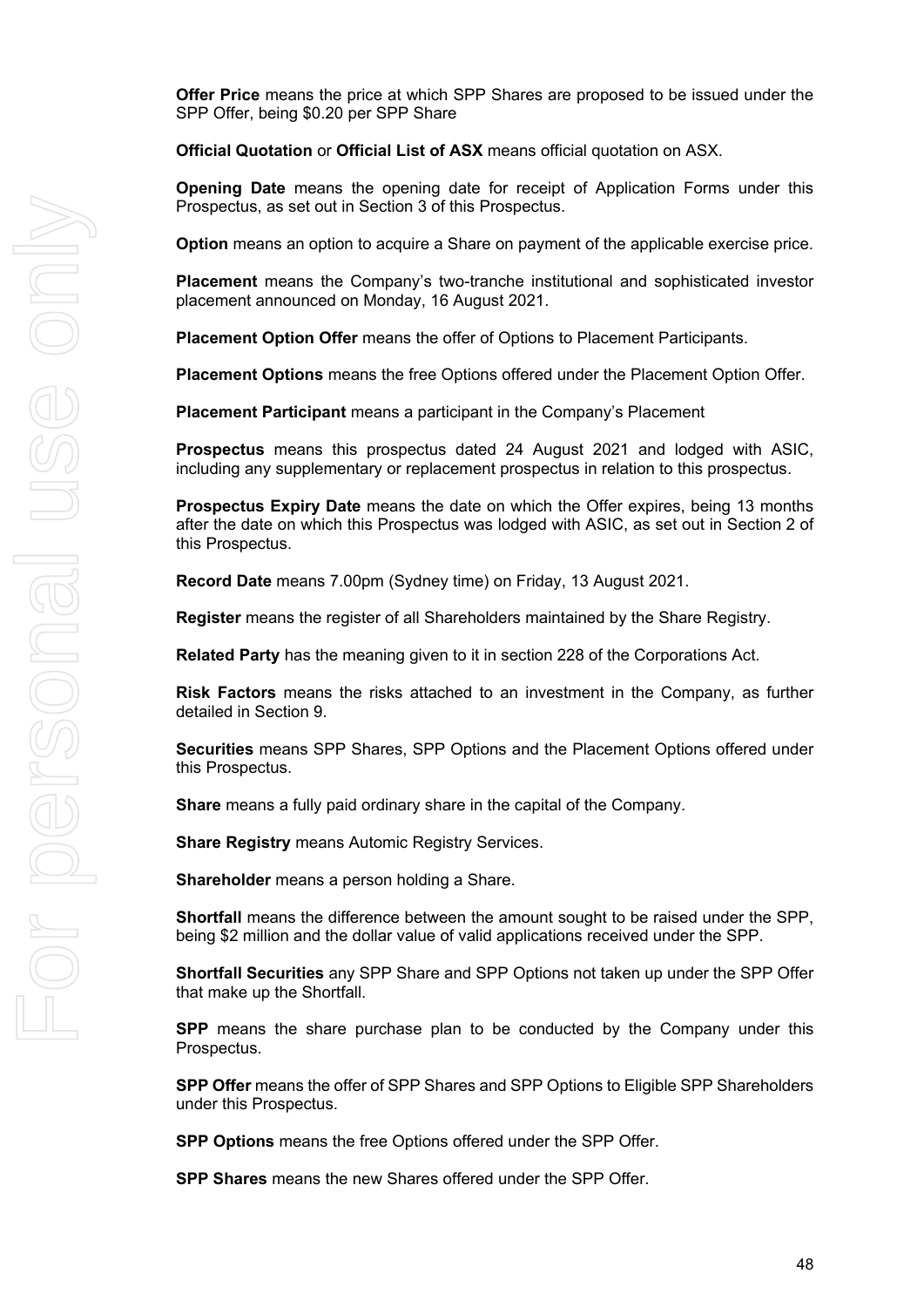**Offer Price** means the price at which SPP Shares are proposed to be issued under the SPP Offer, being $0.20 per SPP Share

**Official Quotation** or **Official List of ASX** means official quotation on ASX.

**Opening Date** means the opening date for receipt of Application Forms under this Prospectus, as set out in Section 3 of this Prospectus.

**Option** means an option to acquire a Share on payment of the applicable exercise price.

**Placement** means the Company's two-tranche institutional and sophisticated investor placement announced on Monday, 16 August 2021.

**Placement Option Offer** means the offer of Options to Placement Participants.

**Placement Options** means the free Options offered under the Placement Option Offer.

**Placement Participant** means a participant in the Company's Placement

**Prospectus** means this prospectus dated 24 August 2021 and lodged with ASIC, including any supplementary or replacement prospectus in relation to this prospectus.

**Prospectus Expiry Date** means the date on which the Offer expires, being 13 months after the date on which this Prospectus was lodged with ASIC, as set out in Section 2 of this Prospectus.

**Record Date** means 7.00pm (Sydney time) on Friday, 13 August 2021.

**Register** means the register of all Shareholders maintained by the Share Registry.

**Related Party** has the meaning given to it in section 228 of the Corporations Act.

**Risk Factors** means the risks attached to an investment in the Company, as further detailed in Section 9.

**Securities** means SPP Shares, SPP Options and the Placement Options offered under this Prospectus.

**Share** means a fully paid ordinary share in the capital of the Company.

**Share Registry** means Automic Registry Services.

**Shareholder** means a person holding a Share.

**Shortfall** means the difference between the amount sought to be raised under the SPP, being $2 million and the dollar value of valid applications received under the SPP.

**Shortfall Securities** any SPP Share and SPP Options not taken up under the SPP Offer that make up the Shortfall.

**SPP** means the share purchase plan to be conducted by the Company under this Prospectus.

**SPP Offer** means the offer of SPP Shares and SPP Options to Eligible SPP Shareholders under this Prospectus.

**SPP Options** means the free Options offered under the SPP Offer.

**SPP Shares** means the new Shares offered under the SPP Offer.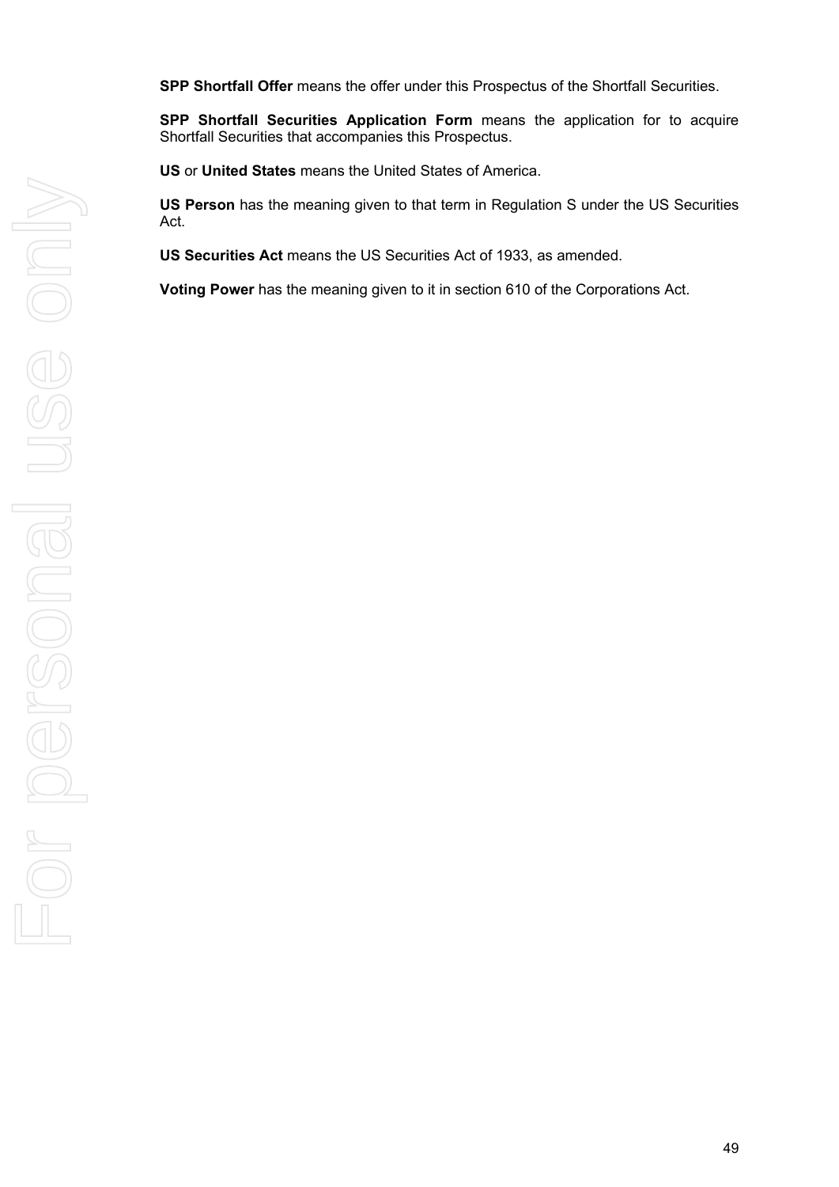**SPP Shortfall Offer** means the offer under this Prospectus of the Shortfall Securities.

**SPP Shortfall Securities Application Form** means the application for to acquire Shortfall Securities that accompanies this Prospectus.

**US** or **United States** means the United States of America.

**US Person** has the meaning given to that term in Regulation S under the US Securities Act.

**US Securities Act** means the US Securities Act of 1933, as amended.

**Voting Power** has the meaning given to it in section 610 of the Corporations Act.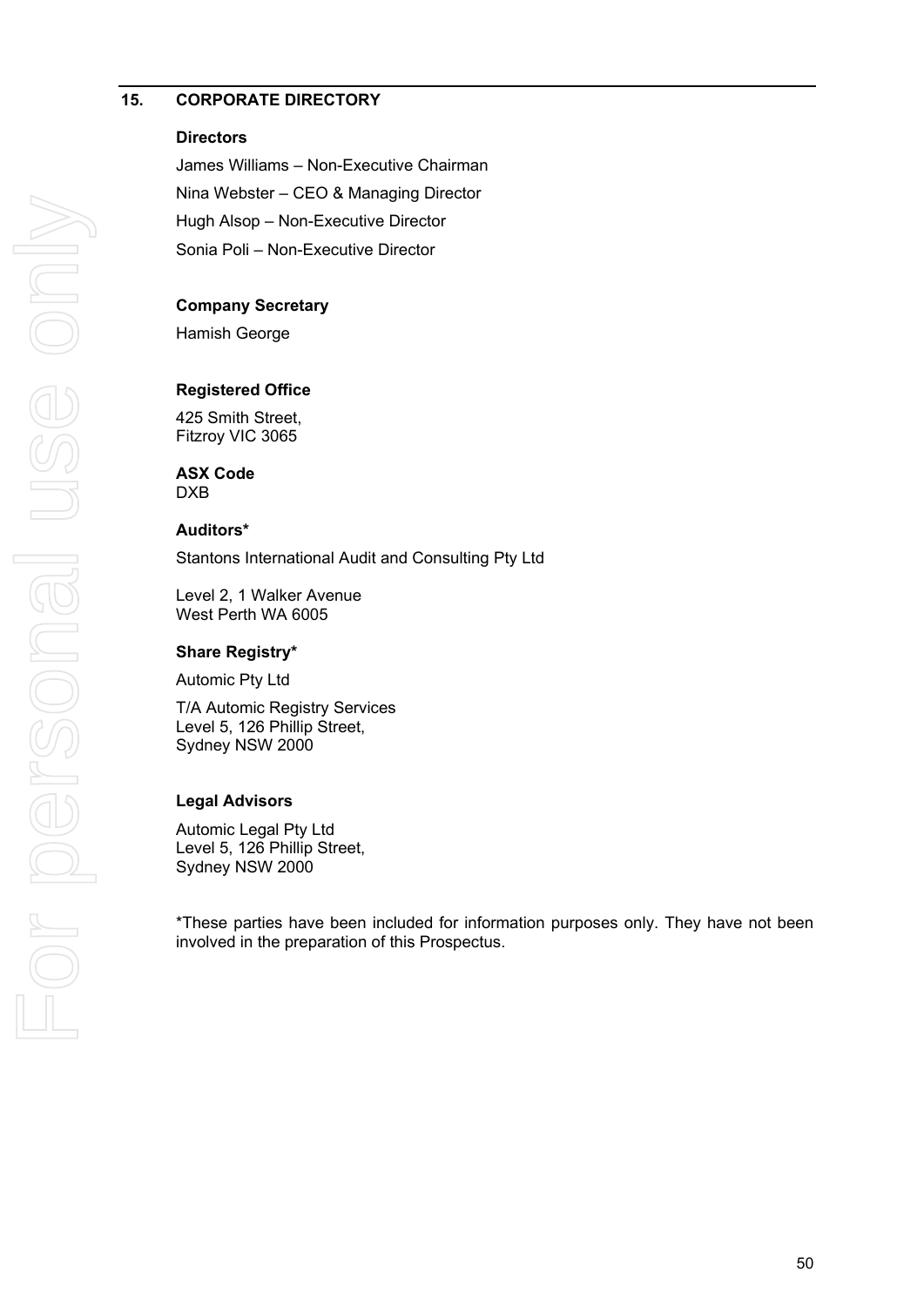## 15. CORPORATE DIRECTORY

**Directors**

James Williams – Non-Executive Chairman

Nina Webster – CEO & Managing Director

Hugh Alsop – Non-Executive Director

Sonia Poli – Non-Executive Director

**Company Secretary**

Hamish George

**Registered Office**

425 Smith Street,
Fitzroy VIC 3065

**ASX Code**
DXB

**Auditors***

Stantons International Audit and Consulting Pty Ltd

Level 2, 1 Walker Avenue
West Perth WA 6005

**Share Registry***

Automic Pty Ltd

T/A Automic Registry Services
Level 5, 126 Phillip Street,
Sydney NSW 2000

**Legal Advisors**

Automic Legal Pty Ltd
Level 5, 126 Phillip Street,
Sydney NSW 2000

*These parties have been included for information purposes only. They have not been involved in the preparation of this Prospectus.